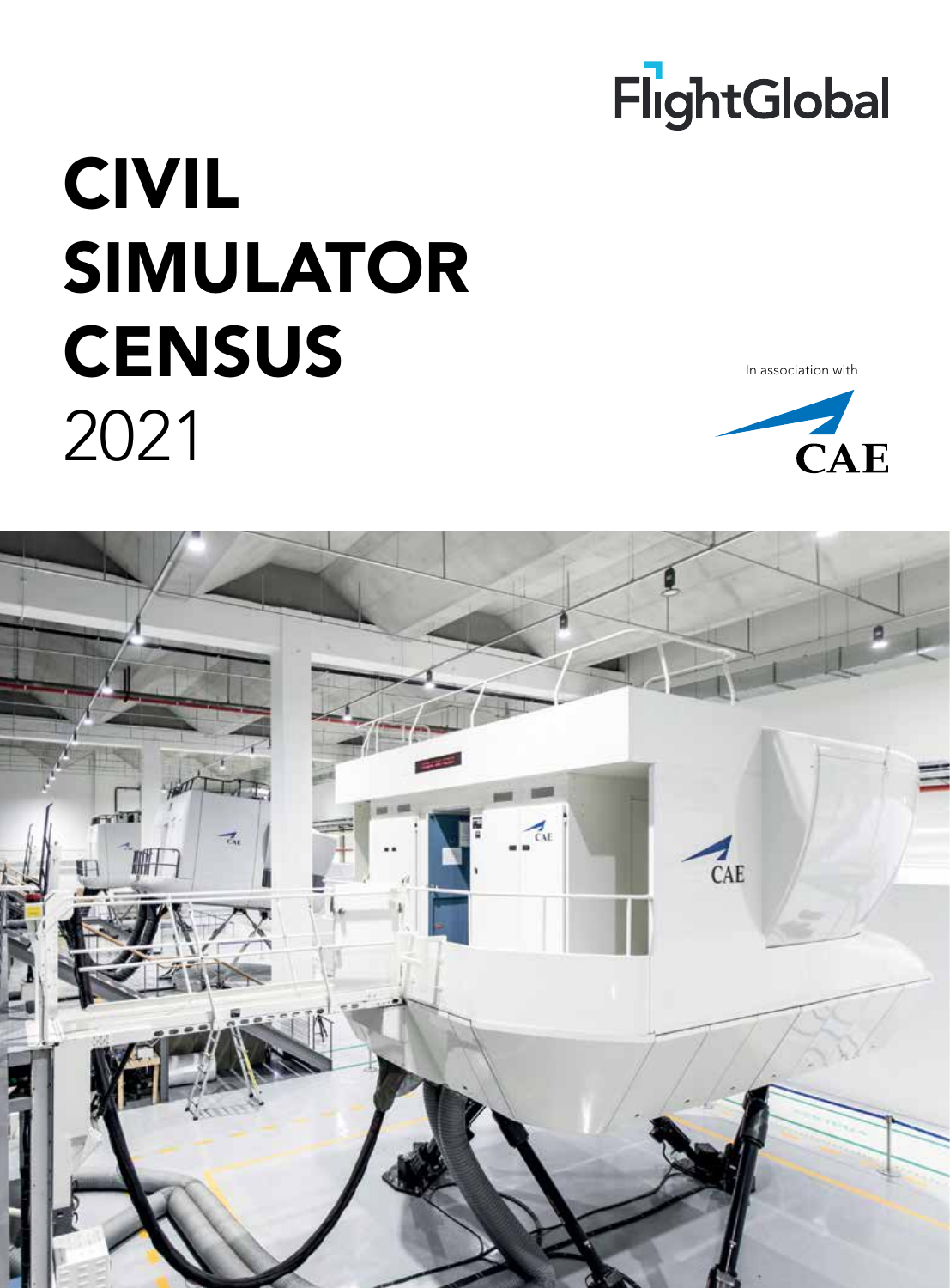FlightGlobal

# CIVIL SIMULATOR CENSUS 2021

In association with

CAE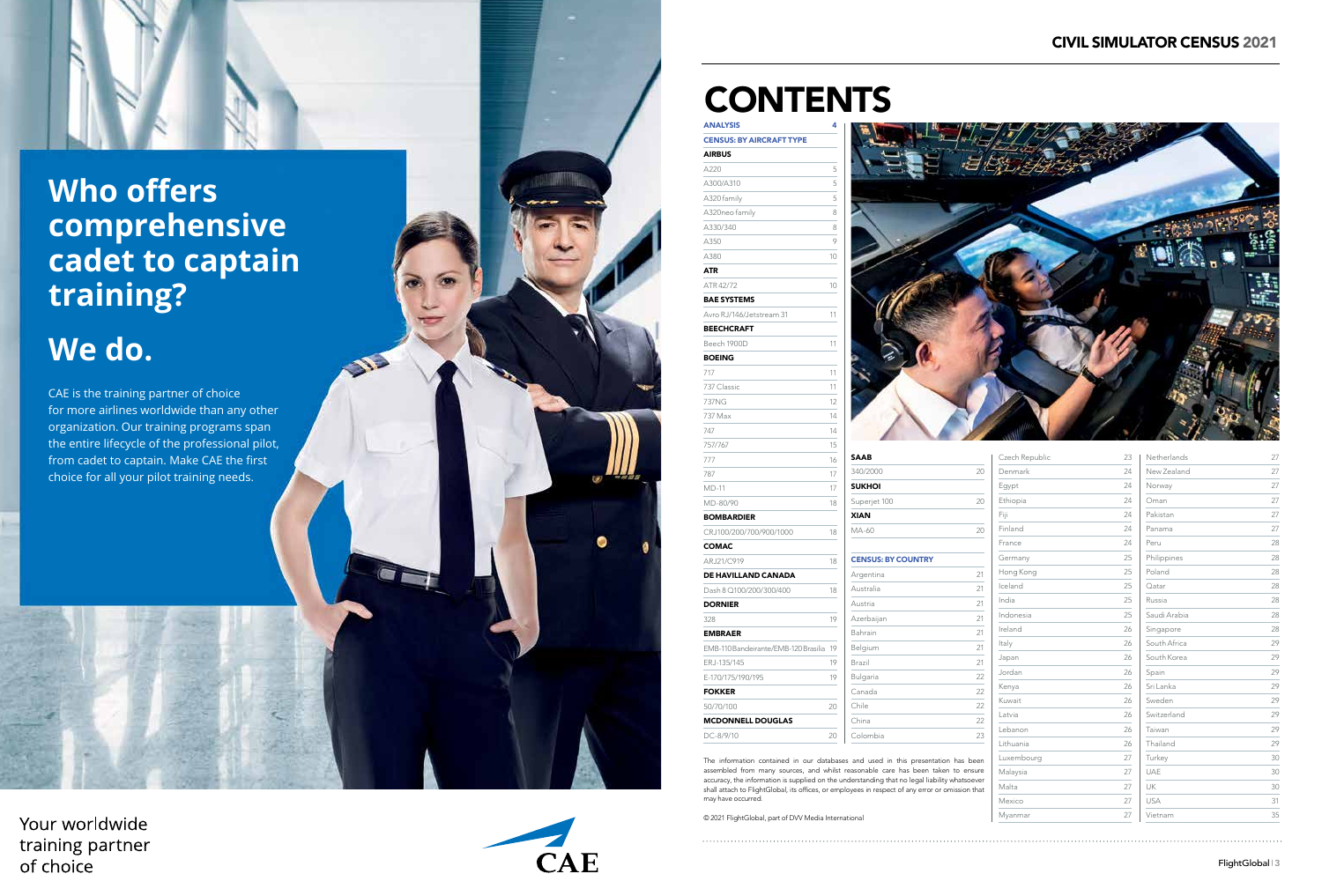## Who offers comprehensive cadet to captain training?

## We do.

CAE is the training partner of choice for more airlines worldwide than any other organization. Our training programs span the entire lifecycle of the professional pilot, from cadet to captain. Make CAE the first choice for all your pilot training needs.

Your worldwide training partner of choice

CAE

# CIVIL SIMULATOR CENSUS 2021

# CONTENTS

| | |
|---|---|
| **ANALYSIS** | **4** |
| **CENSUS: BY AIRCRAFT TYPE** | |
| **AIRBUS** | |
| A220 | 5 |
| A300/A310 | 5 |
| A320 family | 5 |
| A320neo family | 8 |
| A330/340 | 8 |
| A350 | 9 |
| A380 | 10 |
| **ATR** | |
| ATR 42/72 | 10 |
| **BAE SYSTEMS** | |
| Avro RJ/146/Jetstream 31 | 11 |
| **BEECHCRAFT** | |
| Beech 1900D | 11 |
| **BOEING** | |
| 717 | 11 |
| 737 Classic | 11 |
| 737NG | 12 |
| 737 Max | 14 |
| 747 | 14 |
| 757/767 | 15 |
| 777 | 16 |
| 787 | 17 |
| MD-11 | 17 |
| MD-80/90 | 18 |
| **BOMBARDIER** | |
| CRJ100/200/700/900/1000 | 18 |
| **COMAC** | |
| ARJ21/C919 | 18 |
| **DE HAVILLAND CANADA** | |
| Dash 8 Q100/200/300/400 | 18 |
| **DORNIER** | |
| 328 | 19 |
| **EMBRAER** | |
| EMB-110 Bandeirante/EMB-120 Brasilia | 19 |
| ERJ-135/145 | 19 |
| E-170/175/190/195 | 19 |
| **FOKKER** | |
| 50/70/100 | 20 |
| **MCDONNELL DOUGLAS** | |
| DC-8/9/10 | 20 |
| **SAAB** | |
| 340/2000 | 20 |
| **SUKHOI** | |
| Superjet 100 | 20 |
| **XIAN** | |
| MA-60 | 20 |
| **CENSUS: BY COUNTRY** | |
| Argentina | 21 |
| Australia | 21 |
| Austria | 21 |
| Azerbaijan | 21 |
| Bahrain | 21 |
| Belgium | 21 |
| Brazil | 21 |
| Bulgaria | 22 |
| Canada | 22 |
| Chile | 22 |
| China | 22 |
| Colombia | 23 |
| Czech Republic | 23 |
| Denmark | 24 |
| Egypt | 24 |
| Ethiopia | 24 |
| Fiji | 24 |
| Finland | 24 |
| France | 24 |
| Germany | 25 |
| Hong Kong | 25 |
| Iceland | 25 |
| India | 25 |
| Indonesia | 25 |
| Ireland | 26 |
| Italy | 26 |
| Japan | 26 |
| Jordan | 26 |
| Kenya | 26 |
| Kuwait | 26 |
| Latvia | 26 |
| Lebanon | 26 |
| Lithuania | 26 |
| Luxembourg | 27 |
| Malaysia | 27 |
| Malta | 27 |
| Mexico | 27 |
| Myanmar | 27 |
| Netherlands | 27 |
| New Zealand | 27 |
| Norway | 27 |
| Oman | 27 |
| Pakistan | 27 |
| Panama | 27 |
| Peru | 28 |
| Philippines | 28 |
| Poland | 28 |
| Qatar | 28 |
| Russia | 28 |
| Saudi Arabia | 28 |
| Singapore | 28 |
| South Africa | 29 |
| South Korea | 29 |
| Spain | 29 |
| Sri Lanka | 29 |
| Sweden | 29 |
| Switzerland | 29 |
| Taiwan | 29 |
| Thailand | 29 |
| Turkey | 30 |
| UAE | 30 |
| UK | 30 |
| USA | 31 |
| Vietnam | 35 |

The information contained in our databases and used in this presentation has been assembled from many sources, and whilst reasonable care has been taken to ensure accuracy, the information is supplied on the understanding that no legal liability whatsoever shall attach to FlightGlobal, its offices, or employees in respect of any error or omission that may have occurred.

© 2021 FlightGlobal, part of DVV Media International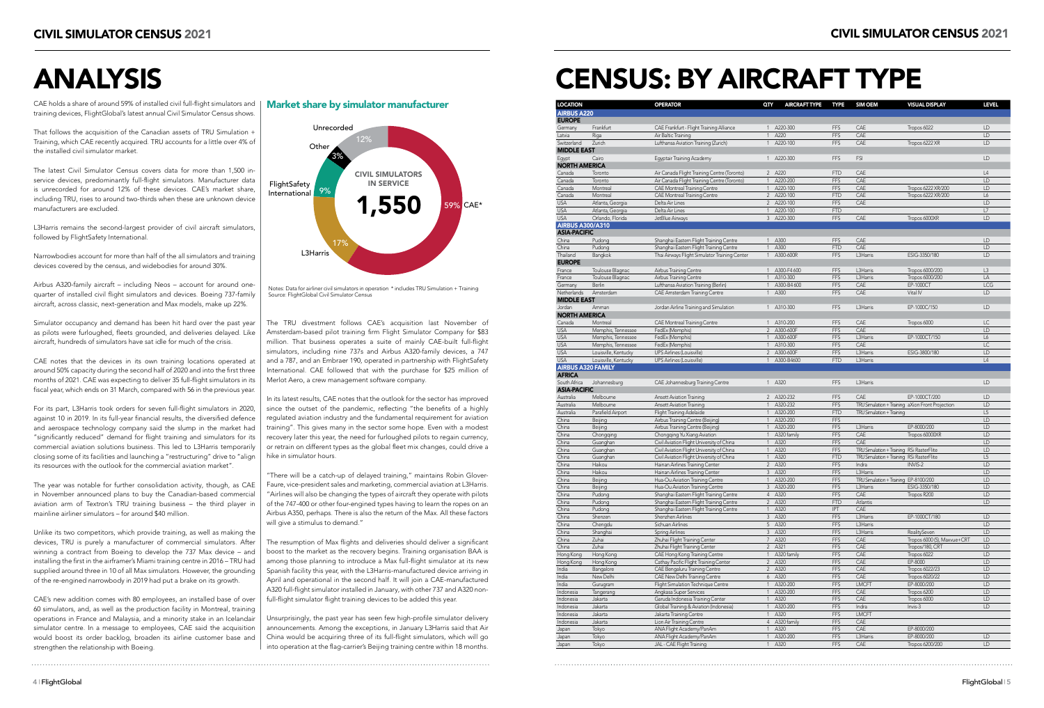# ANALYSIS

CAE holds a share of around 59% of installed civil full-flight simulators and training devices, FlightGlobal's latest annual Civil Simulator Census shows.

That follows the acquisition of the Canadian assets of TRU Simulation + Training, which CAE recently acquired. TRU accounts for a little over 4% of the installed civil simulator market.

The latest Civil Simulator Census covers data for more than 1,500 in-service devices, predominantly full-flight simulators. Manufacturer data is unrecorded for around 12% of these devices. CAE's market share, including TRU, rises to around two-thirds when these are unknown device manufacturers are excluded.

L3Harris remains the second-largest provider of civil aircraft simulators, followed by FlightSafety International.

Narrowbodies account for more than half of the all simulators and training devices covered by the census, and widebodies for around 30%.

Airbus A320-family aircraft – including Neos – account for around one-quarter of installed civil flight simulators and devices. Boeing 737-family aircraft, across classic, next-generation and Max models, make up 22%.

Simulator occupancy and demand has been hit hard over the past year as pilots were furloughed, fleets grounded, and deliveries delayed. Like aircraft, hundreds of simulators have sat idle for much of the crisis.

CAE notes that the devices in its own training locations operated at around 50% capacity during the second half of 2020 and into the first three months of 2021. CAE was expecting to deliver 35 full-flight simulators in its fiscal year, which ends on 31 March, compared with 56 in the previous year.

For its part, L3Harris took orders for seven full-flight simulators in 2020, against 10 in 2019. In its full-year financial results, the diversified defence and aerospace technology company said the slump in the market had "significantly reduced" demand for flight training and simulators for its commercial aviation solutions business. This led to L3Harris temporarily closing some of its facilities and launching a "restructuring" drive to "align its resources with the outlook for the commercial aviation market".

The year was notable for further consolidation activity, though, as CAE in November announced plans to buy the Canadian-based commercial aviation arm of Textron's TRU training business – the third player in mainline airliner simulators – for around $40 million.

Unlike its two competitors, which provide training, as well as making the devices, TRU is purely a manufacturer of commercial simulators. After winning a contract from Boeing to develop the 737 Max device – and installing the first in the airframer's Miami training centre in 2016 – TRU had supplied around three in 10 of all Max simulators. However, the grounding of the re-engined narrowbody in 2019 had put a brake on its growth.

CAE's new addition comes with 80 employees, an installed base of over 60 simulators, and, as well as the production facility in Montreal, training operations in France and Malaysia, and a minority stake in an Icelandair simulator centre. In a message to employees, CAE said the acquisition would boost its order backlog, broaden its airline customer base and strengthen the relationship with Boeing.

## Market share by simulator manufacturer

| Manufacturer | Share |
|---|---|
| CAE* | 59% |
| L3Harris | 17% |
| FlightSafety International | 9% |
| Other | 3% |
| Unrecorded | 12% |

CIVIL SIMULATORS IN SERVICE: 1,550

Notes: Data for airliner civil simulators in operation * includes TRU Simulation + Training
Source: FlightGlobal Civil Simulator Census

The TRU divestment follows CAE's acquisition last November of Amsterdam-based pilot training firm Flight Simulator Company for $83 million. That business operates a suite of mainly CAE-built full-flight simulators, including nine 737s and Airbus A320-family devices, a 747 and a 787, and an Embraer 190, operated in partnership with FlightSafety International. CAE followed that with the purchase for $25 million of Merlot Aero, a crew management software company.

In its latest results, CAE notes that the outlook for the sector has improved since the outset of the pandemic, reflecting "the benefits of a highly regulated aviation industry and the fundamental requirement for aviation training". This gives many in the sector some hope. Even with a modest recovery later this year, the need for furloughed pilots to regain currency, or retrain on different types as the global fleet mix changes, could drive a hike in simulator hours.

"There will be a catch-up of delayed training," maintains Robin Glover-Faure, vice-president sales and marketing, commercial aviation at L3Harris. "Airlines will also be changing the types of aircraft they operate with pilots of the 747-400 or other four-engined types having to learn the ropes on an Airbus A350, perhaps. There is also the return of the Max. All these factors will give a stimulus to demand."

The resumption of Max flights and deliveries should deliver a significant boost to the market as the recovery begins. Training organisation BAA is among those planning to introduce a Max full-flight simulator at its new Spanish facility this year, with the L3Harris-manufactured device arriving in April and operational in the second half. It will join a CAE-manufactured A320 full-flight simulator installed in January, with other 737 and A320 non-full-flight simulator flight training devices to be added this year.

Unsurprisingly, the past year has seen few high-profile simulator delivery announcements. Among the exceptions, in January L3Harris said that Air China would be acquiring three of its full-flight simulators, which will go into operation at the flag-carrier's Beijing training centre within 18 months.

# CENSUS: BY AIRCRAFT TYPE

| LOCATION | | OPERATOR | QTY | AIRCRAFT TYPE | TYPE | SIM OEM | VISUAL DISPLAY | LEVEL |
|---|---|---|---|---|---|---|---|---|
| **AIRBUS A220** | | | | | | | | |
| **EUROPE** | | | | | | | | |
| Germany | Frankfurt | CAE Frankfurt - Flight Training Alliance | 1 | A220-300 | FFS | CAE | Tropos 6022 | LD |
| Latvia | Riga | Air Baltic Training | 1 | A220 | FFS | CAE | | LD |
| Switzerland | Zurich | Lufthansa Aviation Training (Zurich) | 1 | A220-100 | FFS | CAE | Tropos 6222 XR | LD |
| **MIDDLE EAST** | | | | | | | | |
| Egypt | Cairo | Egyptair Training Academy | 1 | A220-300 | FFS | FSI | | LD |
| **NORTH AMERICA** | | | | | | | | |
| Canada | Toronto | Air Canada Flight Training Centre (Toronto) | 2 | A220 | FTD | CAE | | L4 |
| Canada | Toronto | Air Canada Flight Training Centre (Toronto) | 1 | A220-200 | FFS | CAE | | LD |
| Canada | Montreal | CAE Montreal Training Centre | 1 | A220-100 | FFS | CAE | Tropos 6222 XR/200 | LD |
| Canada | Montreal | CAE Montreal Training Centre | 2 | A220-100 | FTD | CAE | Tropos 6222 XR/200 | L6 |
| USA | Atlanta, Georgia | Delta Air Lines | 2 | A220-100 | FFS | CAE | | LD |
| USA | Atlanta, Georgia | Delta Air Lines | 1 | A220-100 | FTD | | | L7 |
| USA | Orlando, Florida | JetBlue Airways | 3 | A220-300 | FFS | CAE | Tropos 6000XR | LD |
| **AIRBUS A300/A310** | | | | | | | | |
| **ASIA-PACIFIC** | | | | | | | | |
| China | Pudong | Shanghai Eastern Flight Training Centre | 1 | A300 | FFS | CAE | | LD |
| China | Pudong | Shanghai Eastern Flight Training Centre | 1 | A300 | FTD | CAE | | LD |
| Thailand | Bangkok | Thai Airways Flight Simulator Training Center | 1 | A300-600R | FFS | L3Harris | ESIG-3350/180 | LD |
| **EUROPE** | | | | | | | | |
| France | Toulouse Blagnac | Airbus Training Centre | 1 | A300-F4 600 | FFS | L3Harris | Tropos 6000/200 | L3 |
| France | Toulouse Blagnac | Airbus Training Centre | 1 | A310-300 | FFS | L3Harris | Tropos 6000/200 | LA |
| Germany | Berlin | Lufthansa Aviation Training (Berlin) | 1 | A300-B4 600 | FFS | CAE | EP-1000CT | LCG |
| Netherlands | Amsterdam | CAE Amsterdam Training Centre | 1 | A300 | FFS | CAE | Vital IV | LD |
| **MIDDLE EAST** | | | | | | | | |
| Jordan | Amman | Jordan Airline Training and Simulation | 1 | A310-300 | FFS | L3Harris | EP-1000C/150 | LD |
| **NORTH AMERICA** | | | | | | | | |
| Canada | Montreal | CAE Montreal Training Centre | 1 | A310-200 | FFS | CAE | Tropos 6000 | LC |
| USA | Memphis, Tennessee | FedEx (Memphis) | 2 | A300-600F | FFS | CAE | | LD |
| USA | Memphis, Tennessee | FedEx (Memphis) | 1 | A300-600F | FFS | L3Harris | EP-1000CT/150 | L6 |
| USA | Memphis, Tennessee | FedEx (Memphis) | 1 | A310-300 | FFS | CAE | | LC |
| USA | Louisville, Kentucky | UPS Airlines (Louisville) | 2 | A300-600F | FFS | L3Harris | ESIG-3800/180 | LD |
| USA | Louisville, Kentucky | UPS Airlines (Louisville) | 1 | A300-B4600 | FTD | L3Harris | | L4 |
| **AIRBUS A320 FAMILY** | | | | | | | | |
| **AFRICA** | | | | | | | | |
| South Africa | Johannesburg | CAE Johannesburg Training Centre | 1 | A320 | FFS | L3Harris | | LD |
| **ASIA-PACIFIC** | | | | | | | | |
| Australia | Melbourne | Ansett Aviation Training | 2 | A320-232 | FFS | CAE | EP-1000CT/200 | LD |
| Australia | Melbourne | Ansett Aviation Training | 1 | A320-232 | FFS | TRU Simulation + Training | aXion Front Projection | LD |
| Australia | Parafield Airport | Flight Training Adelaide | 1 | A320-200 | FTD | TRU Simulation + Training | | L5 |
| China | Beijing | Airbus Training Centre (Beijing) | 1 | A320-200 | FFS | | | LD |
| China | Beijing | Airbus Training Centre (Beijing) | 1 | A320-200 | FFS | L3Harris | EP-8000/200 | LD |
| China | Chongqing | Chongqing Yu Xiang Aviation | 1 | A320 family | FFS | CAE | Tropos 60000XR | LD |
| China | Guanghan | Civil Aviation Flight University of China | 1 | A320 | FFS | CAE | | LD |
| China | Guanghan | Civil Aviation Flight University of China | 1 | A320 | FFS | TRU Simulation + Training | RSi RasterFlite | LD |
| China | Guanghan | Civil Aviation Flight University of China | 1 | A320 | FTD | TRU Simulation + Training | RSi RasterFlite | L5 |
| China | Haikou | Hainan Airlines Training Center | 2 | A320 | FFS | Indra | INVIS-2 | LD |
| China | Haikou | Hainan Airlines Training Center | 3 | A320 | FFS | L3Harris | | LD |
| China | Beijing | Hua-Ou Aviation Training Centre | 1 | A320-200 | FFS | TRU Simulation + Training | EP-8100/200 | LD |
| China | Beijing | Hua-Ou Aviation Training Centre | 3 | A320-200 | FFS | L3Harris | ESIG-3350/180 | LD |
| China | Pudong | Shanghai Eastern Flight Training Centre | 4 | A320 | FFS | CAE | Tropos 8200 | LD |
| China | Pudong | Shanghai Eastern Flight Training Centre | 2 | A320 | FTD | Atlantis | | LD |
| China | Pudong | Shanghai Eastern Flight Training Centre | 1 | A320 | IPT | CAE | | |
| China | Shenzen | Shenzhen Airlines | 3 | A320 | FFS | L3Harris | EP-1000CT/180 | LD |
| China | Chengdu | Sichuan Airlines | 5 | A320 | FFS | L3Harris | | LD |
| China | Shanghai | Spring Airlines | 3 | A320 | FFS | L3Harris | RealitySeven | LD |
| China | Zuhai | Zhuhai Flight Training Center | 7 | A320 | FFS | CAE | Tropos 6000 (5), Maxvue+CRT | LD |
| China | Zuhai | Zhuhai Flight Training Center | 2 | A321 | FFS | CAE | Tropos/180, CRT | LD |
| Hong Kong | Hong Kong | CAE Hong Kong Training Centre | 1 | A320 family | FFS | CAE | Tropos 6022 | LD |
| Hong Kong | Hong Kong | Cathay Pacific Flight Training Center | 2 | A320 | FFS | CAE | EP-8000 | LD |
| India | Bangalore | CAE Bengaluru Training Centre | 2 | A320 | FFS | CAE | Tropos 6022/23 | LD |
| India | New Delhi | CAE New Delhi Training Centre | 6 | A320 | FFS | CAE | Tropos 6020/22 | LD |
| India | Gurugram | Flight Simulation Technique Centre | 1 | A320-200 | FFS | LMCFT | EP-8000/200 | LD |
| Indonesia | Tangerang | Angkasa Super Services | 1 | A320-200 | FFS | CAE | Tropos 6200 | LD |
| Indonesia | Jakarta | Garuda Indonesia Training Center | 1 | A320 | FFS | CAE | Tropos 6000 | LD |
| Indonesia | Jakarta | Global Training & Aviation (Indonesia) | 1 | A320-200 | FFS | Indra | Invis-3 | LD |
| Indonesia | Jakarta | Jakarta Training Centre | 1 | A320 | FFS | LMCFT | | |
| Indonesia | Jakarta | Lion Air Training Centre | 4 | A320 family | FFS | CAE | | |
| Japan | Tokyo | ANA Flight Academy/PanAm | 1 | A320 | FFS | CAE | EP-8000/200 | |
| Japan | Tokyo | ANA Flight Academy/PanAm | 1 | A320-200 | FFS | L3Harris | EP-8000/200 | LD |
| Japan | Tokyo | JAL - CAE Flight Training | 1 | A320 | FFS | CAE | Tropos 6200/200 | LD |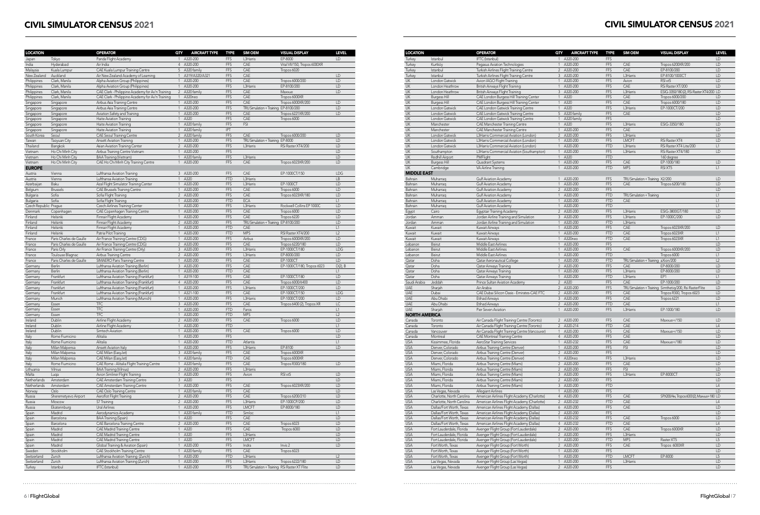# CIVIL SIMULATOR CENSUS 2021

| LOCATION | | OPERATOR | QTY | AIRCRAFT TYPE | TYPE | SIM OEM | VISUAL DISPLAY | LEVEL |
|---|---|---|---|---|---|---|---|---|
| Japan | Tokyo | Panda Flight Academy | 1 | A320-200 | FFS | L3Harris | EP-8000 | LD |
| India | Hyderabad | Air India | 4 | A320-200 | FFS | CAE | Vital VII/150, Tropos 6000XR | |
| Malaysia | Kuala Lumpur | CAE Kuala Lumpur Training Centre | 5 | A320 family | FFS | CAE | Tropos 6020 | |
| New Zealand | Auckland | Air New Zealand Academy of Learning | 1 | A319/A320/A321 | FFS | CAE | | LD |
| Philippines | Clark, Manila | Alpha Aviation Group (Philippines) | 1 | A320-200 | FFS | CAE | Tropos 6000/200 | LD |
| Philippines | Clark, Manila | Alpha Aviation Group (Philippines) | 1 | A320-200 | FFS | L3Harris | EP-8100/200 | LD |
| Philippines | Clark, Manila | CAE Clark - Philippine Academy for Av'n Training | 2 | A320 family | FFS | CAE | Maxvue | LD |
| Philippines | Clark, Manila | CAE Clark - Philippine Academy for Av'n Training | 1 | A320neo | FFS | CAE | Tropos 6000XR | |
| Singapore | Singapore | Airbus Asia Training Centre | 1 | A320-200 | FFS | CAE | Tropos 6000XR/200 | LD |
| Singapore | Singapore | Airbus Asia Training Centre | 1 | A320-200 | FFS | TRU Simulation + Training | EP-8100/200 | LD |
| Singapore | Singapore | Aviation Safety and Training | 1 | A320-200 | FFS | CAE | Tropos 6221XR/200 | LD |
| Singapore | Singapore | Haite Aviation Training | 1 | A320 | FFS | CAE | Tropos 6000 | |
| Singapore | Singapore | Haite Aviation Training | 1 | A320 family | FFS | FSI | | |
| Singapore | Singapore | Haite Aviation Training | 1 | A320 family | IPT | | | |
| South Korea | Seoul | CAE Seoul Training Centre | 2 | A320 family | FFS | CAE | Tropos 6000/200 | LD |
| Taiwan | Taoyuan City | Ansett Aviation Training | 1 | A320-200 | FFS | TRU Simulation + Training | EP-8000 | LD |
| Thailand | Bangkok | Asian Aviation Training Center | 2 | A320-200 | FFS | L3Harris | RSi Raster XT4/200 | LD |
| Vietnam | Ho Chi Minh City | Airbus Training Centre Vietnam | 1 | A320-200 | FFS | | | LD |
| Vietnam | Ho Chi Minh City | BAA Training (Vietnam) | 1 | A320 family | FFS | L3Harris | | LD |
| Vietnam | Ho Chi Minh City | CAE Ho Chi Minh City Training Centre | 1 | A320-200 | FFS | CAE | Tropos 6023XR/200 | LD |
| **EUROPE** | | | | | | | | |
| Austria | Vienna | Lufthansa Aviation Training | 3 | A320-200 | FFS | CAE | EP-1000CT/150 | LDG |
| Austria | Vienna | Lufthansa Aviation Training | 1 | A320 | FTD | L3Harris | | LB |
| Azerbaijan | Baku | Azal Flight Simulator Training Center | 1 | A320-200 | FFS | L3Harris | EP-1000CT | LD |
| Belgium | Brussels | CAE Brussels Training Centre | 1 | A320-200 | FFS | CAE | Tropos 6000 | LD |
| Bulgaria | Sofia | Sofia Flight Training | 2 | A320-200 | FFS | CAE | Tropos 6023XR/180 | LD |
| Bulgaria | Sofia | Sofia Flight Training | 1 | A320-200 | FTD | ECA | | L1 |
| Czech Republic | Prague | Czech Airlines Training Center | 1 | A320-200 | FFS | L3Harris | Rockwell Collins EP 1000C | LD |
| Denmark | Copenhagen | CAE Copenhagen Training Centre | 1 | A320-200 | FFS | CAE | Tropos 6000 | LD |
| Finland | Helsinki | Finnair Flight Academy | 1 | A320-200 | FFS | CAE | Tropos 6220 | LD |
| Finland | Helsinki | Finnair Flight Academy | 2 | A320-200 | FFS | TRU Simulation + Training | EP-8100/200 | LD |
| Finland | Helsinki | Finnair Flight Academy | 1 | A320-200 | FTD | CAE | | L1 |
| Finland | Helsinki | Patria Pilot Training | 1 | A320-200 | FTD | MPS | RSI Raster XT4/200 | L2 |
| France | Paris Charles de Gaulle | Air France Training Centre (CDG) | 1 | A320-200 | FFS | Airbus | Tropos 6000XR/200 | LD |
| France | Paris Charles de Gaulle | Air France Training Centre (CDG) | 2 | A320-200 | FFS | CAE | Tropos 6220/180 | LD |
| France | Paris Orly | Air France Training Centre (Orly) | 3 | A320-200 | FFS | L3Harris | EP-1000CT/180 | LDG |
| France | Toulouse Blagnac | Airbus Training Centre | 2 | A320-200 | FFS | L3Harris | EP-8000/200 | LD |
| France | Paris Charles de Gaulle | SIMAERO Paris Training Centre | 1 | A320-200 | FFS | CAE | EP-1000CT | LD |
| Germany | Berlin | Lufthansa Aviation Training (Berlin) | 3 | A320-200 | FFS | CAE | EP-1000CT/180, Tropos 6023 | D(2), B |
| Germany | Berlin | Lufthansa Aviation Training (Berlin) | 1 | A320-200 | FTD | CAE | | L1 |
| Germany | Frankfurt | Lufthansa Aviation Training (Frankfurt) | 1 | A319-100 | FFS | CAE | EP-1000CT/180 | LD |
| Germany | Frankfurt | Lufthansa Aviation Training (Frankfurt) | 4 | A320-200 | FFS | CAE | Tropos 6000/6400 | LD |
| Germany | Frankfurt | Lufthansa Aviation Training (Frankfurt) | 1 | A320-200 | FFS | L3Harris | EP-1000CT/200 | LD |
| Germany | Frankfurt | Lufthansa Aviation Training (Frankfurt) | 1 | A321-100 | FFS | CAE | EP-1000CT/150 | LDG |
| Germany | Munich | Lufthansa Aviation Training (Munich) | 1 | A320-200 | FFS | L3Harris | EP-1000CT/200 | LD |
| Germany | Essen | TFC | 3 | A320-200 | FFS | CAE | Tropos 6400 (2), Tropos XR | LC |
| Germany | Essen | TFC | 1 | A320-200 | FTD | Faros | | L1 |
| Germany | Essen | TFC | 1 | A320-200 | FTD | MPS | | L2 |
| Ireland | Dublin | Airline Flight Academy | 2 | A320-200 | FFS | CAE | Tropos 6000 | LD |
| Ireland | Dublin | Airline Flight Academy | 1 | A320-200 | FTD | | | L1 |
| Ireland | Dublin | Simtech Aviation | 1 | A320-200 | FFS | CAE | Tropos 6000 | LD |
| Italy | Rome Fiumicino | Alitalia | 1 | A320-200 | FFS | | | LD |
| Italy | Rome Fiumicino | Alitalia | 1 | A320-200 | FTD | Atlantis | | L1 |
| Italy | Milan Malpensa | Ansett Aviation Italy | 1 | A320-200 | FFS | L3Harris | EP-8100 | LD |
| Italy | Milan Malpensa | CAE Milan (EasyJet) | 3 | A320 family | FFS | CAE | Tropos 6000XR | |
| Italy | Milan Malpensa | CAE Milan (EasyJet) | 1 | A320 family | FTD | CAE | Tropos 6000XR | |
| Italy | Rome Fiumicino | CAE Rome - Alitalia Flight Training Centre | 1 | A320 family | FFS | CAE | Tropos R300/180 | LD |
| Lithuania | Vilnius | BAA Training (Vilnius) | 2 | A320-200 | FFS | L3Harris | | |
| Malta | Luqa | Avion Simliner Flight Training | 1 | A320-200 | FFS | Avion | RSI xt5 | LD |
| Netherlands | Amsterdam | CAE Amsterdam Training Centre | 3 | A320 | FFS | | | LD |
| Netherlands | Amsterdam | CAE Amsterdam Training Centre | 1 | A320-200 | FFS | CAE | Tropos 6023XR/200 | LD |
| Norway | Oslo | CAE Oslo Training Centre | 1 | A320 family | FFS | CAE | | LD |
| Russia | Sheremetyevo Airport | Aeroflot Flight Training | 2 | A320-200 | FFS | CAE | Tropos 6200/210 | LD |
| Russia | Moscow | S7 Training | 2 | A320-200 | FFS | L3Harris | EP-1000CP/200 | LD |
| Russia | Ekaterinburg | Ural Airlines | 1 | A320-200 | FFS | LMCFT | EP-8000/180 | LD |
| Spain | Madrid | Aerodynamics Academy | 1 | A320 family | FTD | Simloc | | L1 |
| Spain | Barcelona | BAA Training (Spain) | 1 | A320 | FFS | CAE | | LD |
| Spain | Barcelona | CAE Barcelona Training Centre | 2 | A320-200 | FFS | CAE | Tropos 6023 | LD |
| Spain | Madrid | CAE Madrid Training Centre | 1 | A320 | FFS | CAE | Tropos 6000 | LD |
| Spain | Madrid | CAE Madrid Training Centre | 1 | A320 | FFS | L3Harris | | LD |
| Spain | Madrid | CAE Madrid Training Centre | 1 | A320 | FFS | LMCFT | | LD |
| Spain | Madrid | Global Training & Aviation (Spain) | 1 | A320-200 | FFS | Indra | Invis 2 | LD |
| Sweden | Stockholm | CAE Stockholm Training Centre | 1 | A320 family | FFS | CAE | Tropos 6023 | |
| Switzerland | Zurich | Lufthansa Aviation Training (Zurich) | 1 | A320-200 | FTD | L3Harris | | L2 |
| Switzerland | Zurich | Lufthansa Aviation Training (Zurich) | 1 | A320-200 | FFS | L3Harris | Tropos 6222/180 | LD |
| Turkey | Istanbul | IFTC (Istanbul) | 1 | A320-200 | FFS | TRU Simulation + Training | RSi Raster XT Flite | LD |
| Turkey | Istanbul | IFTC (Istanbul) | 1 | A320-200 | FFS | | | |
| Turkey | Kurtkoy | Pegasus Aviation Technologies | 1 | A320-200 | FFS | CAE | Tropos 6200XR/200 | LD |
| Turkey | Istanbul | Turkish Airlines Flight Training Centre | 2 | A320-200 | FFS | CAE | EP-8100/200 | LD |
| Turkey | Istanbul | Turkish Airlines Flight Training Centre | 3 | A320-200 | FFS | L3Harris | EP-8100/1000CT | LD |
| UK | London Gatwick | Avion IAGO Flight Training | 1 | A320-200 | FFS | Avion | RSI xt5 | LD |
| UK | London Heathrow | British Airways Flight Training | 1 | A320-200 | FFS | CAE | RSi Raster XT/200 | LD |
| UK | London Heathrow | British Airways Flight Training | 3 | A320-200 | FFS | L3Harris | ESIG-3350/180(2), RSi Raster XT4/200 | LD |
| UK | Burgess Hill | CAE London Burgess Hill Training Center | 1 | A320 | FFS | CAE | Tropos 6000/200 | LD |
| UK | Burgess Hill | CAE London Burgess Hill Training Center | 1 | A320 | FFS | CAE | Tropos 6000/180 | LD |
| UK | London Gatwick | CAE London Gatwick Training Centre | 1 | A320 | FFS | L3Harris | EP-1000CT/200 | LD |
| UK | London Gatwick | CAE London Gatwick Training Centre | 5 | A320 family | FFS | CAE | | LD |
| UK | London Gatwick | CAE London Gatwick Training Centre | 1 | A320 family | FFS | | | LD |
| UK | Manchester | CAE Manchester Training Centre | 1 | A320 | FFS | L3Harris | ESIG-3350/180 | LD |
| UK | Manchester | CAE Manchester Training Centre | 1 | A320-200 | FFS | CAE | | LD |
| UK | London Gatwick | L3Harris Commercial Aviation (London) | 2 | A320-200 | FFS | L3Harris | | LD |
| UK | London Gatwick | L3Harris Commercial Aviation (London) | 1 | A320-200 | FFS | LMCFT | RSi Raster XT4 | LD |
| UK | London Gatwick | L3Harris Commercial Aviation (London) | 1 | A320-200 | FTD | L3Harris | RSi Raster XT4 Lite/200 | L1 |
| UK | Southampton | L3Harris Commercial Aviation (Southampton) | 1 | A320-200 | FFS | L3Harris | RSi Raster XT4/180 | LD |
| UK | Redhill Airport | PMFlight | 1 | A320 | FTD | | 160 degree | |
| UK | Burgess Hill | Quadrant Systems | 1 | A320-200 | FFS | CAE | EP-1000/180 | LD |
| UK | Cambridge | VA Airline Training | 1 | A320-200 | FTD | MPS | RSI XT5 | L1 |
| **MIDDLE EAST** | | | | | | | | |
| Bahrain | Muharraq | Gulf Aviation Academy | 1 | A320-200 | FFS | TRU Simulation + Training | X2/200 | LD |
| Bahrain | Muharraq | Gulf Aviation Academy | 1 | A320-200 | FFS | CAE | Tropos 6200/180 | LD |
| Bahrain | Muharraq | Gulf Aviation Academy | 2 | A320-200 | FFS | | | LD |
| Bahrain | Muharraq | Gulf Aviation Academy | 1 | A320-200 | FTD | TRU Simulation + Training | | L1 |
| Bahrain | Muharraq | Gulf Aviation Academy | 1 | A320-200 | FTD | CAE | | L1 |
| Bahrain | Muharraq | Gulf Aviation Academy | 1 | A320-200 | FTD | | | L1 |
| Egypt | Cairo | Egyptair Training Academy | 2 | A320-200 | FFS | L3Harris | ESIG-3800GT/180 | LD |
| Jordan | Amman | Jordan Airline Training and Simulation | 3 | A320-200 | FFS | L3Harris | EP-1000C/200 | LD |
| Jordan | Amman | Jordan Airline Training and Simulation | 1 | A320-200 | FTD | L3Harris | | |
| Kuwait | Kuwait | Kuwait Airways | 1 | A320-200 | FFS | CAE | Tropos 6023XR/200 | LD |
| Kuwait | Kuwait | Kuwait Airways | 1 | A320-200 | FTD | CAE | Tropos 6023XR | L1 |
| Kuwait | Kuwait | Kuwait Airways | 1 | A320neo | FTD | CAE | Tropos 6023XR | L1 |
| Lebanon | Beirut | Middle East Airlines | 1 | A320-200 | FFS | | | LD |
| Lebanon | Beirut | Middle East Airlines | 1 | A320-200 | FFS | CAE | Tropos 6000XR/200 | LD |
| Lebanon | Beirut | Middle East Airlines | 1 | A320-200 | FTD | | Tropos 6000 | L1 |
| Qatar | Doha | Qatar Aeronautical College | 1 | A320-200 | FTD | TRU Simulation + Training | aXion/200 | L2 |
| Qatar | Doha | Qatar Airways Training | 2 | A320-200 | FFS | CAE | EP-8000/200 | LD |
| Qatar | Doha | Qatar Airways Training | 1 | A320-200 | FFS | L3Harris | EP-8000/200 | LD |
| Qatar | Doha | Qatar Airways Training | 1 | A320-200 | FTD | L3Harris | EP1 | L1 |
| Saudi Arabia | Jeddah | Prince Sultan Aviation Academy | 2 | A320 | FFS | CAE | EP-1000/200 | LD |
| UAE | Sharjah | Air Arabia | 2 | A320-200 | FFS | TRU Simulation + Training | Simthetiq/200, Rsi RasterFlite | LD |
| UAE | Dubai | CAE Dubai Silicon Oasis - Emirates-CAE FTC | 2 | A320-200 | FFS | CAE | Tropos R300, Tropos 6023 | LD |
| UAE | Abu Dhabi | Etihad Airways | 3 | A320-200 | FFS | CAE | Tropos 6221 | LD |
| UAE | Abu Dhabi | Etihad Airways | 2 | A320-200 | FTD | CAE | | L1 |
| UAE | Sharjah | Pier Seven Aviation | 1 | A320-200 | FFS | L3Harris | EP-1000/180 | LD |
| **NORTH AMERICA** | | | | | | | | |
| Canada | Toronto | Air Canada Flight Training Centre (Toronto) | 2 | A320-200 | FFS | CAE | Maxvue+/150 | LD |
| Canada | Toronto | Air Canada Flight Training Centre (Toronto) | 2 | A320-214 | FTD | CAE | | L4 |
| Canada | Vancouver | Air Canada Flight Training Centre (Vancouver) | 1 | A320-200 | FFS | CAE | Maxvue+/150 | LD |
| Canada | Montreal | CAE Montreal Training Centre | 4 | A320-200 | FFS | CAE | | LD |
| USA | Kissimmee, Florida | AeroStar Training Services | 1 | A320-232 | FFS | CAE | Maxvue+/180 | LD |
| USA | Denver, Colorado | Airbus Training Centre (Denver) | 1 | A320-200 | FFS | FSI | | LD |
| USA | Denver, Colorado | Airbus Training Centre (Denver) | 2 | A320-200 | FFS | | | LD |
| USA | Denver, Colorado | Airbus Training Centre (Denver) | 1 | A320neo | FFS | L3Harris | | LD |
| USA | Miami, Florida | Airbus Training Centre (Miami) | 2 | A320-200 | FFS | CAE | | LD |
| USA | Miami, Florida | Airbus Training Centre (Miami) | 2 | A320-200 | FFS | FSI | | LD |
| USA | Miami, Florida | Airbus Training Centre (Miami) | 3 | A320-200 | FFS | L3Harris | EP-8000CT | LD |
| USA | Miami, Florida | Airbus Training Centre (Miami) | 2 | A320-200 | FFS | | | LD |
| USA | Miami, Florida | Airbus Training Centre (Miami) | 3 | A320-200 | FTD | | | L4 |
| USA | Las Vegas, Nevada | Allegiant Airlines | 1 | A320-200 | FFS | | | LD |
| USA | Charlotte, North Carolina | American Airlines Flight Academy (Charlotte) | 4 | A320-200 | FFS | CAE | SPX200/4w, Tropos 6000(2), Maxvue+180 | LD |
| USA | Charlotte, North Carolina | American Airlines Flight Academy (Charlotte) | 2 | A320-232 | FTD | CAE | | L4 |
| USA | Dallas/Fort Worth, Texas | American Airlines Flight Academy (Dallas) | 6 | A320-200 | FFS | CAE | | LD |
| USA | Dallas/Fort Worth, Texas | American Airlines Flight Academy (Dallas) | 2 | A320-200 | FFS | | | LD |
| USA | Dallas/Fort Worth, Texas | American Airlines Flight Academy (Dallas) | 1 | A320-232 | FFS | CAE | Tropos 6000 | LD |
| USA | Dallas/Fort Worth, Texas | American Airlines Flight Academy (Dallas) | 4 | A320-232 | FTD | CAE | | L4 |
| USA | Fort Lauderdale, Florida | Avenger Flight Group (Fort Lauderdale) | 2 | A320-200 | FFS | CAE | Tropos 6000XR | LD |
| USA | Fort Lauderdale, Florida | Avenger Flight Group (Fort Lauderdale) | 2 | A320-200 | FFS | L3Harris | | LD |
| USA | Fort Lauderdale, Florida | Avenger Flight Group (Fort Lauderdale) | 1 | A320-200 | FTD | MPS | Raster XT5 | L5 |
| USA | Fort Worth, Texas | Avenger Flight Group (Fort Worth) | 2 | A320-200 | FFS | CAE | Tropos 6000XR | LD |
| USA | Fort Worth, Texas | Avenger Flight Group (Fort Worth) | 1 | A320-200 | FFS | | | LD |
| USA | Fort Worth, Texas | Avenger Flight Group (Fort Worth) | 1 | A320-200 | FTD | LMCFT | EP-8000 | L5 |
| USA | Las Vegas, Nevada | Avenger Flight Group (Las Vegas) | 1 | A320-200 | FFS | L3Harris | | LD |
| USA | Las Vegas, Nevada | Avenger Flight Group (Las Vegas) | 2 | A320-200 | FFS | | | LD |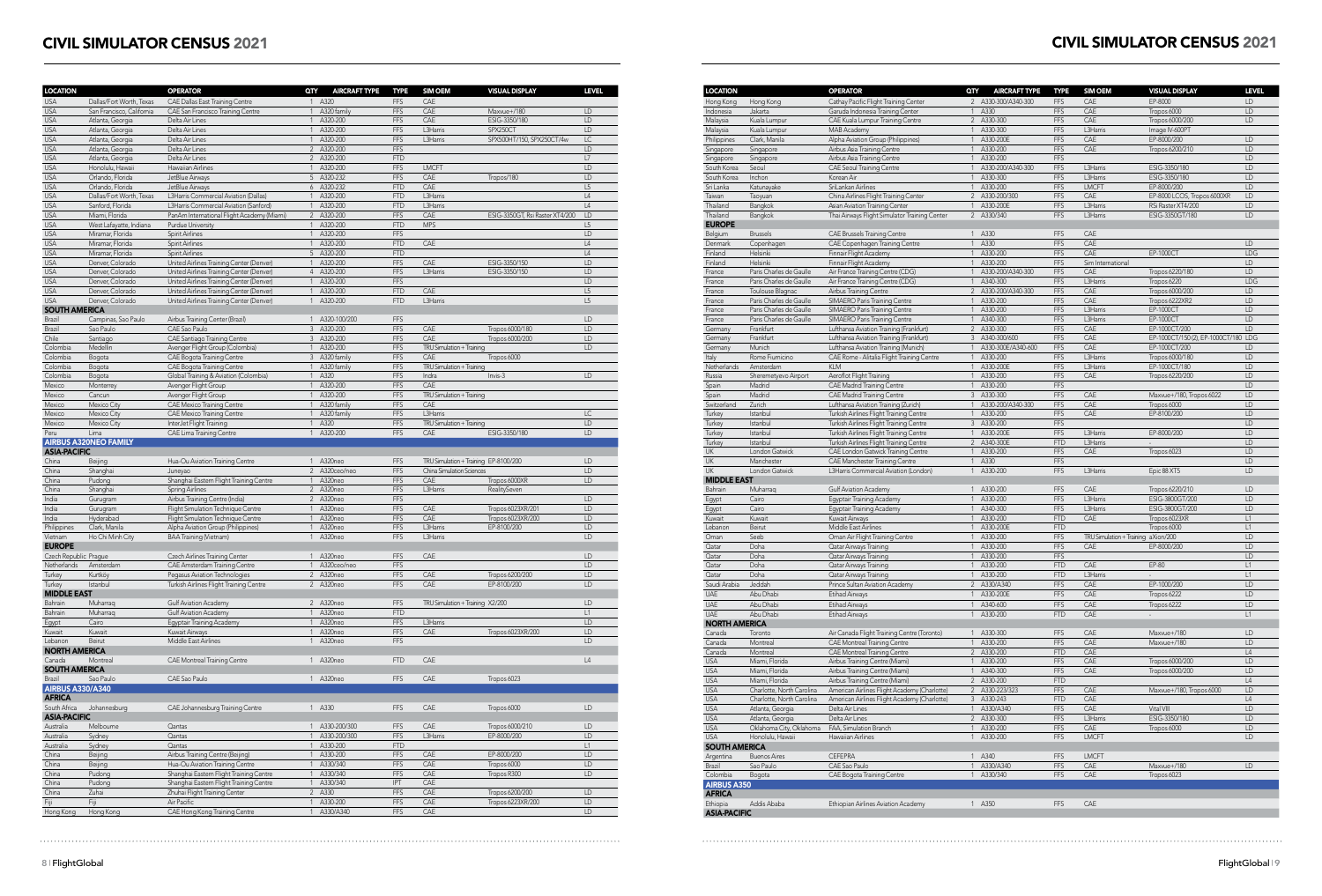# CIVIL SIMULATOR CENSUS 2021

| LOCATION | | OPERATOR | QTY | AIRCRAFT TYPE | TYPE | SIM OEM | VISUAL DISPLAY | LEVEL |
|---|---|---|---|---|---|---|---|---|
| USA | Dallas/Fort Worth, Texas | CAE Dallas East Training Centre | 1 | A320 | FFS | CAE | | |
| USA | San Francisco, California | CAE San Francisco Training Centre | 1 | A320 family | FFS | CAE | Maxvue+/180 | LD |
| USA | Atlanta, Georgia | Delta Air Lines | 1 | A320-200 | FFS | CAE | ESIG-3350/180 | LD |
| USA | Atlanta, Georgia | Delta Air Lines | 1 | A320-200 | FFS | L3Harris | SPX250CT | LD |
| USA | Atlanta, Georgia | Delta Air Lines | 1 | A320-200 | FFS | L3Harris | SPX500HT/150, SPX250CT/4w | LC |
| USA | Atlanta, Georgia | Delta Air Lines | 2 | A320-200 | FFS | | | LD |
| USA | Atlanta, Georgia | Delta Air Lines | 2 | A320-200 | FTD | | | L7 |
| USA | Honolulu, Hawaii | Hawaiian Airlines | 1 | A320-200 | FFS | LMCFT | | LD |
| USA | Orlando, Florida | JetBlue Airways | 5 | A320-232 | FFS | CAE | Tropos/180 | LD |
| USA | Orlando, Florida | JetBlue Airways | 6 | A320-232 | FTD | CAE | | L5 |
| USA | Dallas/Fort Worth, Texas | L3Harris Commercial Aviation (Dallas) | 1 | A320-200 | FTD | L3Harris | | L4 |
| USA | Sanford, Florida | L3Harris Commercial Aviation (Sanford) | 1 | A320-200 | FTD | L3Harris | | L4 |
| USA | Miami, Florida | PanAm International Flight Academy (Miami) | 2 | A320-200 | FFS | CAE | ESIG-3350GT, Rsi Raster XT4/200 | LD |
| USA | West Lafayette, Indiana | Purdue University | 1 | A320-200 | FTD | MPS | | L5 |
| USA | Miramar, Florida | Spirit Airlines | 1 | A320-200 | FFS | | | LD |
| USA | Miramar, Florida | Spirit Airlines | 1 | A320-200 | FTD | CAE | | L4 |
| USA | Miramar, Florida | Spirit Airlines | 5 | A320-200 | FTD | | | L4 |
| USA | Denver, Colorado | United Airlines Training Center (Denver) | 1 | A320-200 | FFS | CAE | ESIG-3350/150 | LD |
| USA | Denver, Colorado | United Airlines Training Center (Denver) | 4 | A320-200 | FFS | L3Harris | ESIG-3350/150 | LD |
| USA | Denver, Colorado | United Airlines Training Center (Denver) | 1 | A320-200 | FFS | | | LD |
| USA | Denver, Colorado | United Airlines Training Center (Denver) | 1 | A320-200 | FTD | CAE | | L5 |
| USA | Denver, Colorado | United Airlines Training Center (Denver) | 1 | A320-200 | FTD | L3Harris | | L5 |
| **SOUTH AMERICA** | | | | | | | | |
| Brazil | Campinas, Sao Paulo | Airbus Training Center (Brazil) | 1 | A320-100/200 | FFS | | | LD |
| Brazil | Sao Paulo | CAE Sao Paulo | 3 | A320-200 | FFS | CAE | Tropos 6000/180 | LD |
| Chile | Santiago | CAE Santiago Training Centre | 3 | A320-200 | FFS | CAE | Tropos 6000/200 | LD |
| Colombia | Medellin | Avenger Flight Group (Colombia) | 1 | A320-200 | FFS | TRU Simulation + Training | | LD |
| Colombia | Bogota | CAE Bogota Training Centre | 3 | A320 family | FFS | CAE | Tropos 6000 | |
| Colombia | Bogota | CAE Bogota Training Centre | 1 | A320 family | FFS | TRU Simulation + Training | | |
| Colombia | Bogota | Global Training & Aviation (Colombia) | 1 | A320 | FFS | Indra | Invis-3 | LD |
| Mexico | Monterrey | Avenger Flight Group | 1 | A320-200 | FFS | CAE | | |
| Mexico | Cancun | Avenger Flight Group | 1 | A320-200 | FFS | TRU Simulation + Training | | |
| Mexico | Mexico City | CAE Mexico Training Centre | 1 | A320 family | FFS | CAE | | |
| Mexico | Mexico City | CAE Mexico Training Centre | 1 | A320 family | FFS | L3Harris | | LC |
| Mexico | Mexico City | InterJet Flight Training | 1 | A320 | FFS | TRU Simulation + Training | | LD |
| Peru | Lima | CAE Lima Training Centre | 1 | A320-200 | FFS | CAE | ESIG-3350/180 | LD |
| **AIRBUS A320NEO FAMILY** | | | | | | | | |
| **ASIA-PACIFIC** | | | | | | | | |
| China | Beijing | Hua-Ou Aviation Training Centre | 1 | A320neo | FFS | TRU Simulation + Training | EP-8100/200 | LD |
| China | Shanghai | Juneyao | 2 | A320ceo/neo | FFS | China Simulation Sciences | | LD |
| China | Pudong | Shanghai Eastern Flight Training Centre | 1 | A320neo | FFS | CAE | Tropos 6000XR | LD |
| China | Shanghai | Spring Airlines | 2 | A320neo | FFS | L3Harris | RealitySeven | |
| India | Gurugram | Airbus Training Centre (India) | 2 | A320neo | FFS | | | LD |
| India | Gurugram | Flight Simulation Technique Centre | 1 | A320neo | FFS | CAE | Tropos 6023XR/201 | LD |
| India | Hyderabad | Flight Simulation Technique Centre | 1 | A320neo | FFS | CAE | Tropos 6023XR/200 | LD |
| Philippines | Clark, Manila | Alpha Aviation Group (Philippines) | 1 | A320neo | FFS | L3Harris | EP-8100/200 | LD |
| Vietnam | Ho Chi Minh City | BAA Training (Vietnam) | 1 | A320neo | FFS | L3Harris | | LD |
| **EUROPE** | | | | | | | | |
| Czech Republic | Prague | Czech Airlines Training Center | 1 | A320neo | FFS | CAE | | LD |
| Netherlands | Amsterdam | CAE Amsterdam Training Centre | 1 | A320ceo/neo | FFS | | | LD |
| Turkey | Kurtköy | Pegasus Aviation Technologies | 2 | A320neo | FFS | CAE | Tropos 6200/200 | LD |
| Turkey | Istanbul | Turkish Airlines Flight Training Centre | 2 | A320neo | FFS | CAE | EP-8100/200 | LD |
| **MIDDLE EAST** | | | | | | | | |
| Bahrain | Muharraq | Gulf Aviation Academy | 2 | A320neo | FFS | TRU Simulation + Training | X2/200 | LD |
| Bahrain | Muharraq | Gulf Aviation Academy | 1 | A320neo | FTD | | | L1 |
| Egypt | Cairo | Egyptair Training Academy | 1 | A320neo | FFS | L3Harris | | LD |
| Kuwait | Kuwait | Kuwait Airways | 1 | A320neo | FFS | CAE | Tropos 6023XR/200 | LD |
| Lebanon | Beirut | Middle East Airlines | 1 | A320neo | FFS | | | LD |
| **NORTH AMERICA** | | | | | | | | |
| Canada | Montreal | CAE Montreal Training Centre | 1 | A320neo | FTD | CAE | | L4 |
| **SOUTH AMERICA** | | | | | | | | |
| Brazil | Sao Paulo | CAE Sao Paulo | 1 | A320neo | FFS | CAE | Tropos 6023 | |
| **AIRBUS A330/A340** | | | | | | | | |
| **AFRICA** | | | | | | | | |
| South Africa | Johannesburg | CAE Johannesburg Training Centre | 1 | A330 | FFS | CAE | Tropos 6000 | LD |
| **ASIA-PACIFIC** | | | | | | | | |
| Australia | Melbourne | Qantas | 1 | A330-200/300 | FFS | CAE | Tropos 6000/210 | LD |
| Australia | Sydney | Qantas | 1 | A330-200/300 | FFS | L3Harris | EP-8000/200 | LD |
| Australia | Sydney | Qantas | 1 | A330-200 | FTD | | | L1 |
| China | Beijing | Airbus Training Centre (Beijing) | 1 | A330-200 | FFS | CAE | EP-8000/200 | LD |
| China | Beijing | Hua-Ou Aviation Training Centre | 1 | A330/340 | FFS | CAE | Tropos 6000 | LD |
| China | Pudong | Shanghai Eastern Flight Training Centre | 1 | A330/340 | FFS | CAE | Tropos R300 | LD |
| China | Pudong | Shanghai Eastern Flight Training Centre | 1 | A330/340 | IPT | CAE | | |
| China | Zuhai | Zhuhai Flight Training Center | 2 | A330 | FFS | CAE | Tropos 6200/200 | LD |
| Fiji | Fiji | Air Pacific | 1 | A330-200 | FFS | CAE | Tropos 6223XR/200 | LD |
| Hong Kong | Hong Kong | CAE Hong Kong Training Centre | 1 | A330/A340 | FFS | CAE | | LD |
| Hong Kong | Hong Kong | Cathay Pacific Flight Training Center | 2 | A330-300/A340-300 | FFS | CAE | EP-8000 | LD |
| Indonesia | Jakarta | Garuda Indonesia Training Center | 1 | A330 | FFS | CAE | Tropos 6000 | LD |
| Malaysia | Kuala Lumpur | CAE Kuala Lumpur Training Centre | 2 | A330-300 | FFS | CAE | Tropos 6000/200 | LD |
| Malaysia | Kuala Lumpur | MAB Academy | 1 | A330-300 | FFS | L3Harris | Image IV-600PT | |
| Philippines | Clark, Manila | Alpha Aviation Group (Philippines) | 1 | A330-200E | FFS | CAE | EP-8000/200 | LD |
| Singapore | Singapore | Airbus Asia Training Centre | 1 | A330-200 | FFS | CAE | Tropos 6200/210 | LD |
| Singapore | Singapore | Airbus Asia Training Centre | 1 | A330-200 | FFS | | | LD |
| South Korea | Seoul | CAE Seoul Training Centre | 1 | A330-200/A340-300 | FFS | L3Harris | ESIG-3350/180 | LD |
| South Korea | Inchon | Korean Air | 1 | A330-300 | FFS | L3Harris | ESIG-3350/180 | LD |
| Sri Lanka | Katunayake | SriLankan Airlines | 1 | A330-200 | FFS | LMCFT | EP-8000/200 | LD |
| Taiwan | Taoyuan | China Airlines Flight Training Center | 2 | A330-200/300 | FFS | CAE | EP-8000 LCOS, Tropos 6000XR | LD |
| Thailand | Bangkok | Asian Aviation Training Center | 1 | A330-200E | FFS | L3Harris | RSi Raster XT4/200 | LD |
| Thailand | Bangkok | Thai Airways Flight Simulator Training Center | 2 | A330/340 | FFS | L3Harris | ESIG-3350GT/180 | LD |
| **EUROPE** | | | | | | | | |
| Belgium | Brussels | CAE Brussels Training Centre | 1 | A330 | FFS | CAE | | |
| Denmark | Copenhagen | CAE Copenhagen Training Centre | 1 | A330 | FFS | CAE | | LD |
| Finland | Helsinki | Finnair Flight Academy | 1 | A330-200 | FFS | CAE | EP-1000CT | LDG |
| Finland | Helsinki | Finnair Flight Academy | 1 | A330-200 | FFS | Sim International | | LD |
| France | Paris Charles de Gaulle | Air France Training Centre (CDG) | 1 | A330-200/A340-300 | FFS | CAE | Tropos 6220/180 | LD |
| France | Paris Charles de Gaulle | Air France Training Centre (CDG) | 1 | A340-300 | FFS | L3Harris | Tropos 6220 | LDG |
| France | Toulouse Blagnac | Airbus Training Centre | 2 | A330-200/A340-300 | FFS | CAE | Tropos 6000/200 | LD |
| France | Paris Charles de Gaulle | SIMAERO Paris Training Centre | 1 | A330-200 | FFS | CAE | Tropos 6222XR2 | LD |
| France | Paris Charles de Gaulle | SIMAERO Paris Training Centre | 1 | A330-200 | FFS | L3Harris | EP-1000CT | LD |
| France | Paris Charles de Gaulle | SIMAERO Paris Training Centre | 1 | A340-300 | FFS | L3Harris | EP-1000CT | LD |
| Germany | Frankfurt | Lufthansa Aviation Training (Frankfurt) | 2 | A330-300 | FFS | CAE | EP-1000CT/200 | LD |
| Germany | Frankfurt | Lufthansa Aviation Training (Frankfurt) | 3 | A340-300/600 | FFS | CAE | EP-1000CT/150 (2), EP-1000CT/180 | LDG |
| Germany | Munich | Lufthansa Aviation Training (Munich) | 1 | A330-300E/A340-600 | FFS | CAE | EP-1000CT/200 | LD |
| Italy | Rome Fiumicino | CAE Rome - Alitalia Flight Training Centre | 1 | A330-200 | FFS | L3Harris | Tropos 6000/180 | LD |
| Netherlands | Amsterdam | KLM | 1 | A330-200E | FFS | L3Harris | EP-1000CT/180 | LD |
| Russia | Sheremetyevo Airport | Aeroflot Flight Training | 1 | A330-200 | FFS | CAE | Tropos 6220/200 | LD |
| Spain | Madrid | CAE Madrid Training Centre | 1 | A330-200 | FFS | | | LD |
| Spain | Madrid | CAE Madrid Training Centre | 3 | A330-300 | FFS | CAE | Maxvue+/180, Tropos 6022 | LD |
| Switzerland | Zurich | Lufthansa Aviation Training (Zurich) | 1 | A330-200/A340-300 | FFS | CAE | Tropos 6000 | LD |
| Turkey | Istanbul | Turkish Airlines Flight Training Centre | 1 | A330-200 | FFS | CAE | EP-8100/200 | LD |
| Turkey | Istanbul | Turkish Airlines Flight Training Centre | 3 | A330-200 | FFS | | | LD |
| Turkey | Istanbul | Turkish Airlines Flight Training Centre | 1 | A330-200E | FFS | L3Harris | EP-8000/200 | LD |
| Turkey | Istanbul | Turkish Airlines Flight Training Centre | 2 | A340-300E | FTD | L3Harris | - | LD |
| UK | London Gatwick | CAE London Gatwick Training Centre | 1 | A330-200 | FFS | CAE | Tropos 6023 | LD |
| UK | Manchester | CAE Manchester Training Centre | 1 | A330 | FFS | | | LD |
| UK | London Gatwick | L3Harris Commercial Aviation (London) | 1 | A330-200 | FFS | L3Harris | Epic 88 XT5 | LD |
| **MIDDLE EAST** | | | | | | | | |
| Bahrain | Muharraq | Gulf Aviation Academy | 1 | A330-200 | FFS | CAE | Tropos 6220/210 | LD |
| Egypt | Cairo | Egyptair Training Academy | 1 | A330-200 | FFS | L3Harris | ESIG-3800GT/200 | LD |
| Egypt | Cairo | Egyptair Training Academy | 1 | A340-300 | FFS | L3Harris | ESIG-3800GT/200 | LD |
| Kuwait | Kuwait | Kuwait Airways | 1 | A330-200 | FTD | CAE | Tropos 6023XR | L1 |
| Lebanon | Beirut | Middle East Airlines | 1 | A330-200E | FTD | | Tropos 6000 | L1 |
| Oman | Seeb | Oman Air Flight Training Centre | 1 | A330-200 | FFS | TRU Simulation + Training | aXion/200 | LD |
| Qatar | Doha | Qatar Airways Training | 1 | A330-200 | FFS | CAE | EP-8000/200 | LD |
| Qatar | Doha | Qatar Airways Training | 1 | A330-200 | FFS | | | LD |
| Qatar | Doha | Qatar Airways Training | 1 | A330-200 | FTD | CAE | EP-80 | L1 |
| Qatar | Doha | Qatar Airways Training | 1 | A330-200 | FTD | L3Harris | - | L1 |
| Saudi Arabia | Jeddah | Prince Sultan Aviation Academy | 2 | A330/A340 | FFS | CAE | EP-1000/200 | LD |
| UAE | Abu Dhabi | Etihad Airways | 1 | A330-200E | FFS | CAE | Tropos 6222 | LD |
| UAE | Abu Dhabi | Etihad Airways | 1 | A340-600 | FFS | CAE | Tropos 6222 | LD |
| UAE | Abu Dhabi | Etihad Airways | 1 | A330-200 | FTD | CAE | - | L1 |
| **NORTH AMERICA** | | | | | | | | |
| Canada | Toronto | Air Canada Flight Training Centre (Toronto) | 1 | A330-300 | FFS | CAE | Maxvue+/180 | LD |
| Canada | Montreal | CAE Montreal Training Centre | 1 | A330-200 | FFS | CAE | Maxvue+/180 | LD |
| Canada | Montreal | CAE Montreal Training Centre | 2 | A330-200 | FTD | CAE | | L4 |
| USA | Miami, Florida | Airbus Training Centre (Miami) | 1 | A330-200 | FFS | CAE | Tropos 6000/200 | LD |
| USA | Miami, Florida | Airbus Training Centre (Miami) | 1 | A340-300 | FFS | CAE | Tropos 6000/200 | LD |
| USA | Miami, Florida | Airbus Training Centre (Miami) | 2 | A330-200 | FTD | | | L4 |
| USA | Charlotte, North Carolina | American Airlines Flight Academy (Charlotte) | 2 | A330-223/323 | FFS | CAE | Maxvue+/180, Tropos 6000 | LD |
| USA | Charlotte, North Carolina | American Airlines Flight Academy (Charlotte) | 3 | A330-243 | FTD | CAE | | L4 |
| USA | Atlanta, Georgia | Delta Air Lines | 1 | A330/A340 | FFS | CAE | Vital VIII | LD |
| USA | Atlanta, Georgia | Delta Air Lines | 2 | A330-300 | FFS | L3Harris | ESIG-3350/180 | LD |
| USA | Oklahoma City, Oklahoma | FAA, Simulation Branch | 1 | A330-200 | FFS | CAE | Tropos 6000 | LD |
| USA | Honolulu, Hawaii | Hawaiian Airlines | 1 | A330-200 | FFS | LMCFT | | LD |
| **SOUTH AMERICA** | | | | | | | | |
| Argentina | Buenos Aires | CEFEPRA | 1 | A340 | FFS | LMCFT | | |
| Brazil | Sao Paulo | CAE Sao Paulo | 1 | A330/A340 | FFS | CAE | Maxvue+/180 | LD |
| Colombia | Bogota | CAE Bogota Training Centre | 1 | A330/340 | FFS | CAE | Tropos 6023 | |
| **AIRBUS A350** | | | | | | | | |
| **AFRICA** | | | | | | | | |
| Ethiopia | Addis Ababa | Ethiopian Airlines Aviation Academy | 1 | A350 | FFS | CAE | | |
| **ASIA-PACIFIC** | | | | | | | | |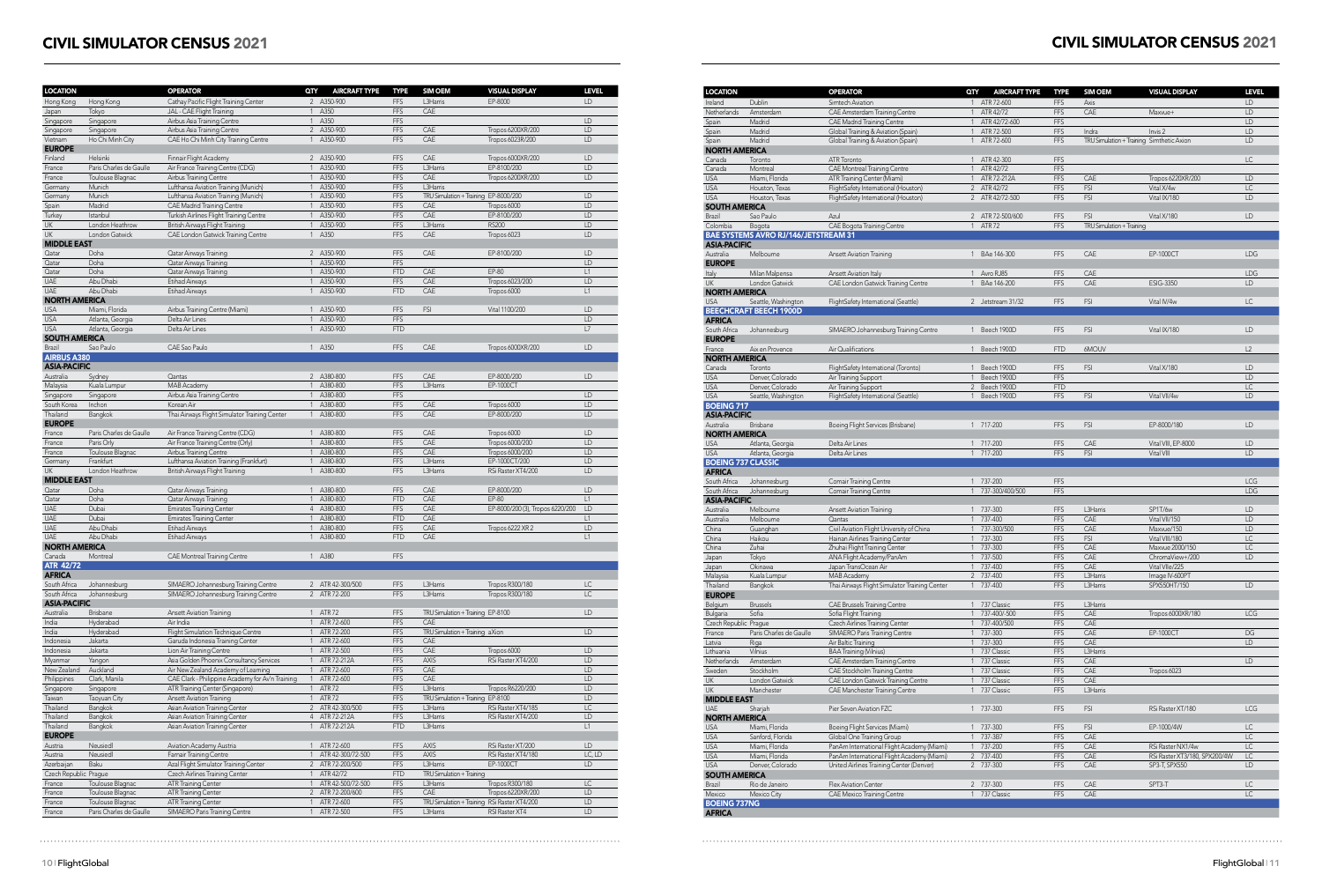# CIVIL SIMULATOR CENSUS 2021

| LOCATION | | OPERATOR | QTY | AIRCRAFT TYPE | TYPE | SIM OEM | VISUAL DISPLAY | LEVEL |
|---|---|---|---|---|---|---|---|---|
| Hong Kong | Hong Kong | Cathay Pacific Flight Training Center | 2 | A350-900 | FFS | L3Harris | EP-8000 | LD |
| Japan | Tokyo | JAL - CAE Flight Training | 1 | A350 | FFS | CAE | | |
| Singapore | Singapore | Airbus Asia Training Centre | 1 | A350 | FFS | | | LD |
| Singapore | Singapore | Airbus Asia Training Centre | 2 | A350-900 | FFS | CAE | Tropos 6200XR/200 | LD |
| Vietnam | Ho Chi Minh City | CAE Ho Chi Minh City Training Centre | 1 | A350-900 | FFS | CAE | Tropos 6023R/200 | LD |
| **EUROPE** | | | | | | | | |
| Finland | Helsinki | Finnair Flight Academy | 2 | A350-900 | FFS | CAE | Tropos 6000XR/200 | LD |
| France | Paris Charles de Gaulle | Air France Training Centre (CDG) | 1 | A350-900 | FFS | L3Harris | EP-8100/200 | LD |
| France | Toulouse Blagnac | Airbus Training Centre | 1 | A350-900 | FFS | CAE | Tropos 6200XR/200 | LD |
| Germany | Munich | Lufthansa Aviation Training (Munich) | 1 | A350-900 | FFS | L3Harris | | |
| Germany | Munich | Lufthansa Aviation Training (Munich) | 1 | A350-900 | FFS | TRU Simulation + Training | EP-8000/200 | LD |
| Spain | Madrid | CAE Madrid Training Centre | 1 | A350-900 | FFS | CAE | Tropos 6000 | LD |
| Turkey | Istanbul | Turkish Airlines Flight Training Centre | 1 | A350-900 | FFS | CAE | EP-8100/200 | LD |
| UK | London Heathrow | British Airways Flight Training | 1 | A350-900 | FFS | L3Harris | RS200 | LD |
| UK | London Gatwick | CAE London Gatwick Training Centre | 1 | A350 | FFS | CAE | Tropos 6023 | LD |
| **MIDDLE EAST** | | | | | | | | |
| Qatar | Doha | Qatar Airways Training | 2 | A350-900 | FFS | CAE | EP-8100/200 | LD |
| Qatar | Doha | Qatar Airways Training | 1 | A350-900 | FFS | | | LD |
| Qatar | Doha | Qatar Airways Training | 1 | A350-900 | FTD | CAE | EP-80 | L1 |
| UAE | Abu Dhabi | Etihad Airways | 1 | A350-900 | FFS | CAE | Tropos 6023/200 | LD |
| UAE | Abu Dhabi | Etihad Airways | 1 | A350-900 | FTD | CAE | Tropos 6000 | L1 |
| **NORTH AMERICA** | | | | | | | | |
| USA | Miami, Florida | Airbus Training Centre (Miami) | 1 | A350-900 | FFS | FSI | Vital 1100/200 | LD |
| USA | Atlanta, Georgia | Delta Air Lines | 1 | A350-900 | FFS | | | LD |
| USA | Atlanta, Georgia | Delta Air Lines | 1 | A350-900 | FTD | | | L7 |
| **SOUTH AMERICA** | | | | | | | | |
| Brazil | Sao Paulo | CAE Sao Paulo | 1 | A350 | FFS | CAE | Tropos 6000XR/200 | LD |
| **AIRBUS A380** | | | | | | | | |
| **ASIA-PACIFIC** | | | | | | | | |
| Australia | Sydney | Qantas | 2 | A380-800 | FFS | CAE | EP-8000/200 | LD |
| Malaysia | Kuala Lumpur | MAB Academy | 1 | A380-800 | FFS | L3Harris | EP-1000CT | |
| Singapore | Singapore | Airbus Asia Training Centre | 1 | A380-800 | FFS | | | LD |
| South Korea | Inchon | Korean Air | 1 | A380-800 | FFS | CAE | Tropos 6000 | LD |
| Thailand | Bangkok | Thai Airways Flight Simulator Training Center | 1 | A380-800 | FFS | CAE | EP-8000/200 | LD |
| **EUROPE** | | | | | | | | |
| France | Paris Charles de Gaulle | Air France Training Centre (CDG) | 1 | A380-800 | FFS | CAE | Tropos 6000 | LD |
| France | Paris Orly | Air France Training Centre (Orly) | 1 | A380-800 | FFS | CAE | Tropos 6000/200 | LD |
| France | Toulouse Blagnac | Airbus Training Centre | 1 | A380-800 | FFS | CAE | Tropos 6000/200 | LD |
| Germany | Frankfurt | Lufthansa Aviation Training (Frankfurt) | 1 | A380-800 | FFS | L3Harris | EP-1000CT/200 | LD |
| UK | London Heathrow | British Airways Flight Training | 1 | A380-800 | FFS | L3Harris | RSi Raster XT4/200 | LD |
| **MIDDLE EAST** | | | | | | | | |
| Qatar | Doha | Qatar Airways Training | 1 | A380-800 | FFS | CAE | EP-8000/200 | LD |
| Qatar | Doha | Qatar Airways Training | 1 | A380-800 | FTD | CAE | EP-80 | L1 |
| UAE | Dubai | Emirates Training Center | 4 | A380-800 | FFS | CAE | EP-8000/200 (3), Tropos 6200/200 | LD |
| UAE | Dubai | Emirates Training Center | 1 | A380-800 | FTD | CAE | | L1 |
| UAE | Abu Dhabi | Etihad Airways | 1 | A380-800 | FFS | CAE | Tropos 6222 XR 2 | LD |
| UAE | Abu Dhabi | Etihad Airways | 1 | A380-800 | FTD | CAE | | L1 |
| **NORTH AMERICA** | | | | | | | | |
| Canada | Montreal | CAE Montreal Training Centre | 1 | A380 | FFS | | | |
| **ATR 42/72** | | | | | | | | |
| **AFRICA** | | | | | | | | |
| South Africa | Johannesburg | SIMAERO Johannesburg Training Centre | 2 | ATR 42-300/500 | FFS | L3Harris | Tropos R300/180 | LC |
| South Africa | Johannesburg | SIMAERO Johannesburg Training Centre | 2 | ATR 72-200 | FFS | L3Harris | Tropos R300/180 | LC |
| **ASIA-PACIFIC** | | | | | | | | |
| Australia | Brisbane | Ansett Aviation Training | 1 | ATR 72 | FFS | TRU Simulation + Training | EP-8100 | LD |
| India | Hyderabad | Air India | 1 | ATR 72-600 | FFS | CAE | | |
| India | Hyderabad | Flight Simulation Technique Centre | 1 | ATR 72-200 | FFS | TRU Simulation + Training | aXion | LD |
| Indonesia | Jakarta | Garuda Indonesia Training Center | 1 | ATR 72-600 | FFS | CAE | | |
| Indonesia | Jakarta | Lion Air Training Centre | 1 | ATR 72-500 | FFS | CAE | Tropos 6000 | LD |
| Myanmar | Yangon | Asia Golden Phoenix Consultancy Services | 1 | ATR 72-212A | FFS | AXIS | RSi Raster XT4/200 | LD |
| New Zealand | Auckland | Air New Zealand Academy of Learning | 1 | ATR 72-600 | FFS | CAE | | LD |
| Philippines | Clark, Manila | CAE Clark - Philippine Academy for Av'n Training | 1 | ATR 72-600 | FFS | CAE | | LD |
| Singapore | Singapore | ATR Training Center (Singapore) | 1 | ATR 72 | FFS | L3Harris | Tropos R6220/200 | LD |
| Taiwan | Taoyuan City | Ansett Aviation Training | 1 | ATR 72 | FFS | TRU Simulation + Training | EP-8100 | LD |
| Thailand | Bangkok | Asian Aviation Training Center | 2 | ATR 42-300/500 | FFS | L3Harris | RSi Raster XT4/185 | LC |
| Thailand | Bangkok | Asian Aviation Training Center | 4 | ATR 72-212A | FFS | L3Harris | RSi Raster XT4/200 | LD |
| Thailand | Bangkok | Asian Aviation Training Center | 1 | ATR 72-212A | FTD | L3Harris | | L1 |
| **EUROPE** | | | | | | | | |
| Austria | Neusiedl | Aviation Academy Austria | 1 | ATR 72-600 | FFS | AXIS | RSi Raster XT/200 | LD |
| Austria | Neusiedl | Famair Training Centre | 1 | ATR 42-300/72-500 | FFS | AXIS | RSi Raster XT4/180 | LC, LD |
| Azerbaijan | Baku | Azal Flight Simulator Training Center | 2 | ATR 72-200/500 | FFS | L3Harris | EP-1000CT | LD |
| Czech Republic | Prague | Czech Airlines Training Center | 1 | ATR 42/72 | FTD | TRU Simulation + Training | | |
| France | Toulouse Blagnac | ATR Training Center | 1 | ATR 42-500/72-500 | FFS | L3Harris | Tropos R300/180 | LC |
| France | Toulouse Blagnac | ATR Training Center | 2 | ATR 72-200/600 | FFS | CAE | Tropos 6220XR/200 | LD |
| France | Toulouse Blagnac | ATR Training Center | 1 | ATR 72-600 | FFS | TRU Simulation + Training | RSi Raster XT4/200 | LD |
| France | Paris Charles de Gaulle | SIMAERO Paris Training Centre | 1 | ATR 72-500 | FFS | L3Harris | RSi Raster XT4 | LD |

| LOCATION | | OPERATOR | QTY | AIRCRAFT TYPE | TYPE | SIM OEM | VISUAL DISPLAY | LEVEL |
|---|---|---|---|---|---|---|---|---|
| Ireland | Dublin | Simtech Aviation | 1 | ATR 72-600 | FFS | Axis | | LD |
| Netherlands | Amsterdam | CAE Amsterdam Training Centre | 1 | ATR 42/72 | FFS | CAE | Maxvue+ | LD |
| Spain | Madrid | CAE Madrid Training Centre | 1 | ATR 42/72-600 | FFS | | | LD |
| Spain | Madrid | Global Training & Aviation (Spain) | 1 | ATR 72-500 | FFS | Indra | Invis 2 | LD |
| Spain | Madrid | Global Training & Aviation (Spain) | 1 | ATR 72-600 | FFS | TRU Simulation + Training | Simthetic Axion | LD |
| **NORTH AMERICA** | | | | | | | | |
| Canada | Toronto | ATR Toronto | 1 | ATR 42-300 | FFS | | | LC |
| Canada | Montreal | CAE Montreal Training Centre | 1 | ATR 42/72 | FFS | | | |
| USA | Miami, Florida | ATR Training Center (Miami) | 1 | ATR 72-212A | FFS | CAE | Tropos 6220XR/200 | LD |
| USA | Houston, Texas | FlightSafety International (Houston) | 2 | ATR 42/72 | FFS | FSI | Vital X/4w | LC |
| USA | Houston, Texas | FlightSafety International (Houston) | 2 | ATR 42/72-500 | FFS | FSI | Vital IX/180 | LD |
| **SOUTH AMERICA** | | | | | | | | |
| Brazil | Sao Paulo | Azul | 2 | ATR 72-500/600 | FFS | FSI | Vital X/180 | LD |
| Colombia | Bogota | CAE Bogota Training Centre | 1 | ATR 72 | FFS | TRU Simulation + Training | | |
| **BAE SYSTEMS AVRO RJ/146/JETSTREAM 31** | | | | | | | | |
| **ASIA-PACIFIC** | | | | | | | | |
| Australia | Melbourne | Ansett Aviation Training | 1 | BAe 146-300 | FFS | CAE | EP-1000CT | LDG |
| **EUROPE** | | | | | | | | |
| Italy | Milan Malpensa | Ansett Aviation Italy | 1 | Avro RJ85 | FFS | CAE | | LDG |
| UK | London Gatwick | CAE London Gatwick Training Centre | 1 | BAe 146-200 | FFS | CAE | ESIG-3350 | LD |
| **NORTH AMERICA** | | | | | | | | |
| USA | Seattle, Washington | FlightSafety International (Seattle) | 2 | Jetstream 31/32 | FFS | FSI | Vital IV/4w | LC |
| **BEECHCRAFT BEECH 1900D** | | | | | | | | |
| **AFRICA** | | | | | | | | |
| South Africa | Johannesburg | SIMAERO Johannesburg Training Centre | 1 | Beech 1900D | FFS | FSI | Vital IX/180 | LD |
| **EUROPE** | | | | | | | | |
| France | Aix en Provence | Air Qualifications | 1 | Beech 1900D | FTD | 6MOUV | | L2 |
| **NORTH AMERICA** | | | | | | | | |
| Canada | Toronto | FlightSafety International (Toronto) | 1 | Beech 1900D | FFS | FSI | Vital X/180 | LD |
| USA | Denver, Colorado | Air Training Support | 1 | Beech 1900D | FFS | | | LD |
| USA | Denver, Colorado | Air Training Support | 2 | Beech 1900D | FTD | | | LC |
| USA | Seattle, Washington | FlightSafety International (Seattle) | 1 | Beech 1900D | FFS | FSI | Vital VII/4w | LD |
| **BOEING 717** | | | | | | | | |
| **ASIA-PACIFIC** | | | | | | | | |
| Australia | Brisbane | Boeing Flight Services (Brisbane) | 1 | 717-200 | FFS | FSI | EP-8000/180 | LD |
| **NORTH AMERICA** | | | | | | | | |
| USA | Atlanta, Georgia | Delta Air Lines | 1 | 717-200 | FFS | CAE | Vital VIII, EP-8000 | LD |
| USA | Atlanta, Georgia | Delta Air Lines | 1 | 717-200 | FFS | FSI | Vital VIII | LD |
| **BOEING 737 CLASSIC** | | | | | | | | |
| **AFRICA** | | | | | | | | |
| South Africa | Johannesburg | Comair Training Centre | 1 | 737-200 | FFS | | | LCG |
| South Africa | Johannesburg | Comair Training Centre | 1 | 737-300/400/500 | FFS | | | LDG |
| **ASIA-PACIFIC** | | | | | | | | |
| Australia | Melbourne | Ansett Aviation Training | 1 | 737-300 | FFS | L3Harris | SP1T/6w | LD |
| Australia | Melbourne | Qantas | 1 | 737-400 | FFS | CAE | Vital VII/150 | LD |
| China | Guanghan | Civil Aviation Flight University of China | 1 | 737-300/500 | FFS | CAE | Maxvue/150 | LD |
| China | Haikou | Hainan Airlines Training Center | 1 | 737-300 | FFS | FSI | Vital VIII/180 | LC |
| China | Zuhai | Zhuhai Flight Training Center | 1 | 737-300 | FFS | CAE | Maxvue 2000/150 | LC |
| Japan | Tokyo | ANA Flight Academy/PanAm | 1 | 737-500 | FFS | CAE | ChromaView+/200 | LD |
| Japan | Okinawa | Japan TransOcean Air | 1 | 737-400 | FFS | CAE | Vital VIIe/225 | |
| Malaysia | Kuala Lumpur | MAB Academy | 2 | 737-400 | FFS | L3Harris | Image IV-600PT | |
| Thailand | Bangkok | Thai Airways Flight Simulator Training Center | 1 | 737-400 | FFS | L3Harris | SPX550HT/150 | LD |
| **EUROPE** | | | | | | | | |
| Belgium | Brussels | CAE Brussels Training Centre | 1 | 737 Classic | FFS | L3Harris | | |
| Bulgaria | Sofia | Sofia Flight Training | 1 | 737-400/-500 | FFS | CAE | Tropos 6000XR/180 | LCG |
| Czech Republic | Prague | Czech Airlines Training Center | 1 | 737-400/500 | FFS | CAE | | |
| France | Paris Charles de Gaulle | SIMAERO Paris Training Centre | 1 | 737-300 | FFS | CAE | EP-1000CT | DG |
| Latvia | Riga | Air Baltic Training | 1 | 737-300 | FFS | CAE | | LD |
| Lithuania | Vilnius | BAA Training (Vilnius) | 1 | 737 Classic | FFS | L3Harris | | |
| Netherlands | Amsterdam | CAE Amsterdam Training Centre | 1 | 737 Classic | FFS | CAE | | LD |
| Sweden | Stockholm | CAE Stockholm Training Centre | 1 | 737 Classic | FFS | CAE | Tropos 6023 | |
| UK | London Gatwick | CAE London Gatwick Training Centre | 1 | 737 Classic | FFS | CAE | | |
| UK | Manchester | CAE Manchester Training Centre | 1 | 737 Classic | FFS | L3Harris | | |
| **MIDDLE EAST** | | | | | | | | |
| UAE | Sharjah | Pier Seven Aviation FZC | 1 | 737-300 | FFS | FSI | RSi Raster XT/180 | LCG |
| **NORTH AMERICA** | | | | | | | | |
| USA | Miami, Florida | Boeing Flight Services (Miami) | 1 | 737-300 | FFS | FSI | EP-1000/4W | LC |
| USA | Sanford, Florida | Global One Training Group | 1 | 737-387 | FFS | CAE | | LC |
| USA | Miami, Florida | PanAm International Flight Academy (Miami) | 1 | 737-200 | FFS | CAE | RSi Raster NX1/4w | LC |
| USA | Miami, Florida | PanAm International Flight Academy (Miami) | 2 | 737-400 | FFS | CAE | RSi Raster XT3/180, SPX200/4W | LC |
| USA | Denver, Colorado | United Airlines Training Center (Denver) | 2 | 737-300 | FFS | CAE | SP3-T, SPX550 | LD |
| **SOUTH AMERICA** | | | | | | | | |
| Brazil | Rio de Janeiro | Flex Aviation Center | 2 | 737-300 | FFS | CAE | SPT3-T | LC |
| Mexico | Mexico City | CAE Mexico Training Centre | 1 | 737 Classic | FFS | CAE | | LC |
| **BOEING 737NG** | | | | | | | | |
| **AFRICA** | | | | | | | | |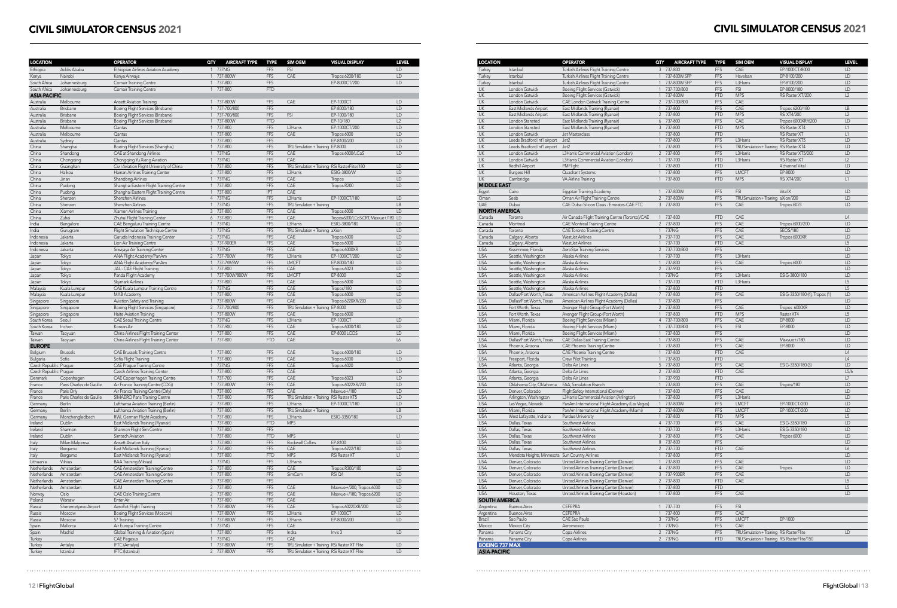# CIVIL SIMULATOR CENSUS 2021

| LOCATION | | OPERATOR | QTY | AIRCRAFT TYPE | TYPE | SIM OEM | VISUAL DISPLAY | LEVEL |
|---|---|---|---|---|---|---|---|---|
| Ethiopia | Addis Ababa | Ethiopian Airlines Aviation Academy | 1 | 737NG | FFS | FSI | | LD |
| Kenya | Nairobi | Kenya Airways | 1 | 737-800W | FFS | CAE | Tropos 6200/180 | LD |
| South Africa | Johannesburg | Comair Training Centre | 1 | 737-800 | FFS | | EP-8000CT/200 | LD |
| South Africa | Johannesburg | Comair Training Centre | 1 | 737-800 | FTD | | | |
| **ASIA-PACIFIC** | | | | | | | | |
| Australia | Melbourne | Ansett Aviation Training | 1 | 737-800W | FFS | CAE | EP-1000CT | LD |
| Australia | Brisbane | Boeing Flight Services (Brisbane) | 1 | 737-700/800 | FFS | | EP-8000/180 | LD |
| Australia | Brisbane | Boeing Flight Services (Brisbane) | 1 | 737-700/800 | FFS | FSI | EP-1000/180 | LD |
| Australia | Brisbane | Boeing Flight Services (Brisbane) | 1 | 737-800W | FTD | | EP-10/180 | L2 |
| Australia | Melbourne | Qantas | 1 | 737-800 | FFS | L3Harris | EP-1000CT/200 | LD |
| Australia | Melbourne | Qantas | 1 | 737-800 | FFS | CAE | Tropos 6000 | LD |
| Australia | Sydney | Qantas | 1 | 737-800 | FFS | | EP-8100/200 | LD |
| China | Shanghai | Boeing Flight Services (Shanghai) | 1 | 737-800 | FFS | TRU Simulation + Training | EP-8000 | LD |
| China | Shandong | CAE at Shandong Airlines | 1 | 737NG | FFS | CAE | Tropos 6000/LCoS | LD |
| China | Chongqing | Chongqing Yu Xiang Aviation | 1 | 737NG | FFS | CAE | | |
| China | Guanghan | Civil Aviation Flight University of China | 1 | 737-800 | FFS | TRU Simulation + Training | RSi RasterFlite/180 | LD |
| China | Haikou | Hainan Airlines Training Center | 2 | 737-800 | FFS | L3Harris | ESIG-3800/W | LD |
| China | Jinan | Shandong Airlines | 1 | 737NG | FFS | CAE | Tropos | LD |
| China | Pudong | Shanghai Eastern Flight Training Centre | 1 | 737-800 | FFS | CAE | Tropos R200 | LD |
| China | Pudong | Shanghai Eastern Flight Training Centre | 1 | 737-800 | IPT | CAE | | |
| China | Shenzen | Shenzhen Airlines | 4 | 737NG | FFS | L3Harris | EP-1000CT/180 | LD |
| China | Shenzen | Shenzhen Airlines | 1 | 737NG | FFS | TRU Simulation + Training | | LB |
| China | Xiamen | Xiamen Airlines Training | 3 | 737-800 | FFS | CAE | Tropos 6000 | LD |
| China | Zuhai | Zhuhai Flight Training Center | 6 | 737-800 | FFS | CAE | Tropos 6200/LCoS,CRT,Maxvue+/180 | LD |
| India | Bangalore | CAE Bengaluru Training Centre | 1 | 737NG | FFS | L3Harris | ESIG-3800/180 | LD |
| India | Gurugram | Flight Simulation Technique Centre | 1 | 737NG | FFS | TRU Simulation + Training | aXion | LD |
| Indonesia | Jakarta | Garuda Indonesia Training Center | 2 | 737NG | FFS | CAE | Tropos 6000 | LD |
| Indonesia | Jakarta | Lion Air Training Centre | 3 | 737-900ER | FFS | CAE | Tropos 6000 | LD |
| Indonesia | Jakarta | Sriwijaya Air Training Center | 1 | 737NG | FFS | CAE | Tropos 6000XR | LD |
| Japan | Tokyo | ANA Flight Academy/PanAm | 2 | 737-700W | FFS | L3Harris | EP-1000CT/200 | LD |
| Japan | Tokyo | ANA Flight Academy/PanAm | 1 | 737-7W/8W | FFS | LMCFT | EP-8000/180 | LD |
| Japan | Tokyo | JAL - CAE Flight Training | 3 | 737-800 | FFS | CAE | Tropos 6323 | LD |
| Japan | Tokyo | Panda Flight Academy | 1 | 737-700W/800W | FFS | LMCFT | EP-8000 | LD |
| Japan | Tokyo | Skymark Airlines | 2 | 737-800 | FFS | CAE | Tropos 6000 | LD |
| Malaysia | Kuala Lumpur | CAE Kuala Lumpur Training Centre | 1 | 737NG | FFS | CAE | Tropos/180 | LD |
| Malaysia | Kuala Lumpur | MAB Academy | 1 | 737-800 | FFS | CAE | Tropos 6000 | LD |
| Singapore | Singapore | Aviation Safety and Training | 1 | 737-800W | FFS | CAE | Tropos 6220XR/200 | LD |
| Singapore | Singapore | Boeing Flight Services (Singapore) | 2 | 737-700/800 | FFS | TRU Simulation + Training | EP-8000 | LD |
| Singapore | Singapore | Haite Aviation Training | 1 | 737-800W | FFS | CAE | Tropos 6000 | LD |
| South Korea | Seoul | CAE Seoul Training Centre | 3 | 737NG | FFS | L3Harris | EP-1000CT | LD |
| South Korea | Inchon | Korean Air | 1 | 737-900 | FFS | CAE | Tropos 6000/180 | LD |
| Taiwan | Taoyuan | China Airlines Flight Training Center | 1 | 737-800 | FFS | CAE | EP-8000 LCOS | LD |
| Taiwan | Taoyuan | China Airlines Flight Training Center | 1 | 737-800 | FTD | CAE | | L6 |
| **EUROPE** | | | | | | | | |
| Belgium | Brussels | CAE Brussels Training Centre | 1 | 737-800 | FFS | CAE | Tropos 6000/180 | LD |
| Bulgaria | Sofia | Sofia Flight Training | 1 | 737-800 | FFS | CAE | Tropos 6030 | LD |
| Czech Republic | Prague | CAE Prague Training Centre | 1 | 737NG | FFS | CAE | Tropos 6020 | |
| Czech Republic | Prague | Czech Airlines Training Center | 1 | 737-800 | FFS | CAE | | LD |
| Denmark | Copenhagen | CAE Copenhagen Training Centre | 1 | 737-700 | FFS | CAE | Tropos 6023 | LD |
| France | Paris Charles de Gaulle | Air France Training Centre (CDG) | 1 | 737-800W | FFS | CAE | Tropos 6022XR/200 | LD |
| France | Paris Orly | Air France Training Centre (Orly) | 1 | 737-800 | FFS | CAE | Maxvue+/180 | LD |
| France | Paris Charles de Gaulle | SIMAERO Paris Training Centre | 1 | 737-800 | FFS | TRU Simulation + Training | RSi Raster XT5 | LD |
| Germany | Berlin | Lufthansa Aviation Training (Berlin) | 2 | 737-800 | FFS | L3Harris | EP-1000CT/180 | LD |
| Germany | Berlin | Lufthansa Aviation Training (Berlin) | 1 | 737-800 | FFS | TRU Simulation + Training | | LB |
| Germany | Monchengladbach | RWL German Flight Academy | 1 | 737-800 | FFS | L3Harris | ESIG-3350/180 | LD |
| Ireland | Dublin | East Midlands Training (Ryanair) | 1 | 737-800 | FTD | MPS | | |
| Ireland | Shannon | Shannon Flight Sim Centre | 1 | 737-800 | FFS | | | |
| Ireland | Dublin | Simtech Aviation | 1 | 737-800 | FTD | MPS | | L1 |
| Italy | Milan Malpensa | Ansett Aviation Italy | 1 | 737-800 | FFS | Rockwell Collins | EP-8100 | LD |
| Italy | Bergamo | East Midlands Training (Ryanair) | 2 | 737-800 | FFS | CAE | Tropos 6222/180 | LD |
| Italy | Bergamo | East Midlands Training (Ryanair) | 1 | 737-800 | FTD | MPS | RSi Raster XT | L1 |
| Lithuania | Vilnius | BAA Training (Vilnius) | 1 | 737NG | FFS | L3Harris | | |
| Netherlands | Amsterdam | CAE Amsterdam Training Centre | 2 | 737-800 | FFS | CAE | Tropos R300/180 | LD |
| Netherlands | Amsterdam | CAE Amsterdam Training Centre | 1 | 737-800 | FFS | SimCom | RSi Q4 | LD |
| Netherlands | Amsterdam | CAE Amsterdam Training Centre | 3 | 737-800 | FFS | | | LD |
| Netherlands | Amsterdam | KLM | 2 | 737-800 | FFS | CAE | Maxvue+/200, Tropos 6030 | LD |
| Norway | Oslo | CAE Oslo Training Centre | 2 | 737-800 | FFS | CAE | Maxvue+/180, Tropos 6200 | LD |
| Poland | Warsaw | Enter Air | 1 | 737-800 | FFS | CAE | | LD |
| Russia | Sheremetyevo Airport | Aeroflot Flight Training | 1 | 737-800W | FFS | CAE | Tropos 6020XR/200 | LD |
| Russia | Moscow | Boeing Flight Services (Moscow) | 1 | 737-800W | FFS | L3Harris | EP-1000CT | LD |
| Russia | Moscow | S7 Training | 1 | 737-800W | FFS | L3Harris | EP-8000/200 | LD |
| Spain | Mallorca | Air Europa Training Centre | 1 | 737NG | FFS | CAE | | |
| Spain | Madrid | Global Training & Aviation (Spain) | 1 | 737-800 | FFS | Indra | Invis 3 | LD |
| Turkey | | CAE Pegasus | 1 | 737NG | FFS | CAE | | |
| Turkey | Antalya | IFTC (Antalya) | 1 | 737-800W | FFS | TRU Simulation + Training | RSi Raster XT Flite | LD |
| Turkey | Istanbul | IFTC (Istanbul) | 2 | 737-800W | FFS | TRU Simulation + Training | RSi Raster XT Flite | LD |
| Turkey | Istanbul | Turkish Airlines Flight Training Centre | 3 | 737-800 | FFS | CAE | EP-1000CT/8000 | LD |
| Turkey | Istanbul | Turkish Airlines Flight Training Centre | 1 | 737-800W SFP | FFS | Havelsan | EP-8100/200 | LD |
| Turkey | Istanbul | Turkish Airlines Flight Training Centre | 1 | 737-800W SFP | FFS | L3Harris | EP-8100/200 | LD |
| UK | London Gatwick | Boeing Flight Services (Gatwick) | 1 | 737-700/800 | FFS | FSI | EP-8000/180 | LD |
| UK | London Gatwick | Boeing Flight Services (Gatwick) | 1 | 737-800W | FTD | MPS | RSi Raster XT/200 | L2 |
| UK | London Gatwick | CAE London Gatwick Training Centre | 2 | 737-700/800 | FFS | CAE | | |
| UK | East Midlands Airport | East Midlands Training (Ryanair) | 1 | 737-800 | FFS | CAE | Tropos 6200/180 | LB |
| UK | East Midlands Airport | East Midlands Training (Ryanair) | 2 | 737-800 | FTD | MPS | RSi XT4/200 | L2 |
| UK | London Stansted | East Midlands Training (Ryanair) | 6 | 737-800 | FFS | CAE | Tropos 6000XR/6200 | LD |
| UK | London Stansted | East Midlands Training (Ryanair) | 3 | 737-800 | FTD | MPS | RSi Raster XT4 | L1 |
| UK | London Gatwick | Jet Masterclass | 1 | 737-800 | FTD | | RSi Raster XT | L1 |
| UK | Leeds Bradford Int'l airport | Jet2 | 1 | 737-800 | FFS | L3Harris | RSi Raster XT5 | LD |
| UK | Leeds Bradford Int'l airport | Jet2 | 1 | 737-800 | FFS | TRU Simulation + Training | RSi Raster XT4 | LD |
| UK | London Gatwick | L3Harris Commercial Aviation (London) | 2 | 737-800 | FFS | L3Harris | RSi Raster XT5/200 | LD |
| UK | London Gatwick | L3Harris Commercial Aviation (London) | 1 | 737-700 | FTD | L3Harris | RSi Raster XT | L2 |
| UK | Redhill Airport | PMFlight | 1 | 737-800 | FTD | | 4 channel Vital | LD |
| UK | Burgess Hill | Quadrant Systems | 1 | 737-800 | FFS | LMCFT | EP-8000 | LD |
| UK | Cambridge | VA Airline Training | 1 | 737-800 | FTD | MPS | RSi XT4/200 | L1 |
| **MIDDLE EAST** | | | | | | | | |
| Egypt | Cairo | Egyptair Training Academy | 1 | 737-800W | FFS | FSI | Vital X | LD |
| Oman | Seeb | Oman Air Flight Training Centre | 2 | 737-800W | FFS | TRU Simulation + Training | aXion/200 | LD |
| UAE | Dubai | CAE Dubai Silicon Oasis - Emirates-CAE FTC | 3 | 737-800 | FFS | CAE | Tropos 6023 | LD |
| **NORTH AMERICA** | | | | | | | | |
| Canada | Toronto | Air Canada Flight Training Centre (Toronto)/CAE | 1 | 737-800 | FTD | CAE | | L4 |
| Canada | Montreal | CAE Montreal Training Centre | 2 | 737-800 | FFS | CAE | Tropos 6000/200 | LD |
| Canada | Toronto | CAE Toronto Training Centre | 1 | 737NG | FFS | CAE | SEOS/180 | LD |
| Canada | Calgary, Alberta | WestJet Airlines | 3 | 737-700 | FFS | CAE | Tropos 6000XR | LD |
| Canada | Calgary, Alberta | WestJet Airlines | 1 | 737-700 | FTD | CAE | | L5 |
| USA | Kissimmee, Florida | AeroStar Training Services | 2 | 737-700/800 | FFS | | | LD |
| USA | Seattle, Washington | Alaska Airlines | 1 | 737-700 | FFS | L3Harris | | LD |
| USA | Seattle, Washington | Alaska Airlines | 1 | 737-800 | FFS | CAE | Tropos 6000 | LD |
| USA | Seattle, Washington | Alaska Airlines | 2 | 737-900 | FFS | | | LD |
| USA | Seattle, Washington | Alaska Airlines | 1 | 737NG | FFS | L3Harris | ESIG-3800/180 | LD |
| USA | Seattle, Washington | Alaska Airlines | 1 | 737-700 | FTD | L3Harris | | L5 |
| USA | Seattle, Washington | Alaska Airlines | 1 | 737-800 | FTD | | | L5 |
| USA | Dallas/Fort Worth, Texas | American Airlines Flight Academy (Dallas) | 7 | 737-800 | FFS | CAE | ESIG-3350/180 (4), Tropos (1) | LD |
| USA | Dallas/Fort Worth, Texas | American Airlines Flight Academy (Dallas) | 1 | 737-800 | FFS | | | LD |
| USA | Fort Worth, Texas | Avenger Flight Group (Fort Worth) | 2 | 737-800 | FFS | CAE | Tropos 6000XR | LD |
| USA | Fort Worth, Texas | Avenger Flight Group (Fort Worth) | 1 | 737-800 | FTD | MPS | Raster XT4 | L5 |
| USA | Miami, Florida | Boeing Flight Services (Miami) | 4 | 737-700/800 | FFS | CAE | EP-8000 | LD |
| USA | Miami, Florida | Boeing Flight Services (Miami) | 1 | 737-700/800 | FFS | FSI | EP-8000 | LD |
| USA | Miami, Florida | Boeing Flight Services (Miami) | 1 | 737-800 | FFS | | | LD |
| USA | Dallas/Fort Worth, Texas | CAE Dallas East Training Centre | 1 | 737-800 | FFS | CAE | Maxvue+/180 | LD |
| USA | Phoenix, Arizona | CAE Phoenix Training Centre | 1 | 737-800 | FFS | CAE | EP-8000 | LD |
| USA | Phoenix, Arizona | CAE Phoenix Training Centre | 1 | 737-800 | FTD | CAE | | L4 |
| USA | Freeport, Florida | Crew Pilot Training | 1 | 737-800 | FTD | | | L4 |
| USA | Atlanta, Georgia | Delta Air Lines | 5 | 737-800 | FFS | CAE | ESIG-3350/180 (3) | LD |
| USA | Atlanta, Georgia | Delta Air Lines | 2 | 737-800 | FTD | CAE | | L5/6 |
| USA | Atlanta, Georgia | Delta Air Lines | 1 | 737-900 | FTD | | | L7 |
| USA | Oklahoma City, Oklahoma | FAA, Simulation Branch | 1 | 737-800 | FFS | CAE | Tropos/180 | LD |
| USA | Denver, Colorado | FlightSafety International (Denver) | 1 | 737-800 | FFS | CAE | | LD |
| USA | Arlington, Washington | L3Harris Commercial Aviation (Arlington) | 1 | 737-800 | FFS | L3Harris | | LD |
| USA | Las Vegas, Nevada | PanAm International Flight Academy (Las Vegas) | 1 | 737-800W | FFS | LMCFT | EP-1000CT/200 | LD |
| USA | Miami, Florida | PanAm International Flight Academy (Miami) | 2 | 737-800W | FFS | LMCFT | EP-1000CT/200 | LD |
| USA | West Lafayette, Indiana | Purdue University | 1 | 737-800 | FTD | MPS | | L5 |
| USA | Dallas, Texas | Southwest Airlines | 4 | 737-700 | FFS | CAE | ESIG-3350/180 | LD |
| USA | Dallas, Texas | Southwest Airlines | 1 | 737-700 | FFS | L3Harris | ESIG-3350/180 | LD |
| USA | Dallas, Texas | Southwest Airlines | 3 | 737-800 | FFS | CAE | Tropos 6000 | LD |
| USA | Dallas, Texas | Southwest Airlines | 8 | 737-800 | FFS | | | LD |
| USA | Dallas, Texas | Southwest Airlines | 2 | 737-700 | FTD | CAE | | L6 |
| USA | Mendota Heights, Minnesota | Sun Country Airlines | 1 | 737-800 | FFS | | | LD |
| USA | Denver, Colorado | United Airlines Training Center (Denver) | 1 | 737-800 | FFS | CAE | | LD |
| USA | Denver, Colorado | United Airlines Training Center (Denver) | 4 | 737-800 | FFS | CAE | Tropos | LD |
| USA | Denver, Colorado | United Airlines Training Center (Denver) | 3 | 737-900ER | FFS | CAE | | LD |
| USA | Denver, Colorado | United Airlines Training Center (Denver) | 2 | 737-800 | FTD | CAE | | L5 |
| USA | Denver, Colorado | United Airlines Training Center (Denver) | 1 | 737-800 | FTD | | | L5 |
| USA | Houston, Texas | United Airlines Training Center (Houston) | 1 | 737-800 | FFS | CAE | | LD |
| **SOUTH AMERICA** | | | | | | | | |
| Argentina | Buenos Aires | CEFEPRA | 1 | 737-700 | FFS | FSI | | |
| Argentina | Buenos Aires | CEFEPRA | 1 | 737-800 | FFS | CAE | | |
| Brazil | Sao Paulo | CAE Sao Paulo | 3 | 737NG | FFS | LMCFT | EP-1000 | |
| Mexico | Mexico City | Aeromexico | 1 | 737NG | FFS | CAE | | |
| Panama | Panama City | Copa Airlines | 2 | 737NG | FFS | TRU Simulation + Training | RSi RasterFlite | LD |
| Panama | Panama City | Copa Airlines | 2 | 737NG | FTD | TRU Simulation + Training | RSi RasterFlite/150 | |
| **BOEING 737 MAX** | | | | | | | | |
| **ASIA-PACIFIC** | | | | | | | | |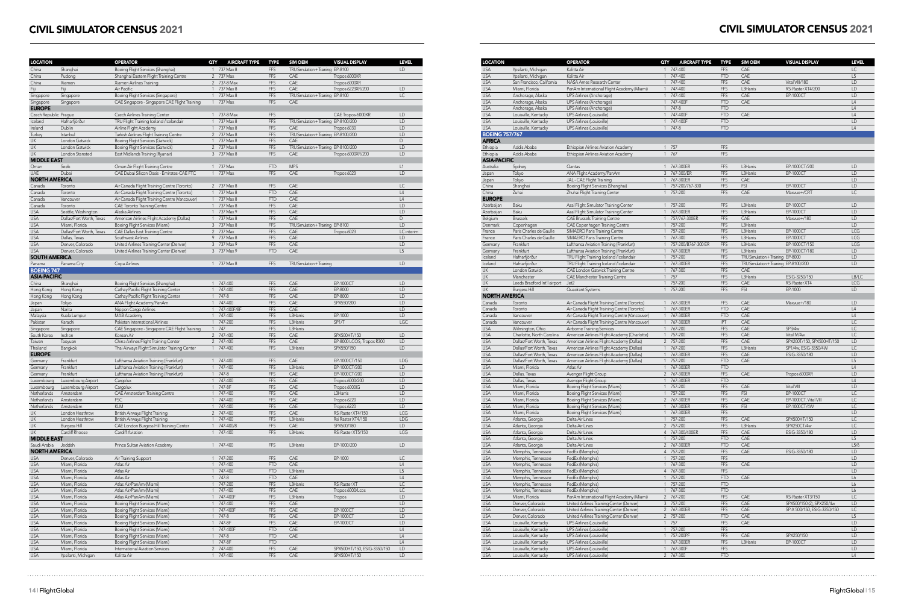# CIVIL SIMULATOR CENSUS 2021

| LOCATION | | OPERATOR | QTY | AIRCRAFT TYPE | TYPE | SIM OEM | VISUAL DISPLAY | LEVEL |
|---|---|---|---|---|---|---|---|---|
| China | Shanghai | Boeing Flight Services (Shanghai) | 1 | 737 Max 8 | FFS | TRU Simulation + Training | EP-8100 | LD |
| China | Pudong | Shanghai Eastern Flight Training Centre | 2 | 737 Max | FFS | CAE | Tropos 6000XR | |
| China | Xiamen | Xiamen Airlines Training | 2 | 737-8 Max | FFS | CAE | Tropos 6000XR | |
| Fiji | Fiji | Air Pacific | 1 | 737 Max 8 | FFS | CAE | Tropos 6223XR/200 | LD |
| Singapore | Singapore | Boeing Flight Services (Singapore) | 1 | 737 Max 8 | FFS | TRU Simulation + Training | EP-8100 | LC |
| Singapore | Singapore | CAE Singapore - Singapore CAE Flight Training | 1 | 737 Max | FFS | CAE | | |
| **EUROPE** | | | | | | | | |
| Czech Republic | Prague | Czech Airlines Training Center | 1 | 737-8 Max | FFS | | CAE Tropos-6000XR | LD |
| Iceland | Hafnarfjörður | TRU Flight Training Iceland /Icelandair | 1 | 737 Max 8 | FFS | TRU Simulation + Training | EP-8100/200 | LD |
| Ireland | Dublin | Airline Flight Academy | 1 | 737 Max 8 | FFS | CAE | Tropos 6030 | LD |
| Turkey | Istanbul | Turkish Airlines Flight Training Centre | 2 | 737 Max 8 | FFS | TRU Simulation + Training | EP-8100/200 | LD |
| UK | London Gatwick | Boeing Flight Services (Gatwick) | 1 | 737 Max 8 | FFS | CAE | | D |
| UK | London Gatwick | Boeing Flight Services (Gatwick) | 2 | 737 Max 8 | FFS | TRU Simulation + Training | EP-8100/200 | LD |
| UK | London Stansted | East Midlands Training (Ryanair) | 3 | 737 Max 8 | FFS | CAE | Tropos 6000XR/200 | LD |
| **MIDDLE EAST** | | | | | | | | |
| Oman | Seeb | Oman Air Flight Training Centre | 1 | 737 Max | FTD | MPS | | L1 |
| UAE | Dubai | CAE Dubai Silicon Oasis - Emirates-CAE FTC | 1 | 737 Max | FFS | CAE | Tropos 6023 | LD |
| **NORTH AMERICA** | | | | | | | | |
| Canada | Toronto | Air Canada Flight Training Centre (Toronto) | 2 | 737 Max 8 | FFS | CAE | | LC |
| Canada | Toronto | Air Canada Flight Training Centre (Toronto) | 1 | 737 Max 8 | FTD | CAE | | L4 |
| Canada | Vancouver | Air Canada Flight Training Centre (Vancouver) | 1 | 737 Max 8 | FTD | CAE | | L4 |
| Canada | Toronto | CAE Toronto Training Centre | 1 | 737 Max 8 | FFS | CAE | | LD |
| USA | Seattle, Washington | Alaska Airlines | 1 | 737 Max 9 | FFS | CAE | | LD |
| USA | Dallas/Fort Worth, Texas | American Airlines Flight Academy (Dallas) | 1 | 737 Max 8 | FFS | CAE | | D |
| USA | Miami, Florida | Boeing Flight Services (Miami) | 3 | 737 Max 8 | FFS | TRU Simulation + Training | EP-8100 | LD |
| USA | Dallas/Fort Worth, Texas | CAE Dallas East Training Centre | 2 | 737 Max | FFS | CAE | Tropos 6023 | LC interim |
| USA | Dallas, Texas | Southwest Airlines | 9 | 737 Max 8 | FFS | CAE | | LD |
| USA | Denver, Colorado | United Airlines Training Center (Denver) | 3 | 737 Max 9 | FFS | CAE | | LD |
| USA | Denver, Colorado | United Airlines Training Center (Denver) | 3 | 737 Max 9 | FTD | CAE | | L5 |
| **SOUTH AMERICA** | | | | | | | | |
| Panama | Panama City | Copa Airlines | 1 | 737 Max 8 | FFS | TRU Simulation + Training | | LD |
| **BOEING 747** | | | | | | | | |
| **ASIA-PACIFIC** | | | | | | | | |
| China | Shanghai | Boeing Flight Services (Shanghai) | 1 | 747-400 | FFS | CAE | EP-1000CT | LD |
| Hong Kong | Hong Kong | Cathay Pacific Flight Training Center | 1 | 747-400 | FFS | CAE | EP-8000 | LD |
| Hong Kong | Hong Kong | Cathay Pacific Flight Training Center | 1 | 747-8 | FFS | CAE | EP-8000 | LD |
| Japan | Tokyo | ANA Flight Academy/PanAm | 1 | 747-400 | FFS | CAE | SPX550/200 | LD |
| Japan | Narita | Nippon Cargo Airlines | 1 | 747-400F/8F | FFS | CAE | | LD |
| Malaysia | Kuala Lumpur | MAB Academy | 1 | 747-400 | FFS | L3Harris | EP-1000 | LD |
| Pakistan | Karachi | Pakistan International Airlines | 1 | 747-200 | FFS | L3Harris | SP1/T | LGC |
| Singapore | Singapore | CAE Singapore - Singapore CAE Flight Training | 1 | 747 | FFS | L3Harris | | |
| South Korea | Inchon | Korean Air | 2 | 747-400 | FFS | CAE | SPX500HT/150 | LD |
| Taiwan | Taoyuan | China Airlines Flight Training Center | 2 | 747-400 | FFS | CAE | EP-8000 LCOS, Tropos R300 | LD |
| Thailand | Bangkok | Thai Airways Flight Simulator Training Center | 1 | 747-400 | FFS | L3Harris | SPX550/150 | LD |
| **EUROPE** | | | | | | | | |
| Germany | Frankfurt | Lufthansa Aviation Training (Frankfurt) | 1 | 747-400 | FFS | CAE | EP-1000CT/150 | LDG |
| Germany | Frankfurt | Lufthansa Aviation Training (Frankfurt) | 1 | 747-400 | FFS | L3Harris | EP-1000CT/200 | LD |
| Germany | Frankfurt | Lufthansa Aviation Training (Frankfurt) | 1 | 747-8 | FFS | CAE | EP-1000CT/200 | LD |
| Luxembourg | Luxembourg Airport | Cargolux | 1 | 747-400 | FFS | CAE | Tropos 6000/200 | LD |
| Luxembourg | Luxembourg Airport | Cargolux | 1 | 747-8F | FFS | CAE | Tropos 6000G | LD |
| Netherlands | Amsterdam | CAE Amsterdam Training Centre | 1 | 747-400 | FFS | CAE | L3Harris | LD |
| Netherlands | Amsterdam | FSC | 1 | 747-400 | FFS | CAE | Tropos 6220 | LD |
| Netherlands | Amsterdam | KLM | 1 | 747-400 | FFS | CAE | Tropos 6220 | LD |
| UK | London Heathrow | British Airways Flight Training | 2 | 747-400 | FFS | CAE | RSi Raster XT4/150 | LCG |
| UK | London Heathrow | British Airways Flight Training | 1 | 747-400 | FFS | L3Harris | Rsi Raster XT4/150 | LDG |
| UK | Burgess Hill | CAE London Burgess Hill Training Center | 1 | 747-400/8 | FFS | CAE | SPX500/180 | LD |
| UK | Cardiff Rhoose | Cardiff Aviation | 1 | 747-400 | FFS | L3Harris | RSi Raster XT5/150 | LCG |
| **MIDDLE EAST** | | | | | | | | |
| Saudi Arabia | Jeddah | Prince Sultan Aviation Academy | 1 | 747-400 | FFS | L3Harris | EP-1000/200 | LD |
| **NORTH AMERICA** | | | | | | | | |
| USA | Denver, Colorado | Air Training Support | 1 | 747-200 | FFS | CAE | EP-1000 | LC |
| USA | Miami, Florida | Atlas Air | 1 | 747-400 | FTD | CAE | | L4 |
| USA | Miami, Florida | Atlas Air | 1 | 747-400 | FTD | L3Harris | | L5 |
| USA | Miami, Florida | Atlas Air | 1 | 747-8 | FTD | CAE | | L4 |
| USA | Miami, Florida | Atlas Air/PanAm (Miami) | 1 | 747-200 | FFS | L3Harris | RSi Raster XT | LC |
| USA | Miami, Florida | Atlas Air/PanAm (Miami) | 1 | 747-400 | FFS | CAE | Tropos 6000/Lcos | LC |
| USA | Miami, Florida | Atlas Air/PanAm (Miami) | 1 | 747-400F | FFS | L3Harris | Tropos | LD |
| USA | Miami, Florida | Boeing Flight Services (Miami) | 1 | 747-400 | FFS | CAE | | LD |
| USA | Miami, Florida | Boeing Flight Services (Miami) | 1 | 747-400F | FFS | CAE | EP-1000CT | LD |
| USA | Miami, Florida | Boeing Flight Services (Miami) | 1 | 747-8 | FFS | CAE | EP-1000CT | LD |
| USA | Miami, Florida | Boeing Flight Services (Miami) | 1 | 747-8F | FFS | CAE | EP-1000CT | LD |
| USA | Miami, Florida | Boeing Flight Services (Miami) | 1 | 747-400F | FTD | CAE | | L4 |
| USA | Miami, Florida | Boeing Flight Services (Miami) | 1 | 747-8 | FTD | CAE | | L4 |
| USA | Miami, Florida | Boeing Flight Services (Miami) | 1 | 747-8F | FTD | | | L4 |
| USA | Miami, Florida | International Aviation Services | 2 | 747-400 | FFS | CAE | SPX500HT/150, ESIG-3350/150 | LD |
| USA | Ypsilanti, Michigan | Kalitta Air | 1 | 747-400 | FFS | CAE | SPX500HT/150 | LD |
| USA | Ypsilanti, Michigan | Kalitta Air | 1 | 747-400 | FFS | CAE | | LC |
| USA | Ypsilanti, Michigan | Kalitta Air | 1 | 747-400 | FTD | CAE | | L5 |
| USA | San Francisco, California | NASA Ames Research Center | 1 | 747-400 | FFS | CAE | Vital VIII/180 | LD |
| USA | Miami, Florida | PanAm International Flight Academy (Miami) | 1 | 747-400 | FFS | L3Harris | RSi Raster XT4/200 | LD |
| USA | Anchorage, Alaska | UPS Airlines (Anchorage) | 1 | 747-400 | FFS | CAE | EP-1000CT | LD |
| USA | Anchorage, Alaska | UPS Airlines (Anchorage) | 1 | 747-400F | FTD | CAE | | L4 |
| USA | Anchorage, Alaska | UPS Airlines (Anchorage) | 1 | 747-8 | FTD | | | L4 |
| USA | Louisville, Kentucky | UPS Airlines (Louisville) | 1 | 747-400F | FTD | CAE | | L4 |
| USA | Louisville, Kentucky | UPS Airlines (Louisville) | 1 | 747-400F | FTD | | | LD |
| USA | Louisville, Kentucky | UPS Airlines (Louisville) | 1 | 747-8 | FTD | | | L4 |
| **BOEING 757/767** | | | | | | | | |
| **AFRICA** | | | | | | | | |
| Ethiopia | Addis Ababa | Ethiopian Airlines Aviation Academy | 1 | 757 | FFS | | | |
| Ethiopia | Addis Ababa | Ethiopian Airlines Aviation Academy | 1 | 767 | FFS | | | |
| **ASIA-PACIFIC** | | | | | | | | |
| Australia | Sydney | Qantas | 1 | 767-300ER | FFS | L3Harris | EP-1000CT/200 | LD |
| Japan | Tokyo | ANA Flight Academy/PanAm | 3 | 767-300/ER | FFS | L3Harris | EP-1000CT | LD |
| Japan | Tokyo | JAL - CAE Flight Training | 1 | 767-300ER | FFS | CAE | | LD |
| China | Shanghai | Boeing Flight Services (Shanghai) | 1 | 757-200/767-300 | FFS | FSI | EP-1000CT | LD |
| China | Zuhai | Zhuhai Flight Training Center | 1 | 757-200 | FFS | CAE | Maxvue+/CRT | LC |
| **EUROPE** | | | | | | | | |
| Azerbaijan | Baku | Azal Flight Simulator Training Center | 1 | 757-200 | FFS | L3Harris | EP-1000CT | LD |
| Azerbaijan | Baku | Azal Flight Simulator Training Center | 1 | 767-300ER | FFS | L3Harris | EP-1000CT | LD |
| Belgium | Brussels | CAE Brussels Training Centre | 1 | 757/767-300ER | FFS | CAE | Maxvue+/180 | LD |
| Denmark | Copenhagen | CAE Copenhagen Training Centre | 1 | 757-200 | FFS | L3Harris | | LD |
| France | Paris Charles de Gaulle | SIMAERO Paris Training Centre | 1 | 757-200 | FFS | L3Harris | EP-1000CT | LCG |
| France | Paris Charles de Gaulle | SIMAERO Paris Training Centre | 1 | 767-300 | FFS | L3Harris | EP-1000CT | LCG |
| Germany | Frankfurt | Lufthansa Aviation Training (Frankfurt) | 1 | 757-200/B767-300 ER | FFS | L3Harris | EP-1000CT/150 | LCG |
| Germany | Frankfurt | Lufthansa Aviation Training (Frankfurt) | 1 | 767-300ER | FFS | L3Harris | EP-1000CT/180 | LD |
| Iceland | Hafnarfjörður | TRU Flight Training Iceland /Icelandair | 1 | 757-200 | FFS | TRU Simulation + Training | EP-8000 | LD |
| Iceland | Hafnarfjörður | TRU Flight Training Iceland /Icelandair | 1 | 767-300ER | FFS | TRU Simulation + Training | EP-8100/200 | LD |
| UK | London Gatwick | CAE London Gatwick Training Centre | 1 | 767-300 | FFS | CAE | | |
| UK | Manchester | CAE Manchester Training Centre | 1 | 757 | FFS | L3Harris | ESIG-3250/150 | LB/LC |
| UK | Leeds Bradford Int'l airport | Jet2 | 1 | 757-200 | FFS | CAE | RSi Raster XT4 | LCG |
| UK | Burgess Hill | Quadrant Systems | 1 | 757-200 | FFS | FSI | EP-1000 | LD |
| **NORTH AMERICA** | | | | | | | | |
| Canada | Toronto | Air Canada Flight Training Centre (Toronto) | 1 | 767-300ER | FFS | CAE | Maxvue+/180 | LD |
| Canada | Toronto | Air Canada Flight Training Centre (Toronto) | 1 | 767-300ER | FTD | CAE | | L4 |
| Canada | Vancouver | Air Canada Flight Training Centre (Vancouver) | 1 | 767-300ER | FTD | CAE | | L4 |
| Canada | Vancouver | Air Canada Flight Training Centre (Vancouver) | 1 | 767-300ER | IPT | CAE | | LC |
| USA | Wilmington, Ohio | Airborne Training Services | 1 | 767-200 | FFS | CAE | SP3/4w | LC |
| USA | Charlotte, North Carolina | American Airlines Flight Academy (Charlotte) | 1 | 757-200 | FFS | CAE | Vital IV/4w | LC |
| USA | Dallas/Fort Worth, Texas | American Airlines Flight Academy (Dallas) | 2 | 757-200 | FFS | CAE | SPX200T/150, SPX500HT/150 | LD |
| USA | Dallas/Fort Worth, Texas | American Airlines Flight Academy (Dallas) | 1 | 767-200 | FFS | L3Harris | SP1/4w, ESIG-3350/4W | LC |
| USA | Dallas/Fort Worth, Texas | American Airlines Flight Academy (Dallas) | 1 | 767-300ER | FFS | CAE | ESIG-3350/180 | LD |
| USA | Dallas/Fort Worth, Texas | American Airlines Flight Academy (Dallas) | 1 | 757-200 | FTD | CAE | | L5 |
| USA | Miami, Florida | Atlas Air | 1 | 767-300ER | FTD | | | L4 |
| USA | Dallas, Texas | Avenger Flight Group | 2 | 767-300ER | FFS | CAE | Tropos 6000XR | LD |
| USA | Dallas, Texas | Avenger Flight Group | 1 | 767-300ER | FTD | | | L4 |
| USA | Miami, Florida | Boeing Flight Services (Miami) | 1 | 757-200 | FFS | CAE | Vital VIII | LD |
| USA | Miami, Florida | Boeing Flight Services (Miami) | 1 | 757-200 | FFS | FSI | EP-1000CT | LC |
| USA | Miami, Florida | Boeing Flight Services (Miami) | 2 | 767-300ER | FFS | CAE | EP-1000CT, Vital VIII | LC |
| USA | Miami, Florida | Boeing Flight Services (Miami) | 1 | 767-300ER | FFS | FSI | EP-1000CT/4W | LC |
| USA | Miami, Florida | Boeing Flight Services (Miami) | 1 | 767-300ER | FFS | | | LD |
| USA | Atlanta, Georgia | Delta Air Lines | 1 | 757-200 | FFS | CAE | SPX500HT/150 | LC |
| USA | Atlanta, Georgia | Delta Air Lines | 2 | 757-200 | FFS | L3Harris | SPX250CT/4w | LC |
| USA | Atlanta, Georgia | Delta Air Lines | 4 | 767-300/400ER | FFS | CAE | ESIG-3350/180 | LD |
| USA | Atlanta, Georgia | Delta Air Lines | 1 | 757-200 | FTD | CAE | | L5 |
| USA | Atlanta, Georgia | Delta Air Lines | 2 | 767-300ER | FTD | CAE | | L5/6 |
| USA | Memphis, Tennessee | FedEx (Memphis) | 4 | 757-200 | FFS | CAE | ESIG-3350/180 | LD |
| USA | Memphis, Tennessee | FedEx (Memphis) | 1 | 757-200 | FFS | | | LD |
| USA | Memphis, Tennessee | FedEx (Memphis) | 1 | 767-300 | FFS | CAE | | LD |
| USA | Memphis, Tennessee | FedEx (Memphis) | 4 | 767-300 | FFS | | | LD |
| USA | Memphis, Tennessee | FedEx (Memphis) | 1 | 757-200 | FTD | CAE | | L6 |
| USA | Memphis, Tennessee | FedEx (Memphis) | 1 | 757-200 | FTD | | | L6 |
| USA | Memphis, Tennessee | FedEx (Memphis) | 1 | 767-300 | FTD | | | L6 |
| USA | Miami, Florida | PanAm International Flight Academy (Miami) | 2 | 767-200 | FFS | CAE | RSi Raster XT3/150 | LC |
| USA | Denver, Colorado | United Airlines Training Center (Denver) | 3 | 757-200 | FFS | CAE | SPX500/150 (2), SPX250/4w | LD |
| USA | Denver, Colorado | United Airlines Training Center (Denver) | 2 | 767-300ER | FFS | CAE | SP-X 500/150, ESIG-3350/150 | LC |
| USA | Denver, Colorado | United Airlines Training Center (Denver) | 2 | 757-200 | FTD | CAE | | L5 |
| USA | Louisville, Kentucky | UPS Airlines (Louisville) | 1 | 757 | FFS | CAE | | LD |
| USA | Louisville, Kentucky | UPS Airlines (Louisville) | 1 | 757-200 | FFS | | | LD |
| USA | Louisville, Kentucky | UPS Airlines (Louisville) | 1 | 757-200PF | FFS | CAE | SPX250/150 | LD |
| USA | Louisville, Kentucky | UPS Airlines (Louisville) | 1 | 767-300ER | FFS | L3Harris | EP-1000CT | LD |
| USA | Louisville, Kentucky | UPS Airlines (Louisville) | 1 | 767-300F | FFS | | | LD |
| USA | Louisville, Kentucky | UPS Airlines (Louisville) | 2 | 767-300 | FTD | | | L4 |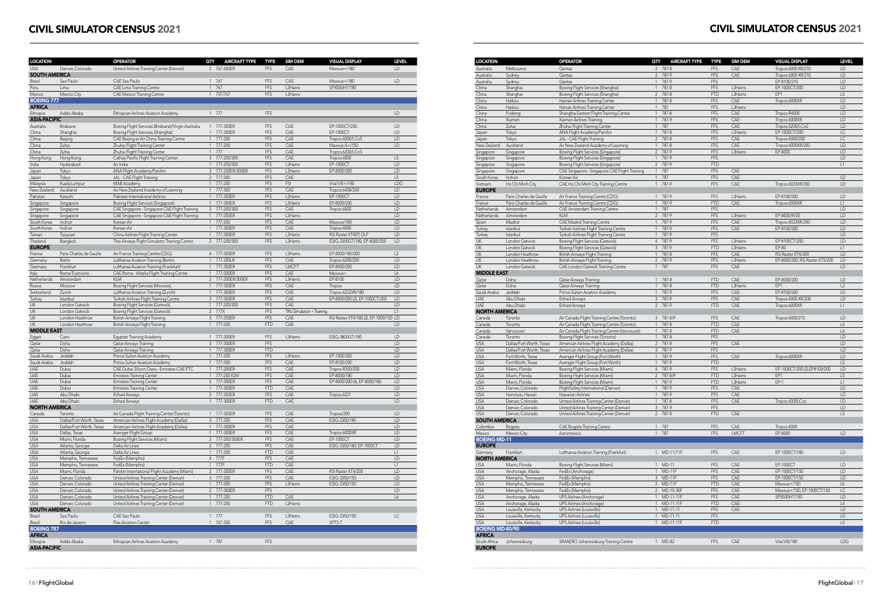# CIVIL SIMULATOR CENSUS 2021

| LOCATION | | OPERATOR | QTY | AIRCRAFT TYPE | TYPE | SIM OEM | VISUAL DISPLAY | LEVEL |
|---|---|---|---|---|---|---|---|---|
| USA | Denver, Colorado | United Airlines Training Center (Denver) | 2 | 767-400ER | FFS | CAE | Maxvue+/180 | LD |
| **SOUTH AMERICA** | | | | | | | | |
| Brazil | Sao Paulo | CAE Sao Paulo | 1 | 767 | FFS | CAE | Maxvue+/180 | LD |
| Peru | Lima | CAE Lima Training Centre | 1 | 767 | FFS | L3Harris | SPX550HT/180 | |
| Mexico | Mexico City | CAE Mexico Training Centre | 1 | 757/767 | FFS | L3Harris | | |
| **BOEING 777** | | | | | | | | |
| **AFRICA** | | | | | | | | |
| Ethiopia | Addis Ababa | Ethiopian Airlines Aviation Academy | 1 | 777 | FFS | | | LD |
| **ASIA-PACIFIC** | | | | | | | | |
| Australia | Brisbane | Boeing Flight Services (Brisbane)/Virgin Australia | 1 | 777-300ER | FFS | CAE | EP-1000CT/200 | LD |
| China | Shanghai | Boeing Flight Services (Shanghai) | 1 | 777-300ER | FFS | CAE | EP-1000CT | LD |
| China | Beijing | CAE Beijing at Air China Training Centre | 1 | 777-200 | FFS | CAE | Tropos 6000/LCoS | LD |
| China | Zuhai | Zhuhai Flight Training Center | 1 | 777-200 | FFS | CAE | Maxvue A+/150 | LD |
| China | Zuhai | Zhuhai Flight Training Center | 1 | 777 | FFS | CAE | Tropos 6200/LCoS | |
| Hong Kong | Hong Kong | Cathay Pacific Flight Training Center | 3 | 777-200/300 | FFS | CAE | Tropos 6000 | L5 |
| India | Hyderabad | Air India | 1 | 777-200/300 | FFS | L3Harris | EP-1000CT | LD |
| Japan | Tokyo | ANA Flight Academy/PanAm | 3 | 777-200ER/300ER | FFS | L3Harris | EP-8000/200 | LD |
| Japan | Tokyo | JAL - CAE Flight Training | 2 | 777-200 | FFS | CAE | | L5 |
| Malaysia | Kuala Lumpur | MAB Academy | 1 | 777-200 | FFS | FSI | Vital VIII+/180 | LDG |
| New Zealand | Auckland | Air New Zealand Academy of Learning | 1 | 777-300 | FFS | CAE | Tropos 6400/200 | LD |
| Pakistan | Karachi | Pakistan International Airlines | 1 | 777-300ER | FFS | L3Harris | EP-1000CT | LD |
| Singapore | Singapore | Boeing Flight Services (Singapore) | 1 | 777-300ER | FFS | L3Harris | EP-8000/200 | LD |
| Singapore | Singapore | CAE Singapore - Singapore CAE Flight Training | 2 | 777-200/300 | FFS | CAE | Tropos 6000 | LD |
| Singapore | Singapore | CAE Singapore - Singapore CAE Flight Training | 1 | 777-200ER | FFS | L3Harris | | LD |
| South Korea | Inchon | Korean Air | 1 | 777-200 | FFS | CAE | Maxvue/180 | LD |
| South Korea | Inchon | Korean Air | 1 | 777-300ER | FFS | CAE | Tropos 6000 | LD |
| Taiwan | Taoyuan | China Airlines Flight Training Center | 1 | 777-300ER | FFS | L3Harris | RSi Raster XT4EP, DLP | LD |
| Thailand | Bangkok | Thai Airways Flight Simulator Training Center | 2 | 777-200/300 | FFS | L3Harris | ESIG-3350GT/180, EP-8000/200 | LD |
| **EUROPE** | | | | | | | | |
| France | Paris Charles de Gaulle | Air France Training Centre (CDG) | 4 | 777-300ER | FFS | L3Harris | EP-8000/180/200 | L2 |
| Germany | Berlin | Lufthansa Aviation Training (Berlin) | 1 | 777-200LR | FFS | CAE | Tropos 6200/200 | LD |
| Germany | Frankfurt | Lufthansa Aviation Training (Frankfurt) | 1 | 777-300ER | FFS | LMCFT | EP-8000/200 | LD |
| Italy | Rome Fiumicino | CAE Rome - Alitalia Flight Training Centre | 1 | 777-200ER | FFS | CAE | Maxvue+ | L6 |
| Netherlands | Amsterdam | KLM | 2 | 777-200ER/300ER | FFS | L3Harris | EP-8100 | LD |
| Russia | Moscow | Boeing Flight Services (Moscow) | 1 | 777-300ER | FFS | CAE | Tropos | LD |
| Switzerland | Zurich | Lufthansa Aviation Training (Zurich) | 1 | 777-300ER | FFS | CAE | Tropos 6222XR/180 | LD |
| Turkey | Istanbul | Turkish Airlines Flight Training Centre | 3 | 777-300ER | FFS | CAE | EP-8000/200(2), EP-1000CT/200 | LD |
| UK | London Gatwick | Boeing Flight Services (Gatwick) | 1 | 777-200/300 | FFS | CAE | | LD |
| UK | London Gatwick | Boeing Flight Services (Gatwick) | 2 | 777X | FFS | TRU Simulation + Training | | L1 |
| UK | London Heathrow | British Airways Flight Training | 3 | 777-200ER | FFS | CAE | RSi Raster XT4/180 (2), EP-1000/150 | LD |
| UK | London Heathrow | British Airways Flight Training | 1 | 777-200 | FTD | CAE | | LD |
| **MIDDLE EAST** | | | | | | | | |
| Egypt | Cairo | Egyptair Training Academy | 1 | 777-200ER | FFS | L3Harris | ESIG-3800GT/180 | LD |
| Qatar | Doha | Qatar Airways Training | 3 | 777-300ER | FFS | | | LD |
| Qatar | Doha | Qatar Airways Training | 1 | 777-300ER | FTD | | | LD |
| Saudi Arabia | Jeddah | Prince Sultan Aviation Academy | 1 | 777-200 | FFS | L3Harris | EP-1000/200 | LD |
| Saudi Arabia | Jeddah | Prince Sultan Aviation Academy | 1 | 777-300 | FFS | CAE | EP-8100/200 | LD |
| UAE | Dubai | CAE Dubai Silicon Oasis - Emirates-CAE FTC | 1 | 777-200ER | FFS | CAE | Tropos R300/200 | LD |
| UAE | Dubai | Emirates Training Center | 1 | 777-200 IGW | FFS | CAE | EP-8000/180 | LD |
| UAE | Dubai | Emirates Training Center | 5 | 777-300ER | FFS | CAE | EP-8000/200 (4), EP-8000/180 | LD |
| UAE | Dubai | Emirates Training Center | 1 | 777-300ER | FTD | CAE | | LD |
| UAE | Abu Dhabi | Etihad Airways | 2 | 777-300ER | FFS | CAE | Tropos 6221 | LD |
| UAE | Abu Dhabi | Etihad Airways | 1 | 777-300ER | FTD | CAE | | LD |
| **NORTH AMERICA** | | | | | | | | |
| Canada | Toronto | Air Canada Flight Training Centre (Toronto) | 1 | 777-300ER | FFS | CAE | Tropos/200 | LD |
| USA | Dallas/Fort Worth, Texas | American Airlines Flight Academy (Dallas) | 3 | 777-200 | FFS | CAE | ESIG-3350/180 | LD |
| USA | Dallas/Fort Worth, Texas | American Airlines Flight Academy (Dallas) | 1 | 777-300ER | FFS | CAE | | LD |
| USA | Dallas, Texas | Avenger Flight Group | 1 | 777-300ER | FFS | CAE | Tropos 6000XR | LD |
| USA | Miami, Florida | Boeing Flight Services (Miami) | 2 | 777-200/300ER | FFS | CAE | EP-1000CT | LD |
| USA | Atlanta, Georgia | Delta Air Lines | 2 | 777-200 | FFS | CAE | ESIG-3350/180, EP-1000CT | LD |
| USA | Atlanta, Georgia | Delta Air Lines | 1 | 777-200 | FTD | CAE | | L1 |
| USA | Memphis, Tennessee | FedEx (Memphis) | 4 | 777F | FFS | CAE | | LD |
| USA | Memphis, Tennessee | FedEx (Memphis) | 1 | 777F | FTD | CAE | | L1 |
| USA | Miami, Florida | PanAm International Flight Academy (Miami) | 2 | 777-200ER | FFS | CAE | RSI Raster XT4/200 | LD |
| USA | Denver, Colorado | United Airlines Training Center (Denver) | 3 | 777-200 | FFS | CAE | ESIG-3350/150 | LD |
| USA | Denver, Colorado | United Airlines Training Center (Denver) | 1 | 777-200 | FFS | L3Harris | ESIG-3350/150 | LD |
| USA | Denver, Colorado | United Airlines Training Center (Denver) | 2 | 777-300ER | FFS | | | LD |
| USA | Denver, Colorado | United Airlines Training Center (Denver) | 1 | 777-200 | FTD | CAE | | L6 |
| USA | Denver, Colorado | United Airlines Training Center (Denver) | 1 | 777-200 | FTD | L3Harris | | |
| **SOUTH AMERICA** | | | | | | | | |
| Brazil | Sao Paulo | CAE Sao Paulo | 1 | 777 | FFS | L3Harris | ESIG-3350/150 | LC |
| Brazil | Rio de Janeiro | Flex Aviation Center | 1 | 767-200 | FFS | CAE | SPT3-T | |
| **BOEING 787** | | | | | | | | |
| **AFRICA** | | | | | | | | |
| Ethiopia | Addis Ababa | Ethiopian Airlines Aviation Academy | 1 | 787 | FFS | | | |
| **ASIA-PACIFIC** | | | | | | | | |
| Australia | Melbourne | Qantas | 2 | 787-8 | FFS | CAE | Tropos 6000 XR/210 | LD |
| Australia | Sydney | Qantas | 2 | 787-9 | FFS | CAE | Tropos 6000 XR/210 | LD |
| Australia | Sydney | Qantas | 1 | 787-9 | FFS | | EP-8100/210 | LD |
| China | Shanghai | Boeing Flight Services (Shanghai) | 1 | 787-8 | FFS | L3Harris | EP-1000CT/200 | LD |
| China | Shanghai | Boeing Flight Services (Shanghai) | 2 | 787-8 | FTD | L3Harris | EP1 | L5 |
| China | Haikou | Hainan Airlines Training Center | 1 | 787-8 | FFS | CAE | Tropos 6000XR | LD |
| China | Haikou | Hainan Airlines Training Center | 1 | 787 | FFS | L3Harris | | LD |
| China | Pudong | Shanghai Eastern Flight Training Centre | 1 | 787-8 | FFS | CAE | Tropos R4000 | LD |
| China | Xiamen | Xiamen Airlines Training | 1 | 787-9 | FFS | CAE | Tropos 6000XR | LD |
| China | Zuhai | Zhuhai Flight Training Center | 1 | 787 | FFS | CAE | Tropos 6200/LCoS | LD |
| Japan | Tokyo | ANA Flight Academy/PanAm | 1 | 787-8 | FFS | L3Harris | EP-1000CT/200 | LC |
| Japan | Tokyo | JAL - CAE Flight Training | 2 | 787-8 | FFS | CAE | Tropos 6000/200 | LC |
| New Zealand | Auckland | Air New Zealand Academy of Learning | 1 | 787-8 | FFS | CAE | Tropos 6000XR/200 | LD |
| Singapore | Singapore | Boeing Flight Services (Singapore) | 2 | 787-9 | FFS | L3Harris | EP-8000 | LD |
| Singapore | Singapore | Boeing Flight Services (Singapore) | 1 | 787-9 | FFS | | | LD |
| Singapore | Singapore | Boeing Flight Services (Singapore) | 2 | 787-9 | FTD | | | L1 |
| Singapore | Singapore | CAE Singapore - Singapore CAE Flight Training | 1 | 787 | FFS | CAE | | |
| South Korea | Inchon | Korean Air | 1 | 787 | FFS | CAE | | LD |
| Vietnam | Ho Chi Minh City | CAE Ho Chi Minh City Training Centre | 1 | 787-9 | FFS | CAE | Tropos 6023XR/200 | LD |
| **EUROPE** | | | | | | | | |
| France | Paris Charles de Gaulle | Air France Training Centre (CDG) | 1 | 787-9 | FFS | L3Harris | EP-8100/200 | LD |
| France | Paris Charles de Gaulle | Air France Training Centre (CDG) | 1 | 787-9 | FTD | CAE | Tropos 6000XR | L1 |
| Netherlands | Amsterdam | CAE Amsterdam Training Centre | 1 | 787 | FFS | | | |
| Netherlands | Amsterdam | KLM | 2 | 787-9 | FFS | L3Harris | EP-8000/8100 | LD |
| Spain | Madrid | CAE Madrid Training Centre | 1 | 787-9 | FFS | CAE | Tropos 6023XR/200 | LD |
| Turkey | Istanbul | Turkish Airlines Flight Training Centre | 1 | 787-9 | FFS | CAE | EP-8100/200 | LD |
| Turkey | Istanbul | Turkish Airlines Flight Training Centre | 1 | 787-9 | FFS | | | LD |
| UK | London Gatwick | Boeing Flight Services (Gatwick) | 4 | 787-9 | FFS | L3Harris | EP-8100CT/200 | LD |
| UK | London Gatwick | Boeing Flight Services (Gatwick) | 3 | 787-9 | FTD | L3Harris | EP-80 | L1 |
| UK | London Heathrow | British Airways Flight Training | 1 | 787-8 | FFS | CAE | RSi Raster XT4/200 | LD |
| UK | London Heathrow | British Airways Flight Training | 2 | 787-9 | FFS | L3Harris | EP-8000/200, RSi Raster XT5/200 | LD |
| UK | London Gatwick | CAE London Gatwick Training Centre | 1 | 787 | FFS | CAE | | LD |
| **MIDDLE EAST** | | | | | | | | |
| Qatar | Doha | Qatar Airways Training | 1 | 787-8 | FTD | CAE | EP-8000/200 | LD |
| Qatar | Doha | Qatar Airways Training | 1 | 787-8 | FTD | L3Harris | EP1 | L2 |
| Saudi Arabia | Jeddah | Prince Sultan Aviation Academy | 1 | 787-9 | FFS | CAE | EP-8100/200 | LD |
| UAE | Abu Dhabi | Etihad Airways | 3 | 787-9 | FFS | CAE | Tropos 6000 XR/200 | LD |
| UAE | Abu Dhabi | Etihad Airways | 2 | 787-9 | FTD | CAE | Tropos 6000XR | L1 |
| **NORTH AMERICA** | | | | | | | | |
| Canada | Toronto | Air Canada Flight Training Centre (Toronto) | 3 | 787-8/9 | FFS | CAE | Tropos 6000/210 | LD |
| Canada | Toronto | Air Canada Flight Training Centre (Toronto) | 1 | 787-8 | FTD | CAE | | L4 |
| Canada | Vancouver | Air Canada Flight Training Centre (Vancouver) | 1 | 787-8 | FTD | CAE | | L4 |
| Canada | Toronto | Boeing Flight Services (Toronto) | 1 | 787-8 | FFS | | | LD |
| USA | Dallas/Fort Worth, Texas | American Airlines Flight Academy (Dallas) | 2 | 787-8 | FFS | CAE | | LD |
| USA | Dallas/Fort Worth, Texas | American Airlines Flight Academy (Dallas) | 3 | 787-9 | FFS | | | LD |
| USA | Fort Worth, Texas | Avenger Flight Group (Fort Worth) | 1 | 787-9 | FFS | CAE | Tropos 6000XR | LD |
| USA | Fort Worth, Texas | Avenger Flight Group (Fort Worth) | 1 | 787-9 | FTD | | | L5 |
| USA | Miami, Florida | Boeing Flight Services (Miami) | 4 | 787-9 | FFS | L3Harris | EP-1000CT/200 (2),EP8100/200 | LD |
| USA | Miami, Florida | Boeing Flight Services (Miami) | 2 | 787-8/9 | FTD | L3Harris | EP1 | L5 |
| USA | Miami, Florida | Boeing Flight Services (Miami) | 1 | 787-9 | FTD | L3Harris | EP-1 | L1 |
| USA | Denver, Colorado | FlightSafety International (Denver) | 1 | 787-9 | FFS | CAE | | LD |
| USA | Honolulu, Hawaii | Hawaiian Airlines | 1 | 787-9 | FFS | CAE | | LD |
| USA | Denver, Colorado | United Airlines Training Center (Denver) | 1 | 787-8 | FFS | CAE | Tropos 6000LCos | LD |
| USA | Denver, Colorado | United Airlines Training Center (Denver) | 3 | 787-9 | FFS | | | LD |
| USA | Denver, Colorado | United Airlines Training Center (Denver) | 2 | 787-8 | FTD | CAE | | L5 |
| **SOUTH AMERICA** | | | | | | | | |
| Colombia | Bogota | CAE Bogota Training Centre | 1 | 787 | FFS | CAE | Tropos 6000 | |
| Mexico | Mexico City | Aeromexico | 1 | 787 | FFS | LMCFT | EP-8000 | LD |
| **BOEING MD-11** | | | | | | | | |
| **EUROPE** | | | | | | | | |
| Germany | Frankfurt | Lufthansa Aviation Training (Frankfurt) | 1 | MD-11/11F | FFS | CAE | EP-1000CT/180 | LD |
| **NORTH AMERICA** | | | | | | | | |
| USA | Miami, Florida | Boeing Flight Services (Miami) | 1 | MD-11 | FFS | CAE | EP-1000CT | LD |
| USA | Anchorage, Alaska | FedEx (Anchorage) | 1 | MD-11F | FFS | CAE | EP-1000CT/150 | LD |
| USA | Memphis, Tennessee | FedEx (Memphis) | 3 | MD-11F | FFS | CAE | EP-1000CT/150 | LD |
| USA | Memphis, Tennessee | FedEx (Memphis) | 2 | MD-11F | FTD | CAE | Maxvue+/150 | L6 |
| USA | Memphis, Tennessee | FedEx (Memphis) | 2 | MD-10-30F | FFS | CAE | Maxvue+/150, EP-1000CT/150 | LC |
| USA | Anchorage, Alaska | UPS Airlines (Anchorage) | 1 | MD-11-11F | FFS | CAE | SPX500HT/150 | LD |
| USA | Anchorage, Alaska | UPS Airlines (Anchorage) | 1 | MD-11-11F | FTD | CAE | | L4 |
| USA | Louisville, Kentucky | UPS Airlines (Louisville) | 1 | MD-11-11 | FFS | CAE | | LD |
| USA | Louisville, Kentucky | UPS Airlines (Louisville) | 1 | MD-11-11 | FFS | | | LD |
| USA | Louisville, Kentucky | UPS Airlines (Louisville) | 1 | MD-11-11F | FTD | | | L4 |
| **BOEING MD-80/90** | | | | | | | | |
| **AFRICA** | | | | | | | | |
| South Africa | Johannesburg | SIMAERO Johannesburg Training Centre | 1 | MD-82 | FFS | CAE | Vital VIII/180 | LDG |
| **EUROPE** | | | | | | | | |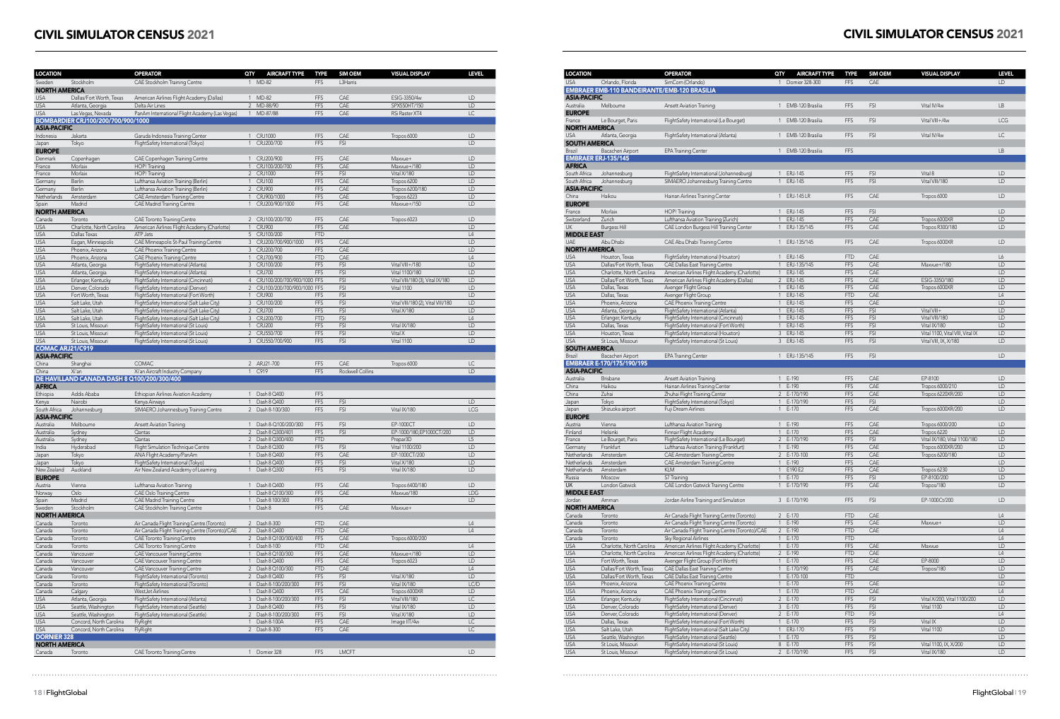# CIVIL SIMULATOR CENSUS 2021

| LOCATION | | OPERATOR | QTY | AIRCRAFT TYPE | TYPE | SIM OEM | VISUAL DISPLAY | LEVEL |
|---|---|---|---|---|---|---|---|---|
| Sweden | Stockholm | CAE Stockholm Training Centre | 1 | MD-82 | FFS | L3Harris | | |
| **NORTH AMERICA** | | | | | | | | |
| USA | Dallas/Fort Worth, Texas | American Airlines Flight Academy (Dallas) | 1 | MD-82 | FFS | CAE | ESIG-3350/4w | LD |
| USA | Atlanta, Georgia | Delta Air Lines | 2 | MD-88/90 | FFS | CAE | SPX550HT/150 | LD |
| USA | Las Vegas, Nevada | PanAm International Flight Academy (Las Vegas) | 1 | MD-87/88 | FFS | CAE | RSi Raster XT4 | LC |
| **BOMBARDIER CRJ100/200/700/900/1000** | | | | | | | | |
| **ASIA-PACIFIC** | | | | | | | | |
| Indonesia | Jakarta | Garuda Indonesia Training Center | 1 | CRJ1000 | FFS | CAE | Tropos 6000 | LD |
| Japan | Tokyo | FlightSafety International (Tokyo) | 1 | CRJ200/700 | FFS | FSI | | LD |
| **EUROPE** | | | | | | | | |
| Denmark | Copenhagen | CAE Copenhagen Training Centre | 1 | CRJ200/900 | FFS | CAE | Maxvue+ | LD |
| France | Morlaix | HOP! Training | 1 | CRJ100/200/700 | FFS | CAE | Maxvue+/180 | LD |
| France | Morlaix | HOP! Training | 2 | CRJ1000 | FFS | FSI | Vital X/180 | LD |
| Germany | Berlin | Lufthansa Aviation Training (Berlin) | 1 | CRJ100 | FFS | CAE | Tropos 6200 | LD |
| Germany | Berlin | Lufthansa Aviation Training (Berlin) | 2 | CRJ900 | FFS | CAE | Tropos 6200/180 | LD |
| Netherlands | Amsterdam | CAE Amsterdam Training Centre | 1 | CRJ900/1000 | FFS | CAE | Tropos 6223 | LD |
| Spain | Madrid | CAE Madrid Training Centre | 1 | CRJ200/900/1000 | FFS | CAE | Maxvue+/150 | LD |
| **NORTH AMERICA** | | | | | | | | |
| Canada | Toronto | CAE Toronto Training Centre | 2 | CRJ100/200/700 | FFS | CAE | Tropos 6023 | LD |
| USA | Charlotte, North Carolina | American Airlines Flight Academy (Charlotte) | 1 | CRJ900 | FFS | CAE | | LD |
| USA | Dallas Texas | ATP Jets | 5 | CRJ100/200 | FTD | | | L4 |
| USA | Eagan, Minneapolis | CAE Minneapolis-St Paul Training Centre | 3 | CRJ200/700/900/1000 | FFS | CAE | | LD |
| USA | Phoenix, Arizona | CAE Phoenix Training Centre | 3 | CRJ200/700 | FFS | CAE | | LD |
| USA | Phoenix, Arizona | CAE Phoenix Training Centre | 1 | CRJ700/900 | FTD | CAE | | LD |
| USA | Atlanta, Georgia | FlightSafety International (Atlanta) | 3 | CRJ100/200 | FFS | FSI | Vital VIII+/180 | LD |
| USA | Atlanta, Georgia | FlightSafety International (Atlanta) | 1 | CRJ700 | FFS | FSI | Vital 1100/180 | LD |
| USA | Erlanger, Kentucky | FlightSafety International (Cincinnati) | 4 | CRJ100/200/700/900/1000 | FFS | FSI | Vital VIII/180 (3), Vital IX/180 | LD |
| USA | Denver, Colorado | FlightSafety International (Denver) | 2 | CRJ100/200/700/900/1000 | FFS | FSI | Vital 1100 | LD |
| USA | Fort Worth, Texas | FlightSafety International (Fort Worth) | 1 | CRJ900 | FFS | FSI | | LD |
| USA | Salt Lake, Utah | FlightSafety International (Salt Lake City) | 3 | CRJ100/200 | FFS | FSI | Vital VIII/180 (2), Vital VIII/180 | LD |
| USA | Salt Lake, Utah | FlightSafety International (Salt Lake City) | 2 | CRJ700 | FFS | FSI | Vital X/180 | LD |
| USA | Salt Lake, Utah | FlightSafety International (Salt Lake City) | 3 | CRJ200/700 | FTD | FSI | | L4 |
| USA | St Louis, Missouri | FlightSafety International (St Louis) | 1 | CRJ200 | FFS | FSI | Vital IX/180 | LD |
| USA | St Louis, Missouri | FlightSafety International (St Louis) | 2 | CRJ550/700 | FFS | FSI | Vital X | LD |
| USA | St Louis, Missouri | FlightSafety International (St Louis) | 3 | CRJ550/700/900 | FFS | FSI | Vital 1100 | LD |
| **COMAC ARJ21/C919** | | | | | | | | |
| **ASIA-PACIFIC** | | | | | | | | |
| China | Shanghai | COMAC | 2 | ARJ21-700 | FFS | CAE | Tropos 6000 | LC |
| China | Xi'an | Xi'an Aircraft Industry Company | 1 | C919 | FFS | Rockwell Collins | | LD |
| **DE HAVILLAND CANADA DASH 8 Q100/200/300/400** | | | | | | | | |
| **AFRICA** | | | | | | | | |
| Ethiopia | Addis Ababa | Ethiopian Airlines Aviation Academy | 1 | Dash 8 Q400 | FFS | | | |
| Kenya | Nairobi | Kenya Airways | 1 | Dash 8 Q400 | FFS | FSI | | LD |
| South Africa | Johannesburg | SIMAERO Johannesburg Training Centre | 2 | Dash 8-100/300 | FFS | FSI | Vital IX/180 | LCG |
| **ASIA-PACIFIC** | | | | | | | | |
| Australia | Melbourne | Ansett Aviation Training | 1 | Dash 8-Q100/200/300 | FFS | FSI | EP-1000CT | LD |
| Australia | Sydney | Qantas | 2 | Dash 8 Q300/401 | FFS | FSI | EP-1000/180,EP1000CT/200 | LD |
| Australia | Sydney | Qantas | 2 | Dash 8 Q300/400 | FTD | | Prepar3D | L5 |
| India | Hyderabad | Flight Simulation Technique Centre | 1 | Dash 8 Q300 | FFS | FSI | Vital 1100/200 | LD |
| Japan | Tokyo | ANA Flight Academy/Pandion | 1 | Dash 8 Q400 | FFS | CAE | EP-1000CT/200 | LD |
| Japan | Tokyo | FlightSafety International (Tokyo) | 1 | Dash 8 Q400 | FFS | FSI | Vital X/180 | LD |
| New Zealand | Auckland | Air New Zealand Academy of Learning | 1 | Dash 8 Q300 | FFS | FSI | Vital IX/180 | LD |
| **EUROPE** | | | | | | | | |
| Austria | Vienna | Lufthansa Aviation Training | 1 | Dash 8 Q400 | FFS | CAE | Tropos 6400/180 | LD |
| Norway | Oslo | CAE Oslo Training Centre | 1 | Dash 8 Q100/300 | FFS | CAE | Maxvue/180 | LDG |
| Spain | Madrid | CAE Madrid Training Centre | 1 | Dash 8 100/300 | FFS | | | LD |
| Sweden | Stockholm | CAE Stockholm Training Centre | 1 | Dash 8 | FFS | CAE | Maxvue+ | |
| **NORTH AMERICA** | | | | | | | | |
| Canada | Toronto | Air Canada Flight Training Centre (Toronto) | 2 | Dash 8-300 | FTD | CAE | | L4 |
| Canada | Toronto | Air Canada Flight Training Centre (Toronto)/CAE | 2 | Dash 8 Q400 | FTD | CAE | | L4 |
| Canada | Toronto | CAE Toronto Training Centre | 2 | Dash 8 Q100/300/400 | FFS | CAE | Tropos 6000/200 | LD |
| Canada | Toronto | CAE Toronto Training Centre | 1 | Dash 8-100 | FTD | CAE | | L4 |
| Canada | Vancouver | CAE Vancouver Training Centre | 1 | Dash 8 Q100/300 | FFS | CAE | Maxvue+/180 | LD |
| Canada | Vancouver | CAE Vancouver Training Centre | 1 | Dash 8 Q400 | FFS | CAE | Tropos 6023 | LD |
| Canada | Vancouver | CAE Vancouver Training Centre | 2 | Dash 8 Q100/300 | FTD | CAE | | L4 |
| Canada | Toronto | FlightSafety International (Toronto) | 2 | Dash 8 Q400 | FFS | FSI | Vital X/180 | LD |
| Canada | Toronto | FlightSafety International (Toronto) | 4 | Dash 8-100/200/300 | FFS | FSI | Vital IX/180 | LC/D |
| Canada | Calgary | WestJet Airlines | 1 | Dash 8 Q400 | FFS | CAE | Tropos 6000XR | LD |
| USA | Atlanta, Georgia | FlightSafety International (Atlanta) | 3 | Dash 8-100/200/300 | FFS | FSI | Vital VIII/180 | LC |
| USA | Seattle, Washington | FlightSafety International (Seattle) | 3 | Dash 8 Q400 | FFS | FSI | Vital IX/180 | LD |
| USA | Seattle, Washington | FlightSafety International (Seattle) | 2 | Dash 8-100/200/300 | FFS | FSI | Vital X/180 | LD |
| USA | Concord, North Carolina | FlyRight | 1 | Dash 8-100A | FFS | CAE | Image IIT/4w | LC |
| USA | Concord, North Carolina | FlyRight | 2 | Dash 8-300 | FFS | CAE | | LC |
| **DORNIER 328** | | | | | | | | |
| **NORTH AMERICA** | | | | | | | | |
| Canada | Toronto | CAE Toronto Training Centre | 1 | Dornier 328 | FFS | LMCFT | | LD |
| USA | Orlando, Florida | SimCom (Orlando) | 1 | Dornier 328-300 | FFS | CAE | | LD |
| **EMBRAER EMB-110 BANDEIRANTE/EMB-120 BRASILIA** | | | | | | | | |
| **ASIA-PACIFIC** | | | | | | | | |
| Australia | Melbourne | Ansett Aviation Training | 1 | EMB-120 Brasilia | FFS | FSI | Vital IV/4w | LB |
| **EUROPE** | | | | | | | | |
| France | Le Bourget, Paris | FlightSafety International (Le Bourget) | 1 | EMB-120 Brasilia | FFS | FSI | Vital VIII+/4w | LCG |
| **NORTH AMERICA** | | | | | | | | |
| USA | Atlanta, Georgia | FlightSafety International (Atlanta) | 1 | EMB-120 Brasilia | FFS | FSI | Vital IV/4w | LC |
| **SOUTH AMERICA** | | | | | | | | |
| Brazil | Bacacheri Airport | EPA Training Center | 1 | EMB-120 Brasilia | FFS | | | LB |
| **EMBRAER ERJ-135/145** | | | | | | | | |
| **AFRICA** | | | | | | | | |
| South Africa | Johannesburg | FlightSafety International (Johannesburg) | 1 | ERJ-145 | FFS | FSI | Vital 8 | LD |
| South Africa | Johannesburg | SIMAERO Johannesburg Training Centre | 1 | ERJ-145 | FFS | FSI | Vital VIII/180 | LD |
| **ASIA-PACIFIC** | | | | | | | | |
| China | Haikou | Hainan Airlines Training Center | 1 | ERJ-145 LR | FFS | CAE | Tropos 6000 | LD |
| **EUROPE** | | | | | | | | |
| France | Morlaix | HOP! Training | 1 | ERJ-145 | FFS | FSI | | LD |
| Switzerland | Zurich | Lufthansa Aviation Training (Zurich) | 1 | ERJ-145 | FFS | CAE | Tropos 6000XR | LD |
| UK | Burgess Hill | CAE London Burgess Hill Training Center | 1 | ERJ-135/145 | FFS | CAE | Tropos R300/180 | LD |
| **MIDDLE EAST** | | | | | | | | |
| UAE | Abu Dhabi | CAE Abu Dhabi Training Centre | 1 | ERJ-135/145 | FFS | CAE | Tropos 6000XR | LD |
| **NORTH AMERICA** | | | | | | | | |
| USA | Houston, Texas | FlightSafety International (Houston) | 1 | ERJ-145 | FTD | CAE | | L6 |
| USA | Dallas/Fort Worth, Texas | CAE Dallas East Training Centre | 1 | ERJ-135/145 | FFS | CAE | Maxvue+/180 | LD |
| USA | Charlotte, North Carolina | American Airlines Flight Academy (Charlotte) | 1 | ERJ-145 | FFS | CAE | | LD |
| USA | Dallas/Fort Worth, Texas | American Airlines Flight Academy (Dallas) | 2 | ERJ-145 | FFS | CAE | ESIG-3350/180 | LD |
| USA | Dallas, Texas | Avenger Flight Group | 1 | ERJ-145 | FFS | CAE | Tropos 6000XR | LD |
| USA | Dallas, Texas | Avenger Flight Group | 1 | ERJ-145 | FTD | CAE | | L4 |
| USA | Phoenix, Arizona | CAE Phoenix Training Centre | 1 | ERJ-145 | FFS | CAE | | LD |
| USA | Atlanta, Georgia | FlightSafety International (Atlanta) | 1 | ERJ-145 | FFS | FSI | Vital VIII+ | LD |
| USA | Erlanger, Kentucky | FlightSafety International (Cincinnati) | 1 | ERJ-145 | FFS | FSI | Vital VIII/180 | LD |
| USA | Dallas, Texas | FlightSafety International (Fort Worth) | 1 | ERJ-145 | FFS | FSI | Vital IX/180 | LD |
| USA | Houston, Texas | FlightSafety International (Houston) | 3 | ERJ-145 | FFS | FSI | Vital 1100, Vital VIII, Vital IX | LD |
| USA | St Louis, Missouri | FlightSafety International (St Louis) | 3 | ERJ-145 | FFS | FSI | Vital VIII, IX, X/180 | LD |
| **SOUTH AMERICA** | | | | | | | | |
| Brazil | Bacacheri Airport | EPA Training Center | 1 | ERJ-135/145 | FFS | FSI | | LD |
| **EMBRAER E-170/175/190/195** | | | | | | | | |
| **ASIA-PACIFIC** | | | | | | | | |
| Australia | Brisbane | Ansett Aviation Training | 1 | E-190 | FFS | CAE | EP-8100 | LD |
| China | Haikou | Hainan Airlines Training Center | 1 | E-190 | FFS | CAE | Tropos 6000/210 | LD |
| China | Zuhai | Zhuhai Flight Training Center | 2 | E-170/190 | FFS | CAE | Tropos 6220XR/200 | LD |
| Japan | Tokyo | FlightSafety International (Tokyo) | 1 | E-170/190 | FFS | FSI | | LD |
| Japan | Shizuoka airport | Fuji Dream Airlines | 1 | E-170 | FFS | CAE | Tropos 6000XR/200 | LD |
| **EUROPE** | | | | | | | | |
| Austria | Vienna | Lufthansa Aviation Training | 1 | E-190 | FFS | CAE | Tropos 6000/200 | LD |
| Finland | Helsinki | Finnair Flight Academy | 1 | E-170 | FFS | CAE | Tropos 6220 | LD |
| France | Le Bourget, Paris | FlightSafety International (Le Bourget) | 2 | E-170/190 | FFS | FSI | Vital IX/180, Vital 1100/180 | LD |
| Germany | Frankfurt | Lufthansa Aviation Training (Frankfurt) | 1 | E-190 | FFS | CAE | Tropos 6000XR/200 | LD |
| Netherlands | Amsterdam | CAE Amsterdam Training Centre | 2 | E-170-100 | FFS | CAE | Tropos 6200/180 | LD |
| Netherlands | Amsterdam | CAE Amsterdam Training Centre | 1 | E-190 | FFS | CAE | | LD |
| Netherlands | Amsterdam | KLM | 1 | E190 E2 | FFS | CAE | Tropos 6230 | LD |
| Russia | Moscow | S7 Training | 1 | E-170 | FFS | FSI | EP-8100/200 | LD |
| UK | London Gatwick | CAE London Gatwick Training Centre | 1 | E-170/190 | FFS | CAE | Tropos/180 | LD |
| **MIDDLE EAST** | | | | | | | | |
| Jordan | Amman | Jordan Airline Training and Simulation | 3 | E-170/190 | FFS | FSI | EP-1000Ct/200 | LD |
| **NORTH AMERICA** | | | | | | | | |
| Canada | Toronto | Air Canada Flight Training Centre (Toronto) | 2 | E-170 | FTD | CAE | | L4 |
| Canada | Toronto | Air Canada Flight Training Centre (Toronto) | 1 | E-190 | FFS | CAE | Maxvue+ | LD |
| Canada | Toronto | Air Canada Flight Training Centre (Toronto)/CAE | 2 | E-190 | FTD | CAE | | L4 |
| Canada | Toronto | Sky Regional Airlines | 1 | E-170 | FTD | | | L4 |
| USA | Charlotte, North Carolina | American Airlines Flight Academy (Charlotte) | 1 | E-170 | FFS | CAE | Maxvue | LD |
| USA | Charlotte, North Carolina | American Airlines Flight Academy (Charlotte) | 2 | E-190 | FTD | CAE | | L4 |
| USA | Fort Worth, Texas | Avenger Flight Group (Fort Worth) | 1 | E-170 | FFS | CAE | EP-8000 | LD |
| USA | Dallas/Fort Worth, Texas | CAE Dallas East Training Centre | 1 | E-170/190 | FFS | CAE | Tropos/180 | LD |
| USA | Dallas/Fort Worth, Texas | CAE Dallas East Training Centre | 1 | E-170-100 | FTD | | | LD |
| USA | Phoenix, Arizona | CAE Phoenix Training Centre | 1 | E-170 | FFS | CAE | | LD |
| USA | Phoenix, Arizona | CAE Phoenix Training Centre | 1 | E-170 | FTD | CAE | | L4 |
| USA | Erlanger, Kentucky | FlightSafety International (Cincinnati) | 2 | E-170 | FFS | FSI | Vital X/200, Vital 1100/200 | LD |
| USA | Denver, Colorado | FlightSafety International (Denver) | 3 | E-170 | FFS | FSI | Vital 1100 | LD |
| USA | Denver, Colorado | FlightSafety International (Denver) | 2 | E-170 | FTD | FSI | | L4 |
| USA | Dallas, Texas | FlightSafety International (Fort Worth) | 1 | E-170 | FFS | FSI | Vital IX | LD |
| USA | Salt Lake, Utah | FlightSafety International (Salt Lake City) | 1 | ERJ-170 | FFS | FSI | Vital 1100 | LD |
| USA | Seattle, Washington | FlightSafety International (Seattle) | 1 | E-170 | FFS | FSI | | LD |
| USA | St Louis, Missouri | FlightSafety International (St Louis) | 8 | E-170 | FFS | FSI | Vital 1100, IX, X/200 | LD |
| USA | St Louis, Missouri | FlightSafety International (St Louis) | 2 | E-170/190 | FFS | FSI | Vital IX/180 | LD |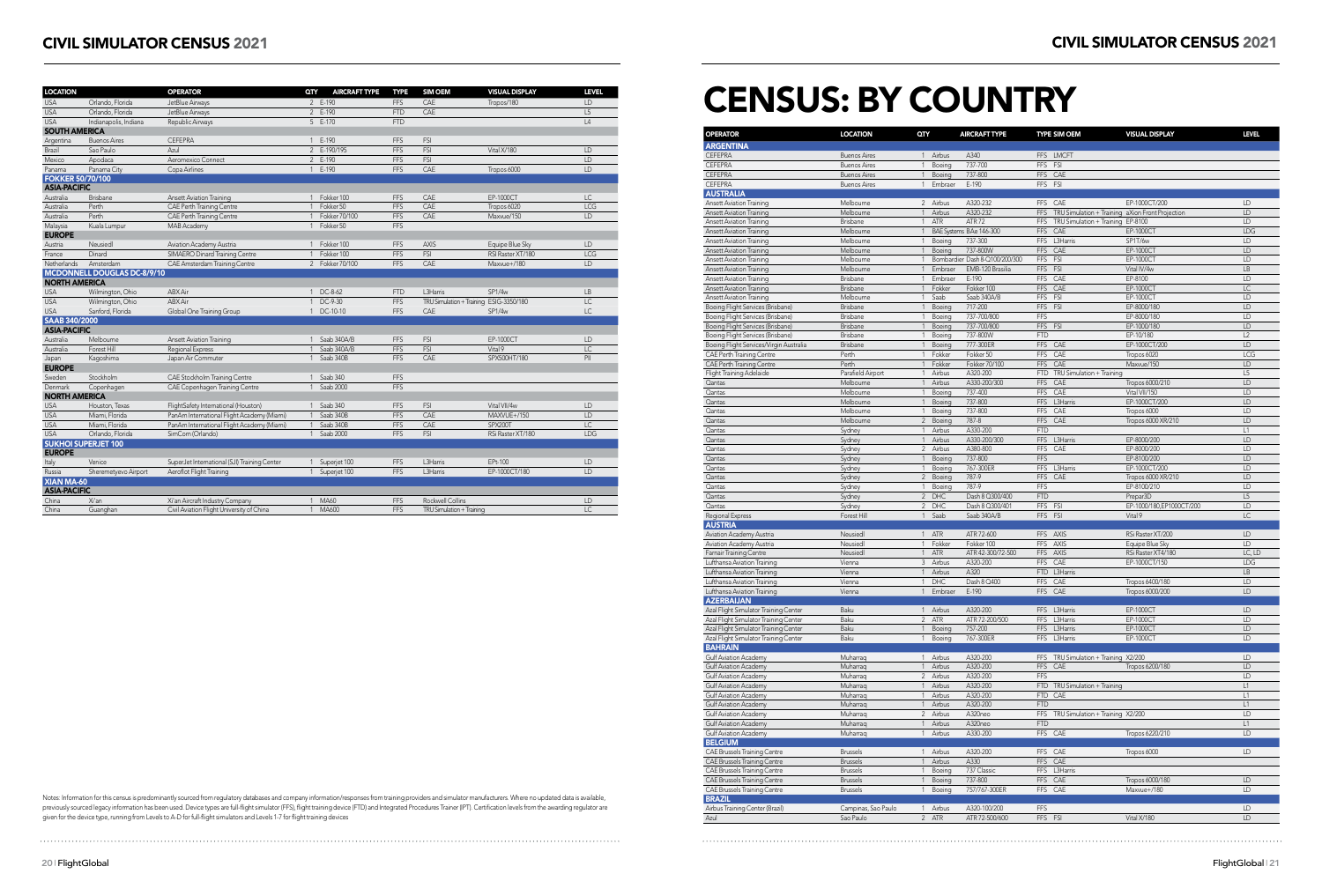## CIVIL SIMULATOR CENSUS 2021

| LOCATION | | OPERATOR | QTY | AIRCRAFT TYPE | TYPE | SIM OEM | VISUAL DISPLAY | LEVEL |
|---|---|---|---|---|---|---|---|---|
| USA | Orlando, Florida | JetBlue Airways | 2 | E-190 | FFS | CAE | Tropos/180 | LD |
| USA | Orlando, Florida | JetBlue Airways | 2 | E-190 | FTD | CAE | | L5 |
| USA | Indianapolis, Indiana | Republic Airways | 5 | E-170 | FTD | | | L4 |
| **SOUTH AMERICA** | | | | | | | | |
| Argentina | Buenos Aires | CEFEPRA | 1 | E-190 | FFS | FSI | | |
| Brazil | Sao Paulo | Azul | 2 | E-190/195 | FFS | FSI | Vital X/180 | LD |
| Mexico | Apodaca | Aeromexico Connect | 2 | E-190 | FFS | FSI | | LD |
| Panama | Panama City | Copa Airlines | 1 | E-190 | FFS | CAE | Tropos 6000 | LD |
| **FOKKER 50/70/100** | | | | | | | | |
| **ASIA-PACIFIC** | | | | | | | | |
| Australia | Brisbane | Ansett Aviation Training | 1 | Fokker 100 | FFS | CAE | EP-1000CT | LC |
| Australia | Perth | CAE Perth Training Centre | 1 | Fokker 50 | FFS | CAE | Tropos 6020 | LCG |
| Australia | Perth | CAE Perth Training Centre | 1 | Fokker 70/100 | FFS | CAE | Maxvue/150 | LD |
| Malaysia | Kuala Lumpur | MAB Academy | 1 | Fokker 50 | FFS | | | |
| **EUROPE** | | | | | | | | |
| Austria | Neusiedl | Aviation Academy Austria | 1 | Fokker 100 | FFS | AXIS | Equipe Blue Sky | LD |
| France | Dinard | SIMAERO Dinard Training Centre | 1 | Fokker 100 | FFS | FSI | RSi Raster XT/180 | LCG |
| Netherlands | Amsterdam | CAE Amsterdam Training Centre | 2 | Fokker 70/100 | FFS | CAE | Maxvue+/180 | LD |
| **MCDONNELL DOUGLAS DC-8/9/10** | | | | | | | | |
| **NORTH AMERICA** | | | | | | | | |
| USA | Wilmington, Ohio | ABX Air | 1 | DC-8-62 | FTD | L3Harris | SP1/4w | LB |
| USA | Wilmington, Ohio | ABX Air | 1 | DC-9-30 | FFS | TRU Simulation + Training | ESIG-3350/180 | LC |
| USA | Sanford, Florida | Global One Training Group | 1 | DC-10-10 | FFS | CAE | SP1/4w | LC |
| **SAAB 340/2000** | | | | | | | | |
| **ASIA-PACIFIC** | | | | | | | | |
| Australia | Melbourne | Ansett Aviation Training | 1 | Saab 340A/B | FFS | FSI | EP-1000CT | LD |
| Australia | Forest Hill | Regional Express | 1 | Saab 340A/B | FFS | FSI | Vital 9 | LC |
| Japan | Kagoshima | Japan Air Commuter | 1 | Saab 340B | FFS | CAE | SPX500HT/180 | PII |
| **EUROPE** | | | | | | | | |
| Sweden | Stockholm | CAE Stockholm Training Centre | 1 | Saab 340 | FFS | | | |
| Denmark | Copenhagen | CAE Copenhagen Training Centre | 1 | Saab 2000 | FFS | | | |
| **NORTH AMERICA** | | | | | | | | |
| USA | Houston, Texas | FlightSafety International (Houston) | 1 | Saab 340 | FFS | FSI | Vital VII/4w | LD |
| USA | Miami, Florida | PanAm International Flight Academy (Miami) | 1 | Saab 340B | FFS | CAE | MAXVUE+/150 | LD |
| USA | Miami, Florida | PanAm International Flight Academy (Miami) | 1 | Saab 340B | FFS | CAE | SPX200T | LC |
| USA | Orlando, Florida | SimCom (Orlando) | 1 | Saab 2000 | FFS | FSI | RSi Raster XT/180 | LDG |
| **SUKHOI SUPERJET 100** | | | | | | | | |
| **EUROPE** | | | | | | | | |
| Italy | Venice | SuperJet International (SJI) Training Center | 1 | Superjet 100 | FFS | L3Harris | EPt-100 | LD |
| Russia | Sheremetyevo Airport | Aeroflot Flight Training | 1 | Superjet 100 | FFS | L3Harris | EP-1000CT/180 | LD |
| **XIAN MA-60** | | | | | | | | |
| **ASIA-PACIFIC** | | | | | | | | |
| China | Xi'an | Xi'an Aircraft Industry Company | 1 | MA60 | FFS | Rockwell Collins | | LD |
| China | Guanghan | Civil Aviation Flight University of China | 1 | MA60 | FFS | TRU Simulation + Training | | LC |

Notes: Information for this census is predominantly sourced from regulatory databases and company information/responses from training providers and simulator manufacturers. Where no updated data is available, previously sourced legacy information has been used. Device types are full-flight simulator (FFS), flight training device (FTD) and Integrated Procedures Trainer (IPT). Certification levels from the awarding regulator are given for the device type, running from Levels to A-D for full-flight simulators and Levels 1-7 for flight training devices

# CENSUS: BY COUNTRY

| OPERATOR | LOCATION | QTY | | AIRCRAFT TYPE | TYPE | SIM OEM | VISUAL DISPLAY | LEVEL |
|---|---|---|---|---|---|---|---|---|
| **ARGENTINA** | | | | | | | | |
| CEFEPRA | Buenos Aires | 1 | Airbus | A340 | FFS | LMCFT | | |
| CEFEPRA | Buenos Aires | 1 | Boeing | 737-700 | FFS | FSI | | |
| CEFEPRA | Buenos Aires | 1 | Boeing | 737-800 | FFS | CAE | | |
| CEFEPRA | Buenos Aires | 1 | Embraer | E-190 | FFS | FSI | | |
| **AUSTRALIA** | | | | | | | | |
| Ansett Aviation Training | Melbourne | 2 | Airbus | A320-232 | FFS | CAE | EP-1000CT/200 | LD |
| Ansett Aviation Training | Melbourne | 1 | Airbus | A320-232 | FFS | TRU Simulation + Training | aXion Front Projection | LD |
| Ansett Aviation Training | Brisbane | 1 | ATR | ATR 72 | FFS | TRU Simulation + Training | EP-8100 | LD |
| Ansett Aviation Training | Melbourne | 1 | BAE Systems | BAe 146-300 | FFS | CAE | EP-1000CT | LDG |
| Ansett Aviation Training | Melbourne | 1 | Boeing | 737-300 | FFS | L3Harris | SP1T/4w | LD |
| Ansett Aviation Training | Melbourne | 1 | Boeing | 737-800W | FFS | CAE | EP-1000CT | LD |
| Ansett Aviation Training | Melbourne | 1 | Bombardier | Dash 8-Q100/200/300 | FFS | FSI | EP-1000CT | LD |
| Ansett Aviation Training | Melbourne | 1 | Embraer | EMB-120 Brasilia | FFS | FSI | Vital IV/4w | LB |
| Ansett Aviation Training | Brisbane | 1 | Embraer | E-190 | FFS | CAE | EP-8100 | LD |
| Ansett Aviation Training | Brisbane | 1 | Fokker | Fokker 100 | FFS | CAE | EP-1000CT | LC |
| Ansett Aviation Training | Melbourne | 1 | Saab | Saab 340A/B | FFS | FSI | EP-1000CT | LD |
| Boeing Flight Services (Brisbane) | Brisbane | 1 | Boeing | 717-200 | FFS | FSI | EP-8000/180 | LD |
| Boeing Flight Services (Brisbane) | Brisbane | 1 | Boeing | 737-700/800 | FFS | | EP-8000/180 | LD |
| Boeing Flight Services (Brisbane) | Brisbane | 1 | Boeing | 737-700/800 | FFS | FSI | EP-1000/180 | LD |
| Boeing Flight Services (Brisbane) | Brisbane | 1 | Boeing | 737-800W | FTD | | EP-10/180 | L2 |
| Boeing Flight Services/Virgin Australia | Brisbane | 1 | Boeing | 777-300ER | FFS | CAE | EP-1000CT/200 | LD |
| CAE Perth Training Centre | Perth | 1 | Fokker | Fokker 50 | FFS | CAE | Tropos 6020 | LCG |
| CAE Perth Training Centre | Perth | 1 | Fokker | Fokker 70/100 | FFS | CAE | Maxvue/150 | LD |
| Flight Training Adelaide | Parafield Airport | 1 | Airbus | A320-200 | FTD | TRU Simulation + Training | | L5 |
| Qantas | Melbourne | 1 | Airbus | A330-200/300 | FFS | CAE | Tropos 6000/210 | LD |
| Qantas | Melbourne | 1 | Boeing | 737-400 | FFS | CAE | Vital VII/150 | LD |
| Qantas | Melbourne | 1 | Boeing | 737-800 | FFS | L3Harris | EP-1000CT/200 | LD |
| Qantas | Melbourne | 1 | Boeing | 737-800 | FFS | CAE | Tropos 6000 | LD |
| Qantas | Melbourne | 2 | Boeing | 787-8 | FFS | CAE | Tropos 6000 XR/210 | LD |
| Qantas | Sydney | 1 | Airbus | A330-200 | FTD | | | L1 |
| Qantas | Sydney | 1 | Airbus | A330-200/300 | FFS | L3Harris | EP-8000/200 | LD |
| Qantas | Sydney | 2 | Airbus | A380-800 | FFS | CAE | EP-8000/200 | LD |
| Qantas | Sydney | 1 | Boeing | 737-800 | FFS | | EP-8100/200 | LD |
| Qantas | Sydney | 1 | Boeing | 767-300ER | FFS | L3Harris | EP-1000CT/200 | LD |
| Qantas | Sydney | 2 | Boeing | 787-9 | FFS | CAE | Tropos 6000 XR/210 | LD |
| Qantas | Sydney | 1 | Boeing | 787-9 | FFS | | EP-8100/210 | LD |
| Qantas | Sydney | 2 | DHC | Dash 8 Q300/400 | FTD | | Prepar3D | L5 |
| Qantas | Sydney | 2 | DHC | Dash 8 Q300/401 | FFS | FSI | EP-1000/180,EP1000CT/200 | LD |
| Regional Express | Forest Hill | 1 | Saab | Saab 340A/B | FFS | FSI | Vital 9 | LC |
| **AUSTRIA** | | | | | | | | |
| Aviation Academy Austria | Neusiedl | 1 | ATR | ATR 72-600 | FFS | AXIS | RSi Raster XT/200 | LD |
| Aviation Academy Austria | Neusiedl | 1 | Fokker | Fokker 100 | FFS | AXIS | Equipe Blue Sky | LD |
| Farnair Training Centre | Neusiedl | 1 | ATR | ATR 42-300/72-500 | FFS | AXIS | RSi Raster XT4/180 | LC, LD |
| Lufthansa Aviation Training | Vienna | 3 | Airbus | A320-200 | FFS | CAE | EP-1000CT/150 | LDG |
| Lufthansa Aviation Training | Vienna | 1 | Airbus | A320 | FTD | L3Harris | | LB |
| Lufthansa Aviation Training | Vienna | 1 | DHC | Dash 8 Q400 | FFS | CAE | Tropos 6400/180 | LD |
| Lufthansa Aviation Training | Vienna | 1 | Embraer | E-190 | FFS | CAE | Tropos 6000/200 | LD |
| **AZERBAIJAN** | | | | | | | | |
| Azal Flight Simulator Training Center | Baku | 1 | Airbus | A320-200 | FFS | L3Harris | EP-1000CT | LD |
| Azal Flight Simulator Training Center | Baku | 2 | ATR | ATR 72-200/500 | FFS | L3Harris | EP-1000CT | LD |
| Azal Flight Simulator Training Center | Baku | 1 | Boeing | 757-200 | FFS | L3Harris | EP-1000CT | LD |
| Azal Flight Simulator Training Center | Baku | 1 | Boeing | 767-300ER | FFS | L3Harris | EP-1000CT | LD |
| **BAHRAIN** | | | | | | | | |
| Gulf Aviation Academy | Muharraq | 1 | Airbus | A320-200 | FFS | TRU Simulation + Training | X2/200 | LD |
| Gulf Aviation Academy | Muharraq | 1 | Airbus | A320-200 | FFS | CAE | Tropos 6200/180 | LD |
| Gulf Aviation Academy | Muharraq | 2 | Airbus | A320-200 | FFS | | | LD |
| Gulf Aviation Academy | Muharraq | 1 | Airbus | A320-200 | FTD | TRU Simulation + Training | | L1 |
| Gulf Aviation Academy | Muharraq | 1 | Airbus | A320-200 | FTD | CAE | | L1 |
| Gulf Aviation Academy | Muharraq | 1 | Airbus | A320-200 | FTD | | | L1 |
| Gulf Aviation Academy | Muharraq | 2 | Airbus | A320neo | FFS | TRU Simulation + Training | X2/200 | LD |
| Gulf Aviation Academy | Muharraq | 1 | Airbus | A320neo | FTD | | | L1 |
| Gulf Aviation Academy | Muharraq | 1 | Airbus | A330-200 | FFS | CAE | Tropos 6220/210 | LD |
| **BELGIUM** | | | | | | | | |
| CAE Brussels Training Centre | Brussels | 1 | Airbus | A320-200 | FFS | CAE | Tropos 6000 | LD |
| CAE Brussels Training Centre | Brussels | 1 | Airbus | A330 | FFS | CAE | | |
| CAE Brussels Training Centre | Brussels | 1 | Boeing | 737 Classic | FFS | L3Harris | | |
| CAE Brussels Training Centre | Brussels | 1 | Boeing | 737-800 | FFS | CAE | Tropos 6000/180 | LD |
| CAE Brussels Training Centre | Brussels | 1 | Boeing | 757/767-300ER | FFS | CAE | Maxvue+/180 | LD |
| **BRAZIL** | | | | | | | | |
| Airbus Training Center (Brazil) | Campinas, Sao Paulo | 1 | Airbus | A320-100/200 | FFS | | | LD |
| Azul | Sao Paulo | 2 | ATR | ATR 72-500/600 | FFS | FSI | Vital X/180 | LD |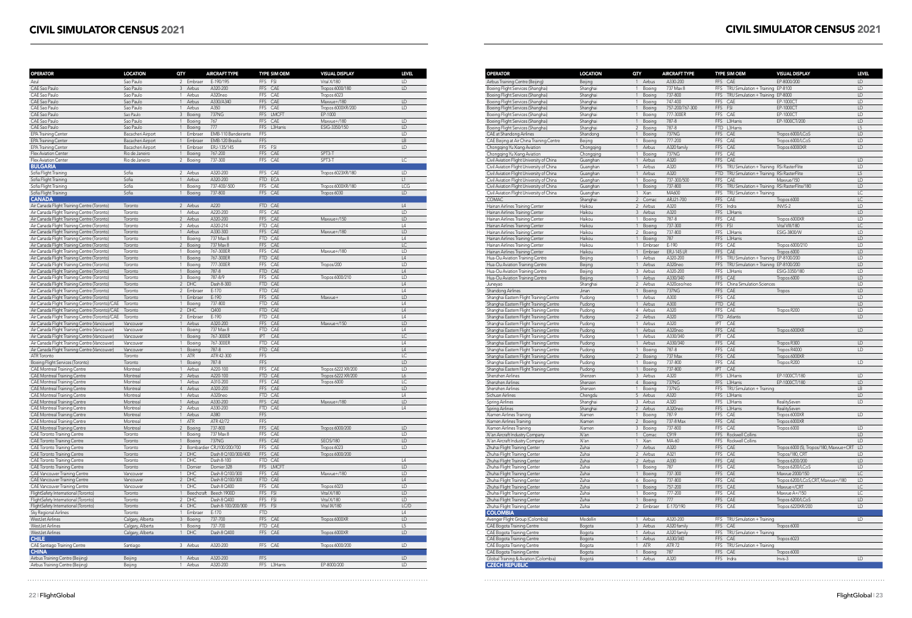# CIVIL SIMULATOR CENSUS 2021

| OPERATOR | LOCATION | QTY | AIRCRAFT TYPE | TYPE SIM OEM | VISUAL DISPLAY | LEVEL |
|---|---|---|---|---|---|---|
| Azul | Sao Paulo | 2 Embraer | E-190/195 | FFS FSI | Vital X/180 | LD |
| CAE Sao Paulo | Sao Paulo | 3 Airbus | A320-200 | FFS CAE | Tropos 6000/180 | LD |
| CAE Sao Paulo | Sao Paulo | 1 Airbus | A320neo | FFS CAE | Tropos 6023 | |
| CAE Sao Paulo | Sao Paulo | 1 Airbus | A330/A340 | FFS CAE | Maxvue+/180 | LD |
| CAE Sao Paulo | Sao Paulo | 1 Airbus | A350 | FFS CAE | Tropos 6000XR/200 | LD |
| CAE Sao Paulo | Sao Paulo | 3 Boeing | 737NG | FFS LMCFT | EP-1000 | |
| CAE Sao Paulo | Sao Paulo | 1 Boeing | 767 | FFS CAE | Maxvue+/180 | LD |
| CAE Sao Paulo | Sao Paulo | 1 Boeing | 777 | FFS L3Harris | ESIG-3350/150 | LD |
| EPA Training Center | Bacacheri Airport | 1 Embraer | EMB-110 Bandeirante | FFS | | LD |
| EPA Training Center | Bacacheri Airport | 1 Embraer | EMB-120 Brasilia | FFS | | LB |
| EPA Training Center | Bacacheri Airport | 1 Embraer | ERJ-135/145 | FFS FSI | | LD |
| Flex Aviation Center | Rio de Janeiro | 1 Boeing | 767-200 | FFS CAE | SPT3-T | |
| Flex Aviation Center | Rio de Janeiro | 2 Boeing | 737-300 | FFS CAE | SPT3-T | LC |
| **BULGARIA** | | | | | | |
| Sofia Flight Training | Sofia | 2 Airbus | A320-200 | FFS CAE | Tropos 6023XR/180 | LD |
| Sofia Flight Training | Sofia | 1 Airbus | A320-200 | FTD ECA | | L1 |
| Sofia Flight Training | Sofia | 1 Boeing | 737-400/-500 | FFS CAE | Tropos 6000XR/180 | LCG |
| Sofia Flight Training | Sofia | 1 Boeing | 737-800 | FFS CAE | Tropos 6030 | LD |
| **CANADA** | | | | | | |
| Air Canada Flight Training Centre (Toronto) | Toronto | 2 Airbus | A220 | FTD CAE | | L4 |
| Air Canada Flight Training Centre (Toronto) | Toronto | 1 Airbus | A220-200 | FFS CAE | | LD |
| Air Canada Flight Training Centre (Toronto) | Toronto | 2 Airbus | A320-200 | FFS CAE | Maxvue+/150 | LD |
| Air Canada Flight Training Centre (Toronto) | Toronto | 2 Airbus | A320-214 | FTD CAE | | L4 |
| Air Canada Flight Training Centre (Toronto) | Toronto | 1 Airbus | A330-300 | FFS CAE | Maxvue+/180 | LD |
| Air Canada Flight Training Centre (Toronto) | Toronto | 1 Boeing | 737 Max 8 | FTD CAE | | L4 |
| Air Canada Flight Training Centre (Toronto) | Toronto | 2 Boeing | 737 Max 8 | FFS CAE | | LC |
| Air Canada Flight Training Centre (Toronto) | Toronto | 1 Boeing | 767-300ER | FFS CAE | Maxvue+/180 | LD |
| Air Canada Flight Training Centre (Toronto) | Toronto | 1 Boeing | 767-300ER | FTD CAE | | L4 |
| Air Canada Flight Training Centre (Toronto) | Toronto | 1 Boeing | 777-300ER | FFS CAE | Tropos/200 | LD |
| Air Canada Flight Training Centre (Toronto) | Toronto | 1 Boeing | 787-8 | FTD CAE | | L4 |
| Air Canada Flight Training Centre (Toronto) | Toronto | 3 Boeing | 787-8/9 | FFS CAE | Tropos 6000/210 | LD |
| Air Canada Flight Training Centre (Toronto) | Toronto | 2 DHC | Dash 8-300 | FTD CAE | | L4 |
| Air Canada Flight Training Centre (Toronto) | Toronto | 2 Embraer | E-170 | FTD CAE | | L4 |
| Air Canada Flight Training Centre (Toronto) | Toronto | 1 Embraer | E-190 | FFS CAE | Maxvue+ | LD |
| Air Canada Flight Training Centre (Toronto)/CAE | Toronto | 1 Boeing | 737-800 | FTD CAE | | L4 |
| Air Canada Flight Training Centre (Toronto)/CAE | Toronto | 2 DHC | Q400 | FTD CAE | | L4 |
| Air Canada Flight Training Centre (Toronto)/CAE | Toronto | 2 Embraer | E-190 | FTD CAE | | L4 |
| Air Canada Flight Training Centre (Vancouver) | Vancouver | 1 Airbus | A320-200 | FFS CAE | Maxvue+/150 | LD |
| Air Canada Flight Training Centre (Vancouver) | Vancouver | 1 Boeing | 737 Max 8 | FTD CAE | | L4 |
| Air Canada Flight Training Centre (Vancouver) | Vancouver | 1 Boeing | 767-300ER | IPT CAE | | LC |
| Air Canada Flight Training Centre (Vancouver) | Vancouver | 1 Boeing | 767-300ER | FTD CAE | | L4 |
| Air Canada Flight Training Centre (Vancouver) | Vancouver | 1 Boeing | 787-8 | FTD CAE | | L4 |
| ATR Toronto | Toronto | 1 ATR | ATR 42-300 | FFS | | LC |
| Boeing Flight Services (Toronto) | Toronto | 1 Boeing | 787-8 | FFS | | LD |
| CAE Montreal Training Centre | Montreal | 1 Airbus | A220-100 | FFS CAE | Tropos 6222 XR/200 | LD |
| CAE Montreal Training Centre | Montreal | 2 Airbus | A220-100 | FTD CAE | Tropos 6222 XR/200 | L6 |
| CAE Montreal Training Centre | Montreal | 1 Airbus | A310-200 | FFS CAE | Tropos 6000 | LC |
| CAE Montreal Training Centre | Montreal | 4 Airbus | A320-200 | FFS CAE | | LD |
| CAE Montreal Training Centre | Montreal | 1 Airbus | A320neo | FTD CAE | | L4 |
| CAE Montreal Training Centre | Montreal | 1 Airbus | A330-200 | FFS CAE | Maxvue+/180 | LD |
| CAE Montreal Training Centre | Montreal | 2 Airbus | A330-200 | FTD CAE | | L4 |
| CAE Montreal Training Centre | Montreal | 1 Airbus | A380 | FFS | | |
| CAE Montreal Training Centre | Montreal | 1 ATR | ATR 42/72 | FFS | | |
| CAE Montreal Training Centre | Montreal | 2 Boeing | 737-800 | FFS CAE | Tropos 6000/200 | LD |
| CAE Toronto Training Centre | Toronto | 1 Boeing | 737 Max 8 | FFS CAE | | LD |
| CAE Toronto Training Centre | Toronto | 1 Boeing | 737NG | FFS CAE | SEOS/180 | LD |
| CAE Toronto Training Centre | Toronto | 2 Bombardier | CRJ100/200/700 | FFS CAE | Tropos 6023 | LD |
| CAE Toronto Training Centre | Toronto | 2 DHC | Dash 8 Q100/300/400 | FFS CAE | Tropos 6000/200 | LD |
| CAE Toronto Training Centre | Toronto | 1 DHC | Dash 8-100 | FTD CAE | | L4 |
| CAE Toronto Training Centre | Toronto | 1 Dornier | Dornier 328 | FFS LMCFT | | LD |
| CAE Vancouver Training Centre | Vancouver | 1 DHC | Dash 8 Q100/300 | FFS CAE | Maxvue+/180 | LD |
| CAE Vancouver Training Centre | Vancouver | 2 DHC | Dash 8 Q100/300 | FTD CAE | | L4 |
| CAE Vancouver Training Centre | Vancouver | 1 DHC | Dash 8 Q400 | FFS CAE | Tropos 6023 | LD |
| FlightSafety International (Toronto) | Toronto | 1 Beechcraft | Beech 1900D | FFS FSI | Vital X/180 | LD |
| FlightSafety International (Toronto) | Toronto | 2 DHC | Dash 8 Q400 | FFS FSI | Vital X/180 | LD |
| FlightSafety International (Toronto) | Toronto | 4 DHC | Dash 8-100/200/300 | FFS FSI | Vital IX/180 | LC/D |
| Sky Regional Airlines | Toronto | 1 Embraer | E-170 | FTD | | L4 |
| WestJet Airlines | Calgary, Alberta | 3 Boeing | 737-700 | FFS CAE | Tropos 6000XR | LD |
| WestJet Airlines | Calgary, Alberta | 1 Boeing | 737-700 | FTD CAE | | L5 |
| WestJet Airlines | Calgary, Alberta | 1 DHC | Dash 8 Q400 | FFS CAE | Tropos 6000XR | LD |
| **CHILE** | | | | | | |
| CAE Santiago Training Centre | Santiago | 3 Airbus | A320-200 | FFS CAE | Tropos 6000/200 | LD |
| **CHINA** | | | | | | |
| Airbus Training Centre (Beijing) | Beijing | 1 Airbus | A320-200 | FFS | | LD |
| Airbus Training Centre (Beijing) | Beijing | 1 Airbus | A320-200 | FFS L3Harris | EP-8000/200 | LD |
| Airbus Training Centre (Beijing) | Beijing | 1 Airbus | A330-200 | FFS CAE | EP-8000/200 | LD |
| Boeing Flight Services (Shanghai) | Shanghai | 1 Boeing | 737 Max 8 | FFS TRU Simulation + Training | EP-8100 | LD |
| Boeing Flight Services (Shanghai) | Shanghai | 1 Boeing | 737-800 | FFS TRU Simulation + Training | EP-8000 | LD |
| Boeing Flight Services (Shanghai) | Shanghai | 1 Boeing | 747-400 | FFS CAE | EP-1000CT | LD |
| Boeing Flight Services (Shanghai) | Shanghai | 1 Boeing | 757-200/767-300 | FFS FSI | EP-1000CT | LD |
| Boeing Flight Services (Shanghai) | Shanghai | 1 Boeing | 777-300ER | FFS CAE | EP-1000CT | LD |
| Boeing Flight Services (Shanghai) | Shanghai | 1 Boeing | 787-8 | FFS L3Harris | EP-1000CT/200 | LD |
| Boeing Flight Services (Shanghai) | Shanghai | 2 Boeing | 787-8 | FTD L3Harris | | L5 |
| CAE at Shandong Airlines | Shandong | 1 Boeing | 737NG | FFS CAE | Tropos 6000/LCoS | LD |
| CAE Beijing at Air China Training Centre | Beijing | 1 Boeing | 777-200 | FFS CAE | Tropos 6000/LCoS | LD |
| Chongqing Yu Xiang Aviation | Chongqing | 1 Airbus | A320 family | FFS CAE | Tropos 6000XR | LD |
| Chongqing Yu Xiang Aviation | Chongqing | 1 Boeing | 737NG | FFS CAE | | |
| Civil Aviation Flight University of China | Guanghan | 1 Airbus | A320 | FFS CAE | | LD |
| Civil Aviation Flight University of China | Guanghan | 1 Airbus | A320 | FFS TRU Simulation + Training | RSi RasterFlite | LD |
| Civil Aviation Flight University of China | Guanghan | 1 Airbus | A320 | FTD TRU Simulation + Training | RSi RasterFlite | L5 |
| Civil Aviation Flight University of China | Guanghan | 1 Boeing | 737-300/500 | FFS CAE | Maxvue/150 | LD |
| Civil Aviation Flight University of China | Guanghan | 1 Boeing | 737-800 | FFS TRU Simulation + Training | RSi RasterFlite/180 | LD |
| Civil Aviation Flight University of China | Guanghan | 1 Xian | MA600 | FFS TRU Simulation + Training | | LC |
| COMAC | Shanghai | 2 Comac | ARJ21-700 | FFS CAE | Tropos 6000 | LC |
| Hainan Airlines Training Center | Haikou | 2 Airbus | A320 | FFS Indra | INVIS-2 | LD |
| Hainan Airlines Training Center | Haikou | 3 Airbus | A320 | FFS L3Harris | | LD |
| Hainan Airlines Training Center | Haikou | 1 Boeing | 787-8 | FFS CAE | Tropos 6000XR | LD |
| Hainan Airlines Training Center | Haikou | 1 Boeing | 737-300 | FFS FSI | Vital VIII/180 | LC |
| Hainan Airlines Training Center | Haikou | 2 Boeing | 737-800 | FFS L3Harris | ESIG-3800/W | LD |
| Hainan Airlines Training Center | Haikou | 1 Boeing | 787 | FFS L3Harris | | LD |
| Hainan Airlines Training Center | Haikou | 1 Embraer | E-190 | FFS CAE | Tropos 6000/210 | LD |
| Hainan Airlines Training Center | Haikou | 1 Embraer | ERJ-145 LR | FFS CAE | Tropos 6000 | LD |
| Hua-Ou Aviation Training Centre | Beijing | 1 Airbus | A320-200 | FFS TRU Simulation + Training | EP-8100/200 | LD |
| Hua-Ou Aviation Training Centre | Beijing | 1 Airbus | A320neo | FFS TRU Simulation + Training | EP-8100/200 | LD |
| Hua-Ou Aviation Training Centre | Beijing | 3 Airbus | A320-200 | FFS L3Harris | ESIG-3350/180 | LD |
| Hua-Ou Aviation Training Centre | Beijing | 1 Airbus | A330/340 | FFS CAE | Tropos 6000 | LD |
| Juneyao | Shanghai | 2 Airbus | A320ceo/neo | FFS China Simulation Sciences | | LD |
| Shandong Airlines | Jinan | 1 Boeing | 737NG | FFS CAE | Tropos | LD |
| Shanghai Eastern Flight Training Centre | Pudong | 1 Airbus | A300 | FFS CAE | | LD |
| Shanghai Eastern Flight Training Centre | Pudong | 1 Airbus | A300 | FTD CAE | | LD |
| Shanghai Eastern Flight Training Centre | Pudong | 4 Airbus | A320 | FFS CAE | Tropos R200 | LD |
| Shanghai Eastern Flight Training Centre | Pudong | 2 Airbus | A320 | FTD Atlantis | | LD |
| Shanghai Eastern Flight Training Centre | Pudong | 1 Airbus | A320 | IPT CAE | | |
| Shanghai Eastern Flight Training Centre | Pudong | 1 Airbus | A320neo | FFS CAE | Tropos 6000XR | LD |
| Shanghai Eastern Flight Training Centre | Pudong | 1 Airbus | A330/340 | IPT CAE | | |
| Shanghai Eastern Flight Training Centre | Pudong | 1 Airbus | A330/340 | FFS CAE | Tropos R300 | LD |
| Shanghai Eastern Flight Training Centre | Pudong | 1 Boeing | 787-8 | FFS CAE | Tropos R4000 | LD |
| Shanghai Eastern Flight Training Centre | Pudong | 2 Boeing | 737 Max | FFS CAE | Tropos 6000XR | |
| Shanghai Eastern Flight Training Centre | Pudong | 1 Boeing | 737-800 | FFS CAE | Tropos R200 | LD |
| Shanghai Eastern Flight Training Centre | Pudong | 1 Boeing | 737-800 | IPT CAE | | |
| Shenzhen Airlines | Shenzen | 3 Airbus | A320 | FFS L3Harris | EP-1000CT/180 | LD |
| Shenzhen Airlines | Shenzen | 4 Boeing | 737NG | FFS L3Harris | EP-1000CT/180 | LD |
| Shenzhen Airlines | Shenzen | 1 Boeing | 737NG | FFS TRU Simulation + Training | | LB |
| Sichuan Airlines | Chengdu | 5 Airbus | A320 | FFS L3Harris | | LD |
| Spring Airlines | Shanghai | 3 Airbus | A320 | FFS L3Harris | RealitySeven | LD |
| Spring Airlines | Shanghai | 2 Airbus | A320neo | FFS L3Harris | RealitySeven | |
| Xiamen Airlines Training | Xiamen | 1 Boeing | 787-9 | FFS CAE | Tropos 6000XR | LD |
| Xiamen Airlines Training | Xiamen | 2 Boeing | 737-8 Max | FFS CAE | Tropos 6000XR | |
| Xiamen Airlines Training | Xiamen | 3 Boeing | 737-800 | FFS CAE | Tropos 6000 | LD |
| Xi'an Aircraft Industry Company | Xi'an | 1 Comac | C919 | FFS Rockwell Collins | | LD |
| Xi'an Aircraft Industry Company | Xi'an | 1 Xian | MA-60 | FFS Rockwell Collins | | LD |
| Zhuhai Flight Training Center | Zuhai | 7 Airbus | A320 | FFS CAE | Tropos 6000 (5), Tropos/180, Maxvue+CRT | LD |
| Zhuhai Flight Training Center | Zuhai | 2 Airbus | A321 | FFS CAE | Tropos/180, CRT | LD |
| Zhuhai Flight Training Center | Zuhai | 2 Airbus | A330 | FFS CAE | Tropos 6200/200 | LD |
| Zhuhai Flight Training Center | Zuhai | 1 Boeing | 787 | FFS CAE | Tropos 6200/LCoS | LD |
| Zhuhai Flight Training Center | Zuhai | 1 Boeing | 737-300 | FFS CAE | Maxvue 2000/150 | LC |
| Zhuhai Flight Training Center | Zuhai | 6 Boeing | 737-800 | FFS CAE | Tropos 6200/LCoS,CRT, Maxvue+/180 | LD |
| Zhuhai Flight Training Center | Zuhai | 1 Boeing | 757-200 | FFS CAE | Maxvue+/CRT | LC |
| Zhuhai Flight Training Center | Zuhai | 1 Boeing | 777-200 | FFS CAE | Maxvue A+/150 | LC |
| Zhuhai Flight Training Center | Zuhai | 1 Boeing | 777 | FFS CAE | Tropos 6200/LCoS | LD |
| Zhuhai Flight Training Center | Zuhai | 2 Embraer | E-170/190 | FFS CAE | Tropos 6220XR/200 | LD |
| **COLOMBIA** | | | | | | |
| Avenger Flight Group (Colombia) | Medellin | 1 Airbus | A320-200 | FFS TRU Simulation + Training | | LD |
| CAE Bogota Training Centre | Bogota | 3 Airbus | A320 family | FFS CAE | Tropos 6000 | |
| CAE Bogota Training Centre | Bogota | 1 Airbus | A320 family | FFS TRU Simulation + Training | | |
| CAE Bogota Training Centre | Bogota | 1 Airbus | A330/340 | FFS CAE | Tropos 6023 | |
| CAE Bogota Training Centre | Bogota | 1 ATR | ATR 72 | FFS TRU Simulation + Training | | |
| CAE Bogota Training Centre | Bogota | 1 Boeing | 787 | FFS CAE | Tropos 6000 | |
| Global Training & Aviation (Colombia) | Bogotá | 1 Airbus | A320 | FFS Indra | Invis-3 | LD |
| **CZECH REPUBLIC** | | | | | | |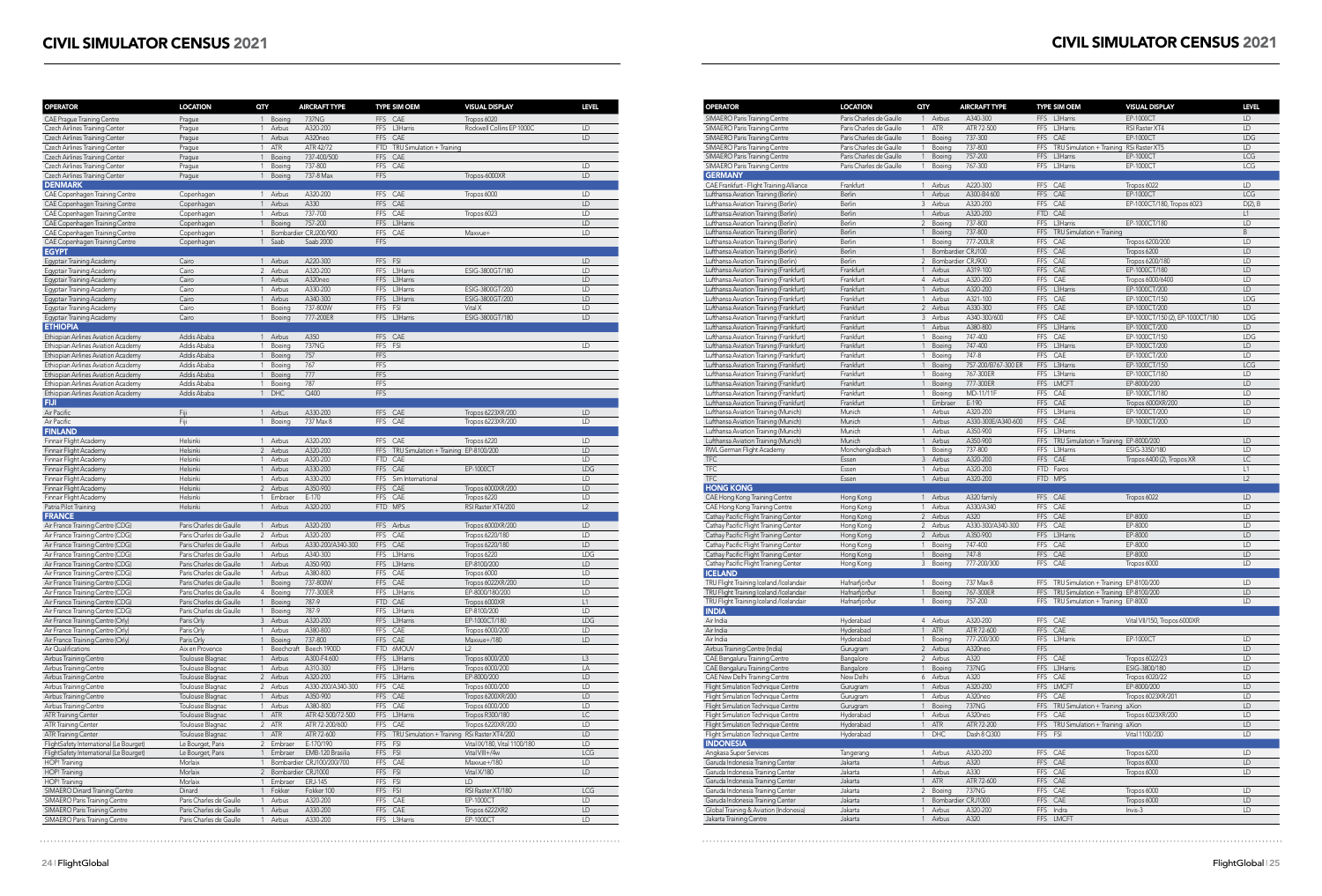# CIVIL SIMULATOR CENSUS 2021

| OPERATOR | LOCATION | QTY | AIRCRAFT TYPE | TYPE | SIM OEM | VISUAL DISPLAY | LEVEL |
|---|---|---|---|---|---|---|---|
| CAE Prague Training Centre | Prague | 1 | Boeing 737NG | FFS | CAE | Tropos 6020 | |
| Czech Airlines Training Center | Prague | 1 | Airbus A320-200 | FFS | L3Harris | Rockwell Collins EP 1000C | LD |
| Czech Airlines Training Center | Prague | 1 | Airbus A320neo | FFS | CAE | | LD |
| Czech Airlines Training Center | Prague | 1 | ATR ATR 42/72 | FTD | TRU Simulation + Training | | |
| Czech Airlines Training Center | Prague | 1 | Boeing 737-400/500 | FFS | CAE | | |
| Czech Airlines Training Center | Prague | 1 | Boeing 737-800 | FFS | CAE | | LD |
| Czech Airlines Training Center | Prague | 1 | Boeing 737-8 Max | FFS | | Tropos-6000XR | LD |
| **DENMARK** | | | | | | | |
| CAE Copenhagen Training Centre | Copenhagen | 1 | Airbus A320-200 | FFS | CAE | Tropos 6000 | LD |
| CAE Copenhagen Training Centre | Copenhagen | 1 | Airbus A330 | FFS | CAE | | LD |
| CAE Copenhagen Training Centre | Copenhagen | 1 | Airbus 737-700 | FFS | CAE | Tropos 6023 | LD |
| CAE Copenhagen Training Centre | Copenhagen | 1 | Boeing 757-200 | FFS | L3Harris | | LD |
| CAE Copenhagen Training Centre | Copenhagen | 1 | Bombardier CRJ200/900 | FFS | CAE | Maxvue+ | LD |
| CAE Copenhagen Training Centre | Copenhagen | 1 | Saab Saab 2000 | FFS | | | |
| **EGYPT** | | | | | | | |
| Egyptair Training Academy | Cairo | 1 | Airbus A220-300 | FFS | FSI | | LD |
| Egyptair Training Academy | Cairo | 2 | Airbus A320-200 | FFS | L3Harris | ESIG-3800GT/180 | LD |
| Egyptair Training Academy | Cairo | 1 | Airbus A320neo | FFS | L3Harris | | LD |
| Egyptair Training Academy | Cairo | 1 | Airbus A330-200 | FFS | L3Harris | ESIG-3800GT/200 | LD |
| Egyptair Training Academy | Cairo | 1 | Airbus A340-300 | FFS | L3Harris | ESIG-3800GT/200 | LD |
| Egyptair Training Academy | Cairo | 1 | Boeing 737-800W | FFS | FSI | Vital X | LD |
| Egyptair Training Academy | Cairo | 1 | Boeing 777-200ER | FFS | L3Harris | ESIG-3800GT/180 | LD |
| **ETHIOPIA** | | | | | | | |
| Ethiopian Airlines Aviation Academy | Addis Ababa | 1 | Airbus A350 | FFS | CAE | | |
| Ethiopian Airlines Aviation Academy | Addis Ababa | 1 | Boeing 737NG | FFS | FSI | | LD |
| Ethiopian Airlines Aviation Academy | Addis Ababa | 1 | Boeing 757 | FFS | | | |
| Ethiopian Airlines Aviation Academy | Addis Ababa | 1 | Boeing 767 | FFS | | | |
| Ethiopian Airlines Aviation Academy | Addis Ababa | 1 | Boeing 777 | FFS | | | |
| Ethiopian Airlines Aviation Academy | Addis Ababa | 1 | Boeing 787 | FFS | | | |
| Ethiopian Airlines Aviation Academy | Addis Ababa | 1 | DHC Q400 | FFS | | | |
| **FIJI** | | | | | | | |
| Air Pacific | Fiji | 1 | Airbus A330-200 | FFS | CAE | Tropos 6223XR/200 | LD |
| Air Pacific | Fiji | 1 | Boeing 737 Max 8 | FFS | CAE | Tropos 6223XR/200 | LD |
| **FINLAND** | | | | | | | |
| Finnair Flight Academy | Helsinki | 1 | Airbus A320-200 | FFS | CAE | Tropos 6220 | LD |
| Finnair Flight Academy | Helsinki | 2 | Airbus A320-200 | FFS | TRU Simulation + Training | EP-8100/200 | LD |
| Finnair Flight Academy | Helsinki | 1 | Airbus A320-200 | FTD | CAE | | LD |
| Finnair Flight Academy | Helsinki | 1 | Airbus A330-200 | FFS | CAE | EP-1000CT | LDG |
| Finnair Flight Academy | Helsinki | 1 | Airbus A330-200 | FFS | Sim International | | LD |
| Finnair Flight Academy | Helsinki | 2 | Airbus A350-900 | FFS | CAE | Tropos 6000XR/200 | LD |
| Finnair Flight Academy | Helsinki | 1 | Embraer E-170 | FFS | CAE | Tropos 6220 | LD |
| Patria Pilot Training | Helsinki | 1 | Airbus A320-200 | FTD | MPS | RSI Raster XT4/200 | L2 |
| **FRANCE** | | | | | | | |
| Air France Training Centre (CDG) | Paris Charles de Gaulle | 1 | Airbus A320-200 | FFS | Airbus | Tropos 6000XR/200 | LD |
| Air France Training Centre (CDG) | Paris Charles de Gaulle | 2 | Airbus A320-200 | FFS | CAE | Tropos 6220/180 | LD |
| Air France Training Centre (CDG) | Paris Charles de Gaulle | 1 | Airbus A330-200/A340-300 | FFS | CAE | Tropos 6220/180 | LD |
| Air France Training Centre (CDG) | Paris Charles de Gaulle | 1 | Airbus A340-300 | FFS | L3Harris | Tropos 6220 | LDG |
| Air France Training Centre (CDG) | Paris Charles de Gaulle | 1 | Airbus A350-900 | FFS | L3Harris | EP-8100/200 | LD |
| Air France Training Centre (CDG) | Paris Charles de Gaulle | 1 | Airbus A380-800 | FFS | CAE | Tropos 6000 | LD |
| Air France Training Centre (CDG) | Paris Charles de Gaulle | 1 | Boeing 737-800W | FFS | CAE | Tropos 6022XR/200 | LD |
| Air France Training Centre (CDG) | Paris Charles de Gaulle | 4 | Boeing 777-300ER | FFS | L3Harris | EP-8000/180/200 | LD |
| Air France Training Centre (CDG) | Paris Charles de Gaulle | 1 | Boeing 787-9 | FTD | CAE | Tropos 6000XR | L1 |
| Air France Training Centre (CDG) | Paris Charles de Gaulle | 1 | Boeing 787-9 | FFS | L3Harris | EP-8100/200 | LD |
| Air France Training Centre (Orly) | Paris Orly | 3 | Airbus A320-200 | FFS | L3Harris | EP-1000CT/180 | LDG |
| Air France Training Centre (Orly) | Paris Orly | 1 | Airbus A380-800 | FFS | CAE | Tropos 6000/200 | LD |
| Air France Training Centre (Orly) | Paris Orly | 1 | Boeing 737-800 | FFS | CAE | Maxvue+/180 | LD |
| Air Qualifications | Aix en Provence | 1 | Beechcraft Beech 1900D | FTD | 6MOUV | L2 | |
| Airbus Training Centre | Toulouse Blagnac | 1 | Airbus A300-F4 600 | FFS | L3Harris | Tropos 6000/200 | L3 |
| Airbus Training Centre | Toulouse Blagnac | 1 | Airbus A310-300 | FFS | L3Harris | Tropos 6000/200 | LA |
| Airbus Training Centre | Toulouse Blagnac | 2 | Airbus A320-200 | FFS | L3Harris | EP-8000/200 | LD |
| Airbus Training Centre | Toulouse Blagnac | 2 | Airbus A330-200/A340-300 | FFS | CAE | Tropos 6000/200 | LD |
| Airbus Training Centre | Toulouse Blagnac | 1 | Airbus A350-900 | FFS | CAE | Tropos 6200XR/200 | LD |
| Airbus Training Centre | Toulouse Blagnac | 1 | Airbus A380-800 | FFS | CAE | Tropos 6000/200 | LD |
| ATR Training Center | Toulouse Blagnac | 1 | ATR ATR 42-500/72-500 | FFS | L3Harris | Tropos R300/180 | LC |
| ATR Training Center | Toulouse Blagnac | 2 | ATR ATR 72-200/600 | FFS | CAE | Tropos 6220XR/200 | LD |
| ATR Training Center | Toulouse Blagnac | 1 | ATR ATR 72-600 | FFS | TRU Simulation + Training | RSi Raster XT4/200 | LD |
| FlightSafety International (Le Bourget) | Le Bourget, Paris | 2 | Embraer E-170/190 | FFS | FSI | Vital IX/180, Vital 1100/180 | LD |
| FlightSafety International (Le Bourget) | Le Bourget, Paris | 1 | Embraer EMB-120 Brasilia | FFS | FSI | Vital VIII+/4w | LCG |
| HOP! Training | Morlaix | 1 | Bombardier CRJ100/200/700 | FFS | CAE | Maxvue+/180 | LD |
| HOP! Training | Morlaix | 2 | Bombardier CRJ1000 | FFS | FSI | Vital X/180 | LD |
| HOP! Training | Morlaix | 1 | Embraer ERJ-145 | FFS | FSI | LD | |
| SIMAERO Dinard Training Centre | Dinard | 1 | Fokker Fokker 100 | FFS | FSI | RSI Raster XT/180 | LCG |
| SIMAERO Paris Training Centre | Paris Charles de Gaulle | 1 | Airbus A320-200 | FFS | CAE | EP-1000CT | LD |
| SIMAERO Paris Training Centre | Paris Charles de Gaulle | 1 | Airbus A330-200 | FFS | CAE | Tropos 6222XR2 | LD |
| SIMAERO Paris Training Centre | Paris Charles de Gaulle | 1 | Airbus A330-200 | FFS | L3Harris | EP-1000CT | LD |

| OPERATOR | LOCATION | QTY | AIRCRAFT TYPE | TYPE | SIM OEM | VISUAL DISPLAY | LEVEL |
|---|---|---|---|---|---|---|---|
| SIMAERO Paris Training Centre | Paris Charles de Gaulle | 1 | Airbus A340-300 | FFS | L3Harris | EP-1000CT | LD |
| SIMAERO Paris Training Centre | Paris Charles de Gaulle | 1 | ATR ATR 72-500 | FFS | L3Harris | RSI Raster XT4 | LD |
| SIMAERO Paris Training Centre | Paris Charles de Gaulle | 1 | Boeing 737-300 | FFS | CAE | EP-1000CT | LDG |
| SIMAERO Paris Training Centre | Paris Charles de Gaulle | 1 | Boeing 737-800 | FFS | TRU Simulation + Training | RSi Raster XT5 | LD |
| SIMAERO Paris Training Centre | Paris Charles de Gaulle | 1 | Boeing 757-200 | FFS | L3Harris | EP-1000CT | LCG |
| SIMAERO Paris Training Centre | Paris Charles de Gaulle | 1 | Boeing 767-300 | FFS | L3Harris | EP-1000CT | LCG |
| **GERMANY** | | | | | | | |
| CAE Frankfurt - Flight Training Alliance | Frankfurt | 1 | Airbus A220-300 | FFS | CAE | Tropos 6022 | LD |
| Lufthansa Aviation Training (Berlin) | Berlin | 1 | Airbus A300-B4 600 | FFS | CAE | EP-1000CT | LCG |
| Lufthansa Aviation Training (Berlin) | Berlin | 3 | Airbus A320-200 | FFS | CAE | EP-1000CT/180, Tropos 6023 | D(2), B |
| Lufthansa Aviation Training (Berlin) | Berlin | 1 | Airbus A320-200 | FTD | CAE | | L1 |
| Lufthansa Aviation Training (Berlin) | Berlin | 2 | Boeing 737-800 | FFS | L3Harris | EP-1000CT/180 | LD |
| Lufthansa Aviation Training (Berlin) | Berlin | 1 | Boeing 737-800 | FFS | TRU Simulation + Training | | B |
| Lufthansa Aviation Training (Berlin) | Berlin | 1 | Boeing 777-200LR | FFS | CAE | Tropos 6200/200 | LD |
| Lufthansa Aviation Training (Berlin) | Berlin | 1 | Bombardier CRJ100 | FFS | CAE | Tropos 6200 | LD |
| Lufthansa Aviation Training (Berlin) | Berlin | 2 | Bombardier CRJ900 | FFS | CAE | Tropos 6200/180 | LD |
| Lufthansa Aviation Training (Frankfurt) | Frankfurt | 1 | Airbus A319-100 | FFS | CAE | EP-1000CT/180 | LD |
| Lufthansa Aviation Training (Frankfurt) | Frankfurt | 4 | Airbus A320-200 | FFS | CAE | Tropos 6000/6400 | LD |
| Lufthansa Aviation Training (Frankfurt) | Frankfurt | 1 | Airbus A320-200 | FFS | L3Harris | EP-1000CT/200 | LD |
| Lufthansa Aviation Training (Frankfurt) | Frankfurt | 1 | Airbus A321-100 | FFS | CAE | EP-1000CT/150 | LDG |
| Lufthansa Aviation Training (Frankfurt) | Frankfurt | 2 | Airbus A330-300 | FFS | CAE | EP-1000CT/200 | LD |
| Lufthansa Aviation Training (Frankfurt) | Frankfurt | 3 | Airbus A340-300/600 | FFS | CAE | EP-1000CT/150 (2), EP-1000CT/180 | LDG |
| Lufthansa Aviation Training (Frankfurt) | Frankfurt | 1 | Airbus A380-800 | FFS | L3Harris | EP-1000CT/200 | LD |
| Lufthansa Aviation Training (Frankfurt) | Frankfurt | 1 | Boeing 747-400 | FFS | CAE | EP-1000CT/150 | LDG |
| Lufthansa Aviation Training (Frankfurt) | Frankfurt | 1 | Boeing 747-400 | FFS | L3Harris | EP-1000CT/200 | LD |
| Lufthansa Aviation Training (Frankfurt) | Frankfurt | 1 | Boeing 747-8 | FFS | CAE | EP-1000CT/200 | LD |
| Lufthansa Aviation Training (Frankfurt) | Frankfurt | 1 | Boeing 757-200/B767-300 ER | FFS | L3Harris | EP-1000CT/150 | LCG |
| Lufthansa Aviation Training (Frankfurt) | Frankfurt | 1 | Boeing 767-300ER | FFS | L3Harris | EP-1000CT/180 | LD |
| Lufthansa Aviation Training (Frankfurt) | Frankfurt | 1 | Boeing 777-300ER | FFS | LMCFT | EP-8000/200 | LD |
| Lufthansa Aviation Training (Frankfurt) | Frankfurt | 1 | Boeing MD-11/11F | FFS | CAE | EP-1000CT/180 | LD |
| Lufthansa Aviation Training (Frankfurt) | Frankfurt | 1 | Embraer E-190 | FFS | CAE | Tropos 6000XR/200 | LD |
| Lufthansa Aviation Training (Munich) | Munich | 1 | Airbus A320-200 | FFS | L3Harris | EP-1000CT/200 | LD |
| Lufthansa Aviation Training (Munich) | Munich | 1 | Airbus A330-300E/A340-600 | FFS | CAE | EP-1000CT/200 | LD |
| Lufthansa Aviation Training (Munich) | Munich | 1 | Airbus A350-900 | FFS | L3Harris | | |
| Lufthansa Aviation Training (Munich) | Munich | 1 | Airbus A350-900 | FFS | TRU Simulation + Training | EP-8000/200 | LD |
| RWL German Flight Academy | Monchengladbach | 1 | Boeing 737-800 | FFS | L3Harris | ESIG-3350/180 | LD |
| TFC | Essen | 3 | Airbus A320-200 | FFS | CAE | Tropos 6400 (2), Tropos XR | LC |
| TFC | Essen | 1 | Airbus A320-200 | FTD | Faros | | L1 |
| TFC | Essen | 1 | Airbus A320-200 | FTD | MPS | | L2 |
| **HONG KONG** | | | | | | | |
| CAE Hong Kong Training Centre | Hong Kong | 1 | Airbus A320 family | FFS | CAE | Tropos 6022 | LD |
| CAE Hong Kong Training Centre | Hong Kong | 1 | Airbus A330/A340 | FFS | CAE | | LD |
| Cathay Pacific Flight Training Center | Hong Kong | 2 | Airbus A320 | FFS | CAE | EP-8000 | LD |
| Cathay Pacific Flight Training Center | Hong Kong | 2 | Airbus A330-300/A340-300 | FFS | CAE | EP-8000 | LD |
| Cathay Pacific Flight Training Center | Hong Kong | 2 | Airbus A350-900 | FFS | L3Harris | EP-8000 | LD |
| Cathay Pacific Flight Training Center | Hong Kong | 1 | Boeing 747-400 | FFS | CAE | EP-8000 | LD |
| Cathay Pacific Flight Training Center | Hong Kong | 1 | Boeing 747-8 | FFS | CAE | EP-8000 | LD |
| Cathay Pacific Flight Training Center | Hong Kong | 3 | Boeing 777-200/300 | FFS | CAE | Tropos 6000 | LD |
| **ICELAND** | | | | | | | |
| TRU Flight Training Iceland /Icelandair | Hafnarfjörður | 1 | Boeing 737 Max 8 | FFS | TRU Simulation + Training | EP-8100/200 | LD |
| TRU Flight Training Iceland /Icelandair | Hafnarfjörður | 1 | Boeing 767-300ER | FFS | TRU Simulation + Training | EP-8100/200 | LD |
| TRU Flight Training Iceland /Icelandair | Hafnarfjörður | 1 | Boeing 757-200 | FFS | TRU Simulation + Training | EP-8000 | LD |
| **INDIA** | | | | | | | |
| Air India | Hyderabad | 4 | Airbus A320-200 | FFS | CAE | Vital VII/150, Tropos 6000XR | |
| Air India | Hyderabad | 1 | ATR ATR 72-600 | FFS | CAE | | |
| Air India | Hyderabad | 1 | Boeing 777-200/300 | FFS | L3Harris | EP-1000CT | LD |
| Airbus Training Centre (India) | Gurugram | 2 | Airbus A320neo | FFS | | | LD |
| CAE Bengaluru Training Centre | Bangalore | 2 | Airbus A320 | FFS | CAE | Tropos 6022/23 | LD |
| CAE Bengaluru Training Centre | Bangalore | 1 | Boeing 737NG | FFS | L3Harris | ESIG-3800/180 | LD |
| CAE New Delhi Training Centre | New Delhi | 6 | Airbus A320 | FFS | CAE | Tropos 6020/22 | LD |
| Flight Simulation Technique Centre | Gurugram | 1 | Airbus A320-200 | FFS | LMCFT | EP-8000/200 | LD |
| Flight Simulation Technique Centre | Gurugram | 1 | Airbus A320neo | FFS | CAE | Tropos 6023XR/201 | LD |
| Flight Simulation Technique Centre | Gurugram | 1 | Boeing 737NG | FFS | TRU Simulation + Training | aXion | LD |
| Flight Simulation Technique Centre | Hyderabad | 1 | Airbus A320neo | FFS | CAE | Tropos 6023XR/200 | LD |
| Flight Simulation Technique Centre | Hyderabad | 1 | ATR ATR 72-200 | FFS | TRU Simulation + Training | aXion | LD |
| Flight Simulation Technique Centre | Hyderabad | 1 | DHC Dash 8 Q300 | FFS | FSI | Vital 1100/200 | LD |
| **INDONESIA** | | | | | | | |
| Angkasa Super Services | Tangerang | 1 | Airbus A320-200 | FFS | CAE | Tropos 6200 | LD |
| Garuda Indonesia Training Center | Jakarta | 1 | Airbus A320 | FFS | CAE | Tropos 6000 | LD |
| Garuda Indonesia Training Center | Jakarta | 1 | Airbus A330 | FFS | CAE | Tropos 6000 | LD |
| Garuda Indonesia Training Center | Jakarta | 1 | ATR ATR 72-600 | FFS | CAE | | |
| Garuda Indonesia Training Center | Jakarta | 2 | Boeing 737NG | FFS | CAE | Tropos 6000 | LD |
| Garuda Indonesia Training Center | Jakarta | 1 | Bombardier CRJ1000 | FFS | CAE | Tropos 6000 | LD |
| Global Training & Aviation (Indonesia) | Jakarta | 1 | Airbus A320-200 | FFS | Indra | Invis-3 | LD |
| Jakarta Training Centre | Jakarta | 1 | Airbus A320 | FFS | LMCFT | | |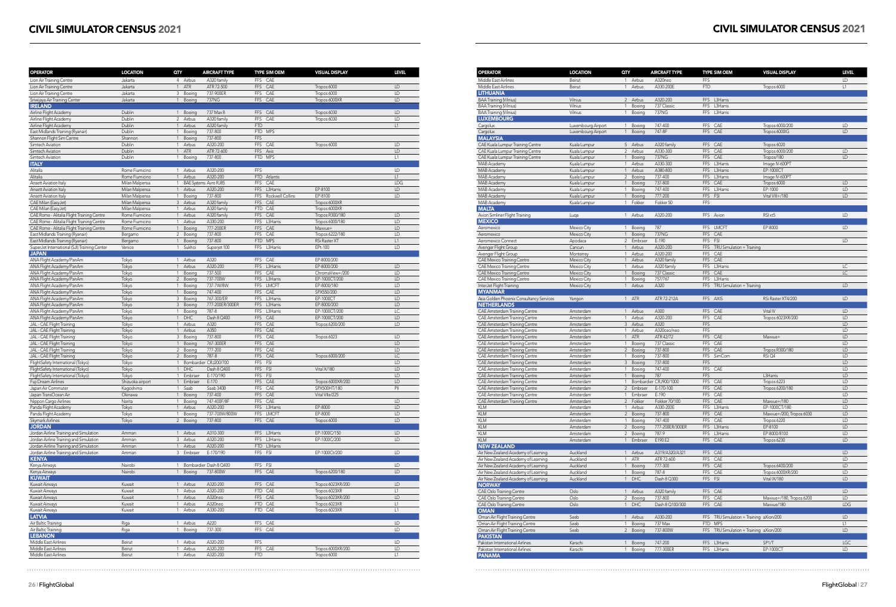# CIVIL SIMULATOR CENSUS 2021

| OPERATOR | LOCATION | QTY | | AIRCRAFT TYPE | TYPE SIM OEM | | VISUAL DISPLAY | LEVEL |
|---|---|---|---|---|---|---|---|---|
| Lion Air Training Centre | Jakarta | 4 | Airbus | A320 family | FFS | CAE | | |
| Lion Air Training Centre | Jakarta | 1 | ATR | ATR 72-500 | FFS | CAE | Tropos 6000 | LD |
| Lion Air Training Centre | Jakarta | 3 | Boeing | 737-900ER | FFS | CAE | Tropos 6000 | LD |
| Sriwijaya Air Training Center | Jakarta | 1 | Boeing | 737NG | FFS | CAE | Tropos 6000XR | LD |
| **IRELAND** | | | | | | | | |
| Airline Flight Academy | Dublin | 1 | Boeing | 737 Max 8 | FFS | CAE | Tropos 6030 | LD |
| Airline Flight Academy | Dublin | 2 | Airbus | A320 family | FFS | CAE | Tropos 6030 | LD |
| Airline Flight Academy | Dublin | 1 | Airbus | A320 family | FTD | | | L1 |
| East Midlands Training (Ryanair) | Dublin | 1 | Boeing | 737-800 | FTD | MPS | | |
| Shannon Flight Sim Centre | Shannon | 1 | Boeing | 737-800 | FFS | | | |
| Simtech Aviation | Dublin | 1 | Airbus | A320-200 | FFS | CAE | Tropos 6000 | LD |
| Simtech Aviation | Dublin | 1 | ATR | ATR 72-600 | FFS | Axis | | LD |
| Simtech Aviation | Dublin | 1 | Boeing | 737-800 | FTD | MPS | | L1 |
| **ITALY** | | | | | | | | |
| Alitalia | Rome Fiumicino | 1 | Airbus | A320-200 | FFS | | | LD |
| Alitalia | Rome Fiumicino | 1 | Airbus | A320-200 | FTD | Atlantis | | L1 |
| Ansett Aviation Italy | Milan Malpensa | 1 | BAE Systems | Avro RJ85 | FFS | CAE | | LDG |
| Ansett Aviation Italy | Milan Malpensa | 1 | Airbus | A320-200 | FFS | L3Harris | EP-8100 | LD |
| Ansett Aviation Italy | Milan Malpensa | 1 | Boeing | 737-800 | FFS | Rockwell Collins | EP-8100 | LD |
| CAE Milan (EasyJet) | Milan Malpensa | 3 | Airbus | A320 family | FFS | CAE | Tropos 6000XR | |
| CAE Milan (EasyJet) | Milan Malpensa | 1 | Airbus | A320 family | FTD | CAE | Tropos 6000XR | |
| CAE Rome - Alitalia Flight Training Centre | Rome Fiumicino | 1 | Airbus | A320 family | FFS | CAE | Tropos R300/180 | LD |
| CAE Rome - Alitalia Flight Training Centre | Rome Fiumicino | 1 | Airbus | A330-200 | FFS | L3Harris | Tropos 6000/180 | LD |
| CAE Rome - Alitalia Flight Training Centre | Rome Fiumicino | 1 | Boeing | 777-200ER | FFS | CAE | Maxvue+ | LD |
| East Midlands Training (Ryanair) | Bergamo | 2 | Boeing | 737-800 | FFS | CAE | Tropos 6222/180 | LD |
| East Midlands Training (Ryanair) | Bergamo | 1 | Boeing | 737-800 | FTD | MPS | RSi Raster XT | L1 |
| SuperJet International (SJI) Training Center | Venice | 1 | Sukhoi | Superjet 100 | FFS | L3Harris | EPt-100 | LD |
| **JAPAN** | | | | | | | | |
| ANA Flight Academy/PanAm | Tokyo | 1 | Airbus | A320 | FFS | CAE | EP-8000/200 | |
| ANA Flight Academy/PanAm | Tokyo | 1 | Airbus | A320-200 | FFS | L3Harris | EP-8000/200 | LD |
| ANA Flight Academy/PanAm | Tokyo | 1 | Boeing | 737-500 | FFS | CAE | ChromaView+/200 | LD |
| ANA Flight Academy/PanAm | Tokyo | 2 | Boeing | 737-700W | FFS | L3Harris | EP-1000CT/200 | LD |
| ANA Flight Academy/PanAm | Tokyo | 1 | Boeing | 737-7W/8W | FFS | LMCFT | EP-8000/180 | LD |
| ANA Flight Academy/PanAm | Tokyo | 1 | Boeing | 747-400 | FFS | CAE | SPX550/200 | LD |
| ANA Flight Academy/PanAm | Tokyo | 3 | Boeing | 767-300/ER | FFS | L3Harris | EP-1000CT | LD |
| ANA Flight Academy/PanAm | Tokyo | 3 | Boeing | 777-200ER/300ER | FFS | L3Harris | EP-8000/200 | LD |
| ANA Flight Academy/PanAm | Tokyo | 1 | Boeing | 787-8 | FFS | L3Harris | EP-1000CT/200 | LC |
| ANA Flight Academy/PanAm | Tokyo | 1 | DHC | Dash 8 Q400 | FFS | CAE | EP-1000CT/200 | LD |
| JAL - CAE Flight Training | Tokyo | 1 | Airbus | A320 | FFS | CAE | Tropos 6200/200 | LD |
| JAL - CAE Flight Training | Tokyo | 1 | Airbus | A350 | FFS | CAE | | |
| JAL - CAE Flight Training | Tokyo | 3 | Boeing | 737-800 | FFS | CAE | Tropos 6023 | LD |
| JAL - CAE Flight Training | Tokyo | 1 | Boeing | 767-300ER | FFS | CAE | | LD |
| JAL - CAE Flight Training | Tokyo | 2 | Boeing | 777-200 | FFS | CAE | | LD |
| JAL - CAE Flight Training | Tokyo | 2 | Boeing | 787-8 | FFS | CAE | Tropos 6000/200 | LC |
| FlightSafety International (Tokyo) | Tokyo | 1 | Bombardier | CRJ200/700 | FFS | FSI | | LD |
| FlightSafety International (Tokyo) | Tokyo | 1 | DHC | Dash 8 Q400 | FFS | FSI | Vital X/180 | LD |
| FlightSafety International (Tokyo) | Tokyo | 1 | Embraer | E-170/190 | FFS | FSI | | LD |
| Fuji Dream Airlines | Shizuoka airport | 1 | Embraer | E-170 | FFS | CAE | Tropos 6000XR/200 | LD |
| Japan Air Commuter | Kagoshima | 1 | Saab | Saab 340B | FFS | CAE | SPX500HT/180 | PII |
| Japan TransOcean Air | Okinawa | 1 | Boeing | 737-400 | FFS | CAE | Vital VIIe/225 | |
| Nippon Cargo Airlines | Narita | 1 | Boeing | 747-400F/8F | FFS | CAE | | LD |
| Panda Flight Academy | Tokyo | 1 | Airbus | A320-200 | FFS | L3Harris | EP-8000 | LD |
| Panda Flight Academy | Tokyo | 1 | Boeing | 737-700W/800W | FFS | LMCFT | EP-8000 | LD |
| Skymark Airlines | Tokyo | 2 | Boeing | 737-800 | FFS | CAE | Tropos 6000 | LD |
| **JORDAN** | | | | | | | | |
| Jordan Airline Training and Simulation | Amman | 1 | Airbus | A310-300 | FFS | L3Harris | EP-1000C/150 | LD |
| Jordan Airline Training and Simulation | Amman | 3 | Airbus | A320-200 | FFS | L3Harris | EP-1000C/200 | LD |
| Jordan Airline Training and Simulation | Amman | 1 | Airbus | A320-200 | FTD | L3Harris | | |
| Jordan Airline Training and Simulation | Amman | 3 | Embraer | E-170/190 | FFS | FSI | EP-1000Ct/200 | LD |
| **KENYA** | | | | | | | | |
| Kenya Airways | Nairobi | 1 | Bombardier | Dash 8 Q400 | FFS | FSI | | LD |
| Kenya Airways | Nairobi | 1 | Boeing | 737-800W | FFS | CAE | Tropos 6200/180 | LD |
| **KUWAIT** | | | | | | | | |
| Kuwait Airways | Kuwait | 1 | Airbus | A320-200 | FFS | CAE | Tropos 6023XR/200 | LD |
| Kuwait Airways | Kuwait | 1 | Airbus | A320-200 | FTD | CAE | Tropos 6023XR | L1 |
| Kuwait Airways | Kuwait | 1 | Airbus | A320neo | FFS | CAE | Tropos 6023XR/200 | LD |
| Kuwait Airways | Kuwait | 1 | Airbus | A320neo | FTD | CAE | Tropos 6023XR | L1 |
| Kuwait Airways | Kuwait | 1 | Airbus | A330-200 | FTD | CAE | Tropos 6023XR | L1 |
| **LATVIA** | | | | | | | | |
| Air Baltic Training | Riga | 1 | Airbus | A220 | FFS | CAE | | LD |
| Air Baltic Training | Riga | 1 | Boeing | 737-300 | FFS | CAE | | LD |
| **LEBANON** | | | | | | | | |
| Middle East Airlines | Beirut | 1 | Airbus | A320-200 | FFS | | | LD |
| Middle East Airlines | Beirut | 1 | Airbus | A320-200 | FFS | CAE | Tropos 6000XR/200 | LD |
| Middle East Airlines | Beirut | 1 | Airbus | A320-200 | FTD | | Tropos 6000 | L1 |
| Middle East Airlines | Beirut | 1 | Airbus | A320neo | FFS | | | LD |
| Middle East Airlines | Beirut | 1 | Airbus | A330-200E | FTD | | Tropos 6000 | L1 |
| **LITHUANIA** | | | | | | | | |
| BAA Training (Vilnius) | Vilnius | 2 | Airbus | A320-200 | FFS | L3Harris | | |
| BAA Training (Vilnius) | Vilnius | 1 | Boeing | 737 Classic | FFS | L3Harris | | |
| BAA Training (Vilnius) | Vilnius | 1 | Boeing | 737NG | FFS | L3Harris | | |
| **LUXEMBOURG** | | | | | | | | |
| Cargolux | Luxembourg Airport | 1 | Boeing | 747-400 | FFS | CAE | Tropos 6000/200 | LD |
| Cargolux | Luxembourg Airport | 1 | Boeing | 747-8F | FFS | CAE | Tropos 6000G | LD |
| **MALAYSIA** | | | | | | | | |
| CAE Kuala Lumpur Training Centre | Kuala Lumpur | 5 | Airbus | A320 family | FFS | CAE | Tropos 6020 | |
| CAE Kuala Lumpur Training Centre | Kuala Lumpur | 2 | Airbus | A330-300 | FFS | CAE | Tropos 6000/200 | LD |
| CAE Kuala Lumpur Training Centre | Kuala Lumpur | 1 | Boeing | 737NG | FFS | CAE | Tropos/180 | LD |
| MAB Academy | Kuala Lumpur | 1 | Airbus | A330-300 | FFS | L3Harris | Image IV-600PT | |
| MAB Academy | Kuala Lumpur | 1 | Airbus | A380-800 | FFS | L3Harris | EP-1000CT | |
| MAB Academy | Kuala Lumpur | 2 | Boeing | 737-400 | FFS | L3Harris | Image IV-600PT | |
| MAB Academy | Kuala Lumpur | 1 | Boeing | 737-800 | FFS | CAE | Tropos 6000 | LD |
| MAB Academy | Kuala Lumpur | 1 | Boeing | 747-400 | FFS | L3Harris | EP-1000 | LD |
| MAB Academy | Kuala Lumpur | 1 | Boeing | 777-200 | FFS | FSI | Vital VIII+/180 | LD |
| MAB Academy | Kuala Lumpur | 1 | Fokker | Fokker 50 | FFS | | | |
| **MALTA** | | | | | | | | |
| Avion Simliner Flight Training | Luqa | 1 | Airbus | A320-200 | FFS | Avion | RSI xt5 | LD |
| **MEXICO** | | | | | | | | |
| Aeromexico | Mexico City | 1 | Boeing | 787 | FFS | LMCFT | EP-8000 | LD |
| Aeromexico | Mexico City | 1 | Boeing | 737NG | FFS | CAE | | |
| Aeromexico Connect | Apodaca | 2 | Embraer | E-190 | FFS | FSI | | LD |
| Avengar Flight Group | Cancun | 1 | Airbus | A320-200 | FFS | TRU Simulation + Training | | |
| Avengar Flight Group | Monterrey | 1 | Airbus | A320-200 | FFS | CAE | | |
| CAE Mexico Training Centre | Mexico City | 1 | Airbus | A320 family | FFS | CAE | | |
| CAE Mexico Training Centre | Mexico City | 1 | Airbus | A320 family | FFS | L3Harris | | LC |
| CAE Mexico Training Centre | Mexico City | 1 | Boeing | 737 Classic | FFS | CAE | | LC |
| CAE Mexico Training Centre | Mexico City | 1 | Boeing | 757/767 | FFS | L3Harris | | |
| InterJet Flight Training | Mexico City | 1 | Airbus | A320 | FFS | TRU Simulation + Training | | LD |
| **MYANMAR** | | | | | | | | |
| Asia Golden Phoenix Consultancy Services | Yangon | 1 | ATR | ATR 72-212A | FFS | AXIS | RSi Raster XT4/200 | LD |
| **NETHERLANDS** | | | | | | | | |
| CAE Amsterdam Training Centre | Amsterdam | 1 | Airbus | A300 | FFS | CAE | Vital IV | LD |
| CAE Amsterdam Training Centre | Amsterdam | 1 | Airbus | A320-200 | FFS | CAE | Tropos 6023XR/200 | LD |
| CAE Amsterdam Training Centre | Amsterdam | 3 | Airbus | A320 | FFS | | | LD |
| CAE Amsterdam Training Centre | Amsterdam | 1 | Airbus | A320ceo/neo | FFS | | | LD |
| CAE Amsterdam Training Centre | Amsterdam | 1 | ATR | ATR 42/72 | FFS | CAE | Maxvue+ | LD |
| CAE Amsterdam Training Centre | Amsterdam | 1 | Boeing | 737 Classic | FFS | CAE | | LD |
| CAE Amsterdam Training Centre | Amsterdam | 2 | Boeing | 737-800 | FFS | CAE | Tropos R300/180 | LD |
| CAE Amsterdam Training Centre | Amsterdam | 1 | Boeing | 737-800 | FFS | SimCom | RSi Q4 | LD |
| CAE Amsterdam Training Centre | Amsterdam | 3 | Boeing | 737-800 | FFS | | | LD |
| CAE Amsterdam Training Centre | Amsterdam | 1 | Boeing | 747-400 | FFS | CAE | | LD |
| CAE Amsterdam Training Centre | Amsterdam | 1 | Boeing | 787 | FFS | | L3Harris | LD |
| CAE Amsterdam Training Centre | Amsterdam | 1 | Bombardier | CRJ900/1000 | FFS | CAE | Tropos 6223 | LD |
| CAE Amsterdam Training Centre | Amsterdam | 2 | Embraer | E-170-100 | FFS | CAE | Tropos 6200/180 | LD |
| CAE Amsterdam Training Centre | Amsterdam | 1 | Embraer | E-190 | FFS | CAE | | LD |
| CAE Amsterdam Training Centre | Amsterdam | 2 | Fokker | Fokker 70/100 | FFS | CAE | Maxvue+/180 | LD |
| KLM | Amsterdam | 1 | Airbus | A330-200E | FFS | L3Harris | EP-1000CT/180 | LD |
| KLM | Amsterdam | 2 | Boeing | 737-800 | FFS | CAE | Maxvue+/200, Tropos 6030 | LD |
| KLM | Amsterdam | 1 | Boeing | 747-400 | FFS | CAE | Tropos 6220 | LD |
| KLM | Amsterdam | 2 | Boeing | 777-200ER/300ER | FFS | L3Harris | EP-8100 | LD |
| KLM | Amsterdam | 2 | Boeing | 787-9 | FFS | L3Harris | EP-8000/8100 | LD |
| KLM | Amsterdam | 1 | Embraer | E190 E2 | FFS | CAE | Tropos 6230 | LD |
| **NEW ZEALAND** | | | | | | | | |
| Air New Zealand Academy of Learning | Auckland | 1 | Airbus | A319/A320/A321 | FFS | CAE | | LD |
| Air New Zealand Academy of Learning | Auckland | 1 | ATR | ATR 72-600 | FFS | CAE | | LD |
| Air New Zealand Academy of Learning | Auckland | 1 | Boeing | 777-300 | FFS | CAE | Tropos 6400/200 | LD |
| Air New Zealand Academy of Learning | Auckland | 1 | Boeing | 787-8 | FFS | CAE | Tropos 6000XR/200 | LD |
| Air New Zealand Academy of Learning | Auckland | 1 | DHC | Dash 8 Q300 | FFS | FSI | Vital IX/180 | LD |
| **NORWAY** | | | | | | | | |
| CAE Oslo Training Centre | Oslo | 1 | Airbus | A320 family | FFS | CAE | | LD |
| CAE Oslo Training Centre | Oslo | 2 | Boeing | 737-800 | FFS | CAE | Maxvue+/180, Tropos 6200 | LD |
| CAE Oslo Training Centre | Oslo | 1 | DHC | Dash 8 Q100/300 | FFS | CAE | Maxvue/180 | LDG |
| **OMAN** | | | | | | | | |
| Oman Air Flight Training Centre | Seeb | 1 | Airbus | A330-200 | FFS | TRU Simulation + Training | aXion/200 | LD |
| Oman Air Flight Training Centre | Seeb | 1 | Boeing | 737 Max | FTD | MPS | | L1 |
| Oman Air Flight Training Centre | Seeb | 2 | Boeing | 737-800W | FFS | TRU Simulation + Training | aXion/200 | LD |
| **PAKISTAN** | | | | | | | | |
| Pakistan International Airlines | Karachi | 1 | Boeing | 747-200 | FFS | L3Harris | SP1/T | LGC |
| Pakistan International Airlines | Karachi | 1 | Boeing | 777-300ER | FFS | L3Harris | EP-1000CT | LD |
| **PANAMA** | | | | | | | | |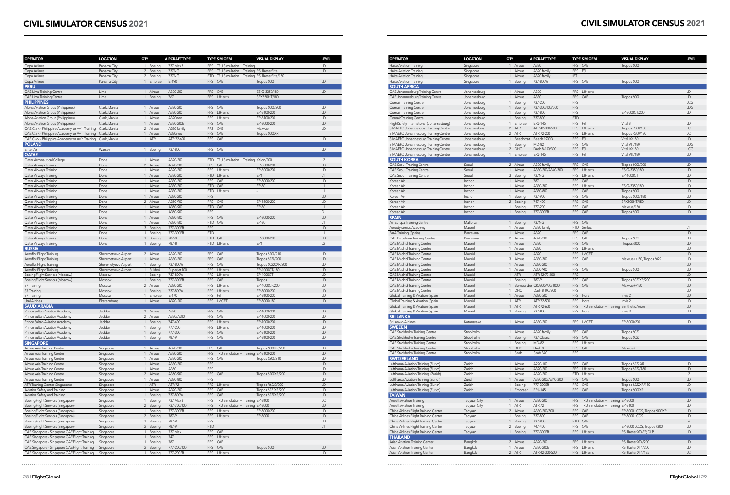# CIVIL SIMULATOR CENSUS 2021

| OPERATOR | LOCATION | QTY | | AIRCRAFT TYPE | TYPE | SIM OEM | VISUAL DISPLAY | LEVEL |
|---|---|---|---|---|---|---|---|---|
| Copa Airlines | Panama City | 1 | Boeing | 737 Max 8 | FFS | TRU Simulation + Training | | LD |
| Copa Airlines | Panama City | 2 | Boeing | 737NG | FFS | TRU Simulation + Training | RSi RasterFlite | LD |
| Copa Airlines | Panama City | 2 | Boeing | 737NG | FTD | TRU Simulation + Training | RSi RasterFlite/150 | |
| Copa Airlines | Panama City | 1 | Embraer | E-190 | FFS | CAE | Tropos 6000 | LD |
| **PERU** | | | | | | | | |
| CAE Lima Training Centre | Lima | 1 | Airbus | A320-200 | FFS | CAE | ESIG-3350/180 | LD |
| CAE Lima Training Centre | Lima | 1 | Boeing | 767 | FFS | L3Harris | SPX500HT/180 | |
| **PHILIPPINES** | | | | | | | | |
| Alpha Aviation Group (Philippines) | Clark, Manila | 1 | Airbus | A320-200 | FFS | CAE | Tropos 6000/200 | LD |
| Alpha Aviation Group (Philippines) | Clark, Manila | 1 | Airbus | A320-200 | FFS | L3Harris | EP-8100/200 | LD |
| Alpha Aviation Group (Philippines) | Clark, Manila | 1 | Airbus | A320neo | FFS | L3Harris | EP-8100/200 | LD |
| Alpha Aviation Group (Philippines) | Clark, Manila | 1 | Airbus | A330-200E | FFS | CAE | EP-8000/200 | LD |
| CAE Clark - Philippine Academy for Av'n Training | Clark, Manila | 2 | Airbus | A320 family | FFS | CAE | Maxvue | LD |
| CAE Clark - Philippine Academy for Av'n Training | Clark, Manila | 1 | Airbus | A320neo | FFS | CAE | Tropos 6000XR | |
| CAE Clark - Philippine Academy for Av'n Training | Clark, Manila | 1 | ATR | ATR 72-600 | FFS | CAE | | LD |
| **POLAND** | | | | | | | | |
| Enter Air | Warsaw | 1 | Boeing | 737-800 | FFS | CAE | | LD |
| **QATAR** | | | | | | | | |
| Qatar Aeronautical College | Doha | 1 | Airbus | A320-200 | FTD | TRU Simulation + Training | aXion/200 | L2 |
| Qatar Airways Training | Doha | 2 | Airbus | A320-200 | FFS | CAE | EP-8000/200 | LD |
| Qatar Airways Training | Doha | 1 | Airbus | A320-200 | FFS | L3Harris | EP-8000/200 | LD |
| Qatar Airways Training | Doha | 1 | Airbus | A320-200 | FTD | L3Harris | EP1 | L1 |
| Qatar Airways Training | Doha | 1 | Airbus | A330-200 | FFS | CAE | EP-8000/200 | LD |
| Qatar Airways Training | Doha | 1 | Airbus | A330-200 | FTD | CAE | EP-80 | L1 |
| Qatar Airways Training | Doha | 1 | Airbus | A330-200 | FTD | L3Harris | - | L1 |
| Qatar Airways Training | Doha | 1 | Airbus | A330-200 | FFS | | | LD |
| Qatar Airways Training | Doha | 2 | Airbus | A350-900 | FFS | CAE | EP-8100/200 | LD |
| Qatar Airways Training | Doha | 1 | Airbus | A350-900 | FTD | CAE | EP-80 | L1 |
| Qatar Airways Training | Doha | 1 | Airbus | A350-900 | FFS | | | D |
| Qatar Airways Training | Doha | 1 | Airbus | A380-800 | FFS | CAE | EP-8000/200 | LD |
| Qatar Airways Training | Doha | 1 | Airbus | A380-800 | FTD | CAE | EP-80 | L1 |
| Qatar Airways Training | Doha | 3 | Boeing | 777-300ER | FFS | | | LD |
| Qatar Airways Training | Doha | 1 | Boeing | 777-300ER | FTD | | | L1 |
| Qatar Airways Training | Doha | 1 | Boeing | 787-8 | FTD | CAE | EP-8000/200 | LD |
| Qatar Airways Training | Doha | 1 | Boeing | 787-8 | FTD | L3Harris | EP1 | L2 |
| **RUSSIA** | | | | | | | | |
| Aeroflot Flight Training | Sheremetyevo Airport | 2 | Airbus | A320-200 | FFS | CAE | Tropos 6200/210 | LD |
| Aeroflot Flight Training | Sheremetyevo Airport | 1 | Airbus | A330-200 | FFS | CAE | Tropos 6220/200 | LD |
| Aeroflot Flight Training | Sheremetyevo Airport | 1 | Boeing | 737-800W | FFS | CAE | Tropos 6220XR/200 | LD |
| Aeroflot Flight Training | Sheremetyevo Airport | 1 | Sukhoi | Superjet 100 | FFS | L3Harris | EP-1000CT/180 | LD |
| Boeing Flight Services (Moscow) | Moscow | 1 | Boeing | 737-800W | FFS | L3Harris | EP-1000CT | LD |
| Boeing Flight Services (Moscow) | Moscow | 1 | Boeing | 777-300ER | FFS | CAE | Tropos | LD |
| S7 Training | Moscow | 2 | Airbus | A320-200 | FFS | L3Harris | EP-1000CP/200 | LD |
| S7 Training | Moscow | 1 | Boeing | 737-800W | FFS | L3Harris | EP-8000/200 | LD |
| S7 Training | Moscow | 1 | Embraer | E-170 | FFS | FSI | EP-8100/200 | LD |
| Ural Airlines | Ekaterinburg | 1 | Airbus | A320-200 | FFS | LMCFT | EP-8000/180 | LD |
| **SAUDI ARABIA** | | | | | | | | |
| Prince Sultan Aviation Academy | Jeddah | 2 | Airbus | A320 | FFS | CAE | EP-1000/200 | LD |
| Prince Sultan Aviation Academy | Jeddah | 2 | Airbus | A330/A340 | FFS | CAE | EP-1000/200 | LD |
| Prince Sultan Aviation Academy | Jeddah | 1 | Boeing | 747-400 | FFS | L3Harris | EP-1000/200 | LD |
| Prince Sultan Aviation Academy | Jeddah | 1 | Boeing | 777-200 | FFS | L3Harris | EP-1000/200 | LD |
| Prince Sultan Aviation Academy | Jeddah | 1 | Boeing | 777-300 | FFS | CAE | EP-8100/200 | LD |
| Prince Sultan Aviation Academy | Jeddah | 1 | Boeing | 787-9 | FFS | CAE | EP-8100/200 | LD |
| **SINGAPORE** | | | | | | | | |
| Airbus Asia Training Centre | Singapore | 1 | Airbus | A320-200 | FFS | CAE | Tropos 6000XR/200 | LD |
| Airbus Asia Training Centre | Singapore | 1 | Airbus | A320-200 | FFS | TRU Simulation + Training | EP-8100/200 | LD |
| Airbus Asia Training Centre | Singapore | 1 | Airbus | A330-200 | FFS | CAE | Tropos 6200/210 | LD |
| Airbus Asia Training Centre | Singapore | 1 | Airbus | A330-200 | FFS | | | LD |
| Airbus Asia Training Centre | Singapore | 1 | Airbus | A350 | FFS | | | LD |
| Airbus Asia Training Centre | Singapore | 2 | Airbus | A350-900 | FFS | CAE | Tropos 6200XR/200 | LD |
| Airbus Asia Training Centre | Singapore | 1 | Airbus | A380-800 | FFS | | | LD |
| ATR Training Center (Singapore) | Singapore | 1 | ATR | ATR 72 | FFS | L3Harris | Tropos R6220/200 | LD |
| Aviation Safety and Training | Singapore | 1 | Airbus | A320-200 | FFS | CAE | Tropos 6221XR/200 | LD |
| Aviation Safety and Training | Singapore | 1 | Boeing | 737-800W | FFS | CAE | Tropos 6220XR/200 | LD |
| Boeing Flight Services (Singapore) | Singapore | 1 | Boeing | 737 Max 8 | FFS | TRU Simulation + Training | EP-8100 | LC |
| Boeing Flight Services (Singapore) | Singapore | 2 | Boeing | 737-700/800 | FFS | TRU Simulation + Training | EP-8000 | LD |
| Boeing Flight Services (Singapore) | Singapore | 1 | Boeing | 777-300ER | FFS | L3Harris | EP-8000/200 | LD |
| Boeing Flight Services (Singapore) | Singapore | 2 | Boeing | 787-9 | FFS | L3Harris | EP-8000 | LD |
| Boeing Flight Services (Singapore) | Singapore | 1 | Boeing | 787-9 | FFS | | | LD |
| Boeing Flight Services (Singapore) | Singapore | 2 | Boeing | 787-9 | FTD | | | L1 |
| CAE Singapore - Singapore CAE Flight Training | Singapore | 1 | Boeing | 737 Max | FFS | CAE | | |
| CAE Singapore - Singapore CAE Flight Training | Singapore | 1 | Boeing | 747 | FFS | L3Harris | | |
| CAE Singapore - Singapore CAE Flight Training | Singapore | 1 | Boeing | 787 | FFS | CAE | | |
| CAE Singapore - Singapore CAE Flight Training | Singapore | 2 | Boeing | 777-200/300 | FFS | CAE | Tropos 6000 | LD |
| CAE Singapore - Singapore CAE Flight Training | Singapore | 1 | Boeing | 777-200ER | FFS | L3Harris | | LD |

| OPERATOR | LOCATION | QTY | | AIRCRAFT TYPE | TYPE | SIM OEM | VISUAL DISPLAY | LEVEL |
|---|---|---|---|---|---|---|---|---|
| Haite Aviation Training | Singapore | 1 | Airbus | A320 | FFS | CAE | Tropos 6000 | |
| Haite Aviation Training | Singapore | 1 | Airbus | A320 family | FFS | FSI | | |
| Haite Aviation Training | Singapore | 1 | Airbus | A320 family | IPT | | | |
| Haite Aviation Training | Singapore | 1 | Boeing | 737-800W | FFS | CAE | Tropos 6000 | |
| **SOUTH AFRICA** | | | | | | | | |
| CAE Johannesburg Training Centre | Johannesburg | 1 | Airbus | A320 | FFS | L3Harris | | LD |
| CAE Johannesburg Training Centre | Johannesburg | 1 | Airbus | A330 | FFS | CAE | Tropos 6000 | LD |
| Comair Training Centre | Johannesburg | 1 | Boeing | 737-200 | FFS | | | LCG |
| Comair Training Centre | Johannesburg | 1 | Boeing | 737-300/400/500 | FFS | | | LDG |
| Comair Training Centre | Johannesburg | 1 | Boeing | 737-800 | FFS | | EP-8000CT/200 | LD |
| Comair Training Centre | Johannesburg | 1 | Boeing | 737-800 | FTD | | | |
| FlightSafety International (Johannesburg) | Johannesburg | 1 | Embraer | ERJ-145 | FFS | FSI | Vital 8 | LD |
| SIMAERO Johannesburg Training Centre | Johannesburg | 2 | ATR | ATR 42-300/500 | FFS | L3Harris | Tropos R300/180 | LC |
| SIMAERO Johannesburg Training Centre | Johannesburg | 2 | ATR | ATR 72-200 | FFS | L3Harris | Tropos R300/180 | LC |
| SIMAERO Johannesburg Training Centre | Johannesburg | 1 | Beechcraft | Beech 1900D | FFS | FSI | Vital IX/180 | LD |
| SIMAERO Johannesburg Training Centre | Johannesburg | 1 | Boeing | MD-82 | FFS | CAE | Vital VIII/180 | LDG |
| SIMAERO Johannesburg Training Centre | Johannesburg | 2 | DHC | Dash 8-100/300 | FFS | FSI | Vital IX/180 | LCG |
| SIMAERO Johannesburg Training Centre | Johannesburg | 1 | Embraer | ERJ-145 | FFS | FSI | Vital VIII/180 | LD |
| **SOUTH KOREA** | | | | | | | | |
| CAE Seoul Training Centre | Seoul | 2 | Airbus | A320 family | FFS | CAE | Tropos 6000/200 | LD |
| CAE Seoul Training Centre | Seoul | 1 | Airbus | A330-200/A340-300 | FFS | L3Harris | ESIG-3350/180 | LD |
| CAE Seoul Training Centre | Seoul | 3 | Boeing | 737NG | FFS | L3Harris | EP-1000CT | LD |
| Korean Air | Inchon | 1 | Airbus | 787 | FFS | CAE | | LD |
| Korean Air | Inchon | 1 | Airbus | A330-300 | FFS | L3Harris | ESIG-3350/180 | LD |
| Korean Air | Inchon | 1 | Airbus | A380-800 | FFS | CAE | Tropos 6000 | LD |
| Korean Air | Inchon | 1 | Boeing | 737-900 | FFS | CAE | Tropos 6000/180 | LD |
| Korean Air | Inchon | 2 | Boeing | 747-400 | FFS | CAE | SPX500HT/150 | LD |
| Korean Air | Inchon | 1 | Boeing | 777-200 | FFS | CAE | Maxvue/180 | LD |
| Korean Air | Inchon | 1 | Boeing | 777-300ER | FFS | CAE | Tropos 6000 | LD |
| **SPAIN** | | | | | | | | |
| Air Europa Training Centre | Mallorca | 1 | Boeing | 737NG | FFS | CAE | | |
| Aerodynamics Academy | Madrid | 1 | Airbus | A320 family | FTD | Simloc | | L1 |
| BAA Training (Spain) | Barcelona | 1 | Airbus | A320 | FFS | CAE | | LD |
| CAE Barcelona Training Centre | Barcelona | 2 | Airbus | A320-200 | FFS | CAE | Tropos 6023 | LD |
| CAE Madrid Training Centre | Madrid | 1 | Airbus | A320 | FFS | CAE | Tropos 6000 | LD |
| CAE Madrid Training Centre | Madrid | 1 | Airbus | A320 | FFS | L3Harris | | LD |
| CAE Madrid Training Centre | Madrid | 1 | Airbus | A320 | FFS | LMCFT | | LD |
| CAE Madrid Training Centre | Madrid | 3 | Airbus | A330-300 | FFS | CAE | Maxvue+/180, Tropos 6022 | LD |
| CAE Madrid Training Centre | Madrid | 1 | Airbus | A330-200 | FFS | | | LD |
| CAE Madrid Training Centre | Madrid | 1 | Airbus | A350-900 | FFS | CAE | Tropos 6000 | LD |
| CAE Madrid Training Centre | Madrid | 1 | ATR | ATR 42/72-600 | FFS | | | LD |
| CAE Madrid Training Centre | Madrid | 1 | Boeing | 787-9 | FFS | CAE | Tropos 6023XR/200 | LD |
| CAE Madrid Training Centre | Madrid | 1 | Bombardier | CRJ200/900/1000 | FFS | CAE | Maxvue+/150 | LD |
| CAE Madrid Training Centre | Madrid | 1 | DHC | Dash 8 100/300 | FFS | | | LD |
| Global Training & Aviation (Spain) | Madrid | 1 | Airbus | A320-200 | FFS | Indra | Invis 2 | LD |
| Global Training & Aviation (Spain) | Madrid | 1 | ATR | ATR 72-500 | FFS | Indra | Invis 2 | LD |
| Global Training & Aviation (Spain) | Madrid | 1 | ATR | ATR 72-600 | FFS | TRU Simulation + Training | Simthetic Axion | LD |
| Global Training & Aviation (Spain) | Madrid | 1 | Boeing | 737-800 | FFS | Indra | Invis 3 | LD |
| **SRI LANKA** | | | | | | | | |
| SriLankan Airlines | Katunayake | 1 | Airbus | A330-200 | FFS | LMCFT | EP-8000/200 | LD |
| **SWEDEN** | | | | | | | | |
| CAE Stockholm Training Centre | Stockholm | 1 | Airbus | A320 family | FFS | CAE | Tropos 6023 | |
| CAE Stockholm Training Centre | Stockholm | 1 | Boeing | 737 Classic | FFS | CAE | Tropos 6023 | |
| CAE Stockholm Training Centre | Stockholm | 1 | Boeing | MD-82 | FFS | L3Harris | | |
| CAE Stockholm Training Centre | Stockholm | 1 | DHC | Dash 8 | FFS | CAE | Maxvue+ | |
| CAE Stockholm Training Centre | Stockholm | 1 | Saab | Saab 340 | FFS | | | |
| **SWITZERLAND** | | | | | | | | |
| Lufthansa Aviation Training (Zurich) | Zurich | 1 | Airbus | A220-100 | FFS | CAE | Tropos 6222 XR | LD |
| Lufthansa Aviation Training (Zurich) | Zurich | 1 | Airbus | A320-200 | FFS | L3Harris | Tropos 6222/180 | LD |
| Lufthansa Aviation Training (Zurich) | Zurich | 1 | Airbus | A320-200 | FTD | L3Harris | | L2 |
| Lufthansa Aviation Training (Zurich) | Zurich | 1 | Airbus | A330-200/A340-300 | FFS | CAE | Tropos 6000 | LD |
| Lufthansa Aviation Training (Zurich) | Zurich | 1 | Boeing | 777-300ER | FFS | CAE | Tropos 6222XR/180 | LD |
| Lufthansa Aviation Training (Zurich) | Zurich | 1 | Embraer | ERJ-145 | FFS | CAE | Tropos 6000XR | LD |
| **TAIWAN** | | | | | | | | |
| Ansett Aviation Training | Taoyuan City | 1 | Airbus | A320-200 | FFS | TRU Simulation + Training | EP-8000 | LD |
| Ansett Aviation Training | Taoyuan City | 1 | ATR | ATR 72 | FFS | TRU Simulation + Training | EP-8100 | LD |
| China Airlines Flight Training Center | Taoyuan | 2 | Airbus | A330-200/300 | FFS | CAE | EP-8000 LCOS, Tropos 6000XR | LD |
| China Airlines Flight Training Center | Taoyuan | 1 | Boeing | 737-800 | FFS | CAE | EP-8000 LCOS | LD |
| China Airlines Flight Training Center | Taoyuan | 1 | Boeing | 737-800 | FTD | CAE | | L6 |
| China Airlines Flight Training Center | Taoyuan | 2 | Boeing | 747-400 | FFS | CAE | EP-8000 LCOS, Tropos R300 | LD |
| China Airlines Flight Training Center | Taoyuan | 1 | Boeing | 777-300ER | FFS | L3Harris | RSi Raster XT4EP, DLP | LD |
| **THAILAND** | | | | | | | | |
| Asian Aviation Training Center | Bangkok | 2 | Airbus | A320-200 | FFS | L3Harris | RSi Raster XT4/200 | LD |
| Asian Aviation Training Center | Bangkok | 1 | Airbus | A330-200E | FFS | L3Harris | RSi Raster XT4/200 | LD |
| Asian Aviation Training Center | Bangkok | 2 | ATR | ATR 42-300/500 | FFS | L3Harris | RSi Raster XT4/185 | LC |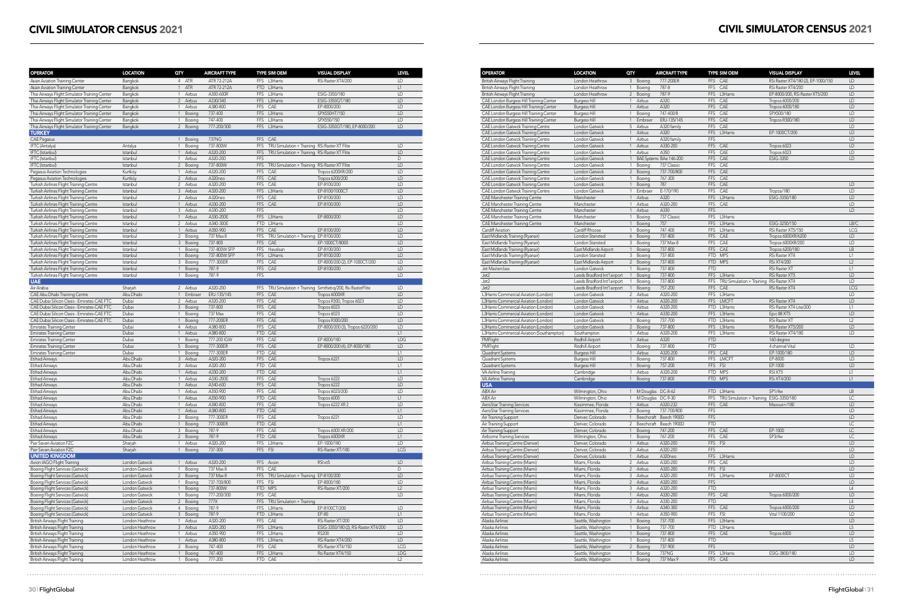# CIVIL SIMULATOR CENSUS 2021

| OPERATOR | LOCATION | QTY | AIRCRAFT TYPE | TYPE | SIM OEM | VISUAL DISPLAY | LEVEL |
|---|---|---|---|---|---|---|---|
| Asian Aviation Training Center | Bangkok | 4 | ATR ATR 72-212A | FFS | L3Harris | RSi Raster XT4/200 | LD |
| Asian Aviation Training Center | Bangkok | 1 | ATR ATR 72-212A | FTD | L3Harris | | L1 |
| Thai Airways Flight Simulator Training Center | Bangkok | 1 | Airbus A300-600R | FFS | L3Harris | ESIG-3350/180 | LD |
| Thai Airways Flight Simulator Training Center | Bangkok | 2 | Airbus A330/340 | FFS | L3Harris | ESIG-3350GT/180 | LD |
| Thai Airways Flight Simulator Training Center | Bangkok | 1 | Airbus A380-800 | FFS | CAE | EP-8000/200 | LD |
| Thai Airways Flight Simulator Training Center | Bangkok | 1 | Boeing 737-400 | FFS | L3Harris | SPX550HT/150 | LD |
| Thai Airways Flight Simulator Training Center | Bangkok | 1 | Boeing 747-400 | FFS | L3Harris | SPX550/150 | LD |
| Thai Airways Flight Simulator Training Center | Bangkok | 2 | Boeing 777-200/300 | FFS | L3Harris | ESIG-3350GT/180, EP-8000/200 | LD |
| **TURKEY** | | | | | | | |
| CAE Pegasus | | 1 | Boeing 737NG | FFS | CAE | | |
| IFTC (Antalya) | Antalya | 1 | Boeing 737-800W | FFS | TRU Simulation + Training | RSi Raster XT Flite | LD |
| IFTC (Istanbul) | Istanbul | 1 | Airbus A320-200 | FFS | TRU Simulation + Training | RSi Raster XT Flite | LD |
| IFTC (Istanbul) | Istanbul | 1 | Airbus A320-200 | FFS | | | D |
| IFTC (Istanbul) | Istanbul | 2 | Boeing 737-800W | FFS | TRU Simulation + Training | RSi Raster XT Flite | LD |
| Pegasus Aviation Technologies | Kurtköy | 1 | Airbus A320-200 | FFS | CAE | Tropos 6200XR/200 | LD |
| Pegasus Aviation Technologies | Kurtköy | 2 | Airbus A320neo | FFS | CAE | Tropos 6200/200 | LD |
| Turkish Airlines Flight Training Centre | Istanbul | 2 | Airbus A320-200 | FFS | CAE | EP-8100/200 | LD |
| Turkish Airlines Flight Training Centre | Istanbul | 3 | Airbus A320-200 | FFS | L3Harris | EP-8100/1000CT | LD |
| Turkish Airlines Flight Training Centre | Istanbul | 2 | Airbus A320neo | FFS | CAE | EP-8100/200 | LD |
| Turkish Airlines Flight Training Centre | Istanbul | 1 | Airbus A330-200 | FFS | CAE | EP-8100/200 | LD |
| Turkish Airlines Flight Training Centre | Istanbul | 3 | Airbus A330-200 | FFS | | | LD |
| Turkish Airlines Flight Training Centre | Istanbul | 1 | Airbus A330-200E | FFS | L3Harris | EP-8000/200 | LD |
| Turkish Airlines Flight Training Centre | Istanbul | 2 | Airbus A340-300E | FTD | L3Harris | | LD |
| Turkish Airlines Flight Training Centre | Istanbul | 1 | Airbus A350-900 | FFS | CAE | EP-8100/200 | LD |
| Turkish Airlines Flight Training Centre | Istanbul | 2 | Boeing 737 Max 8 | FFS | TRU Simulation + Training | EP-8100/200 | LD |
| Turkish Airlines Flight Training Centre | Istanbul | 3 | Boeing 737-800 | FFS | CAE | EP-1000CT/8000 | LD |
| Turkish Airlines Flight Training Centre | Istanbul | 1 | Boeing 737-800W SFP | FFS | Havelsan | EP-8100/200 | LD |
| Turkish Airlines Flight Training Centre | Istanbul | 1 | Boeing 737-800W SFP | FFS | L3Harris | EP-8100/200 | LD |
| Turkish Airlines Flight Training Centre | Istanbul | 3 | Boeing 777-300ER | FFS | CAE | EP-8000/200 (2), EP-1000CT/200 | LD |
| Turkish Airlines Flight Training Centre | Istanbul | 1 | Boeing 787-9 | FFS | CAE | EP-8100/200 | LD |
| Turkish Airlines Flight Training Centre | Istanbul | 1 | Boeing 787-9 | FFS | | | LD |
| **UAE** | | | | | | | |
| Air Arabia | Sharjah | 2 | Airbus A320-200 | FFS | TRU Simulation + Training | Simthetiq/200, Rsi RasterFlite | LD |
| CAE Abu Dhabi Training Centre | Abu Dhabi | 1 | Embraer ERJ-135/145 | FFS | CAE | Tropos 6000XR | LD |
| CAE Dubai Silicon Oasis - Emirates-CAE FTC | Dubai | 2 | Airbus A320-200 | FFS | CAE | Tropos R300, Tropos 6023 | LD |
| CAE Dubai Silicon Oasis - Emirates-CAE FTC | Dubai | 3 | Boeing 737-800 | FFS | CAE | Tropos 6023 | LD |
| CAE Dubai Silicon Oasis - Emirates-CAE FTC | Dubai | 1 | Boeing 737 Max | FFS | CAE | Tropos 6023 | LD |
| CAE Dubai Silicon Oasis - Emirates-CAE FTC | Dubai | 1 | Boeing 777-200ER | FFS | CAE | Tropos R300/200 | LD |
| Emirates Training Center | Dubai | 4 | Airbus A380-800 | FFS | CAE | EP-8000/200 (3), Tropos 6220/200 | LD |
| Emirates Training Center | Dubai | 1 | Airbus A380-800 | FTD | CAE | | L1 |
| Emirates Training Center | Dubai | 1 | Boeing 777-200 IGW | FFS | CAE | EP-8000/180 | LDG |
| Emirates Training Center | Dubai | 5 | Boeing 777-300ER | FFS | CAE | EP-8000/200 (4), EP-8000/180 | LD |
| Emirates Training Center | Dubai | 1 | Boeing 777-300ER | FTD | CAE | | L1 |
| Etihad Airways | Abu Dhabi | 3 | Airbus A320-200 | FFS | CAE | Tropos 6221 | LD |
| Etihad Airways | Abu Dhabi | 2 | Airbus A320-200 | FTD | CAE | | L1 |
| Etihad Airways | Abu Dhabi | 1 | Airbus A330-200 | FTD | CAE | | L1 |
| Etihad Airways | Abu Dhabi | 1 | Airbus A330-200E | FFS | CAE | Tropos 6222 | LD |
| Etihad Airways | Abu Dhabi | 1 | Airbus A340-600 | FFS | CAE | Tropos 6222 | LD |
| Etihad Airways | Abu Dhabi | 1 | Airbus A350-900 | FFS | CAE | Tropos 6023/200 | LD |
| Etihad Airways | Abu Dhabi | 1 | Airbus A350-900 | FTD | CAE | Tropos 6000 | L1 |
| Etihad Airways | Abu Dhabi | 1 | Airbus A380-800 | FFS | CAE | Tropos 6222 XR 2 | LD |
| Etihad Airways | Abu Dhabi | 1 | Airbus A380-800 | FTD | CAE | | L1 |
| Etihad Airways | Abu Dhabi | 2 | Boeing 777-300ER | FFS | CAE | Tropos 6221 | LD |
| Etihad Airways | Abu Dhabi | 1 | Boeing 777-300ER | FTD | CAE | | L1 |
| Etihad Airways | Abu Dhabi | 3 | Boeing 787-9 | FFS | CAE | Tropos 6000 XR/200 | LD |
| Etihad Airways | Abu Dhabi | 2 | Boeing 787-9 | FTD | CAE | Tropos 6000XR | L1 |
| Pier Seven Aviation FZC | Sharjah | 1 | Airbus A320-200 | FFS | L3Harris | EP-1000/180 | LD |
| Pier Seven Aviation FZC | Sharjah | 1 | Boeing 737-300 | FFS | FSI | RSi Raster XT/180 | LCG |
| **UNITED KINGDOM** | | | | | | | |
| Avion (AGO) Flight Training | London Gatwick | 1 | Airbus A320-200 | FFS | Avion | RSI xt5 | LD |
| Boeing Flight Services (Gatwick) | London Gatwick | 1 | Boeing 737 Max 8 | FFS | CAE | | D |
| Boeing Flight Services (Gatwick) | London Gatwick | 2 | Boeing 737 Max 8 | FFS | TRU Simulation + Training | EP-8100/200 | LD |
| Boeing Flight Services (Gatwick) | London Gatwick | 1 | Boeing 737-700/800 | FFS | FSI | EP-8000/180 | LD |
| Boeing Flight Services (Gatwick) | London Gatwick | 1 | Boeing 737-800W | FTD | MPS | RSi Raster XT/200 | L2 |
| Boeing Flight Services (Gatwick) | London Gatwick | 1 | Boeing 777-200/300 | FFS | CAE | | LD |
| Boeing Flight Services (Gatwick) | London Gatwick | 2 | Boeing 777X | FFS | TRU Simulation + Training | | |
| Boeing Flight Services (Gatwick) | London Gatwick | 4 | Boeing 787-9 | FFS | L3Harris | EP-8100CT/200 | LD |
| Boeing Flight Services (Gatwick) | London Gatwick | 3 | Boeing 787-9 | FTD | L3Harris | EP-80 | L1 |
| British Airways Flight Training | London Heathrow | 1 | Airbus A320-200 | FFS | CAE | RSi Raster XT/200 | LD |
| British Airways Flight Training | London Heathrow | 3 | Airbus A320-200 | FFS | L3Harris | ESIG-3350/180 (2), RSi Raster XT4/200 | LD |
| British Airways Flight Training | London Heathrow | 1 | Airbus A350-900 | FFS | L3Harris | RS200 | LD |
| British Airways Flight Training | London Heathrow | 1 | Airbus A380-800 | FFS | L3Harris | RSi Raster XT4/200 | LD |
| British Airways Flight Training | London Heathrow | 2 | Boeing 747-400 | FFS | CAE | RSi Raster XT4/150 | LCG |
| British Airways Flight Training | London Heathrow | 1 | Boeing 747-400 | FFS | L3Harris | Rsi Raster XT4/150 | LDG |
| British Airways Flight Training | London Heathrow | 1 | Boeing 777-200 | FTD | CAE | - | L2 |
| British Airways Flight Training | London Heathrow | 3 | Boeing 777-200ER | FFS | CAE | RSi Raster XT4/180 (2), EP-1000/150 | LD |
| British Airways Flight Training | London Heathrow | 1 | Boeing 787-8 | FFS | CAE | RSi Raster XT4/200 | LD |
| British Airways Flight Training | London Heathrow | 2 | Boeing 787-9 | FFS | L3Harris | EP-8000/200, RSi Raster XT5/200 | LD |
| CAE London Burgess Hill Training Center | Burgess Hill | 1 | Airbus A320 | FFS | CAE | Tropos 6000/200 | LD |
| CAE London Burgess Hill Training Center | Burgess Hill | 1 | Airbus A320 | FFS | CAE | Tropos 6000/180 | LD |
| CAE London Burgess Hill Training Center | Burgess Hill | 1 | Boeing 747-400/8 | FFS | CAE | SPX500/180 | LD |
| CAE London Burgess Hill Training Center | Burgess Hill | 1 | Embraer ERJ-135/145 | FFS | CAE | Tropos R300/180 | LD |
| CAE London Gatwick Training Centre | London Gatwick | 5 | Airbus A320 family | FFS | CAE | | LD |
| CAE London Gatwick Training Centre | London Gatwick | 1 | Airbus A320 | FFS | L3Harris | EP-1000CT/200 | LD |
| CAE London Gatwick Training Centre | London Gatwick | 1 | Airbus A320 family | FFS | | | LD |
| CAE London Gatwick Training Centre | London Gatwick | 1 | Airbus A330-200 | FFS | CAE | Tropos 6023 | LD |
| CAE London Gatwick Training Centre | London Gatwick | 1 | Airbus A350 | FFS | CAE | Tropos 6023 | LD |
| CAE London Gatwick Training Centre | London Gatwick | 1 | BAE Systems BAe 146-200 | FFS | CAE | ESIG-3350 | LD |
| CAE London Gatwick Training Centre | London Gatwick | 1 | Boeing 737 Classic | FFS | CAE | | |
| CAE London Gatwick Training Centre | London Gatwick | 2 | Boeing 737-700/800 | FFS | CAE | | |
| CAE London Gatwick Training Centre | London Gatwick | 1 | Boeing 767-300 | FFS | CAE | | |
| CAE London Gatwick Training Centre | London Gatwick | 1 | Boeing 787 | FFS | CAE | | LD |
| CAE London Gatwick Training Centre | London Gatwick | 1 | Embraer E-170/190 | FFS | CAE | Tropos/180 | LD |
| CAE Manchester Training Centre | Manchester | 1 | Airbus A320 | FFS | L3Harris | ESIG-3350/180 | LD |
| CAE Manchester Training Centre | Manchester | 1 | Airbus A320-200 | FFS | CAE | | LD |
| CAE Manchester Training Centre | Manchester | 1 | Airbus A330 | FFS | | | LD |
| CAE Manchester Training Centre | Manchester | 1 | Boeing 737 Classic | FFS | L3Harris | | |
| CAE Manchester Training Centre | Manchester | 1 | Boeing 757 | FFS | L3Harris | ESIG-3250/150 | LB/C |
| Cardiff Aviation | Cardiff Rhoose | 1 | Boeing 747-400 | FFS | L3Harris | RSi Raster XT5/150 | LCG |
| East Midlands Training (Ryanair) | London Stansted | 6 | Boeing 737-800 | FFS | CAE | Tropos 6000XR/6200 | LD |
| East Midlands Training (Ryanair) | London Stansted | 3 | Boeing 737 Max 8 | FFS | CAE | Tropos 6000XR/200 | LD |
| East Midlands Training (Ryanair) | East Midlands Airport | 1 | Boeing 737-800 | FFS | CAE | Tropos 6200/180 | LB |
| East Midlands Training (Ryanair) | London Stansted | 3 | Boeing 737-800 | FTD | MPS | RSi Raster XT4 | L1 |
| East Midlands Training (Ryanair) | East Midlands Airport | 2 | Boeing 737-800 | FTD | MPS | RSi XT4/200 | L2 |
| Jet Masterclass | London Gatwick | 1 | Boeing 737-800 | FTD | | RSi Raster XT | L1 |
| Jet2 | Leeds Bradford Int'l airport | 1 | Boeing 737-800 | FFS | L3Harris | RSi Raster XT5 | LD |
| Jet2 | Leeds Bradford Int'l airport | 1 | Boeing 737-800 | FFS | TRU Simulation + Training | RSi Raster XT4 | LD |
| Jet2 | Leeds Bradford Int'l airport | 1 | Boeing 757-200 | FFS | CAE | RSi Raster XT4 | LCG |
| L3Harris Commercial Aviation (London) | London Gatwick | 2 | Airbus A320-200 | FFS | L3Harris | | LD |
| L3Harris Commercial Aviation (London) | London Gatwick | 1 | Airbus A320-200 | FFS | LMCFT | RSi Raster XT4 | LD |
| L3Harris Commercial Aviation (London) | London Gatwick | 1 | Airbus A320-200 | FTD | L3Harris | RSi Raster XT4 Lite/200 | L1 |
| L3Harris Commercial Aviation (London) | London Gatwick | 1 | Airbus A330-200 | FFS | L3Harris | Epic 88 XT5 | LD |
| L3Harris Commercial Aviation (London) | London Gatwick | 1 | Boeing 737-700 | FTD | L3Harris | RSi Raster XT | L2 |
| L3Harris Commercial Aviation (London) | London Gatwick | 2 | Boeing 737-800 | FFS | L3Harris | RSi Raster XT5/200 | LD |
| L3Harris Commercial Aviation (Southampton) | Southampton | 1 | Airbus A320-200 | FFS | L3Harris | RSi Raster XT4/180 | LD |
| PMFlight | Redhill Airport | 1 | Airbus A320 | FTD | | 160 degree | |
| PMFlight | Redhill Airport | 1 | Boeing 737-800 | FTD | | 4 channel Vital | LD |
| Quadrant Systems | Burgess Hill | 1 | Airbus A320-200 | FFS | CAE | EP-1000/180 | LD |
| Quadrant Systems | Burgess Hill | 1 | Boeing 737-800 | FFS | LMCFT | EP-8000 | LD |
| Quadrant Systems | Burgess Hill | 1 | Boeing 757-200 | FFS | FSI | EP-1000 | LD |
| VA Airline Training | Cambridge | 1 | Airbus A320-200 | FTD | MPS | RSI XT5 | L1 |
| VA Airline Training | Cambridge | 1 | Boeing 737-800 | FTD | MPS | RSi XT4/200 | L1 |
| **USA** | | | | | | | |
| ABX Air | Wilmington, Ohio | 1 | M Douglas DC-8-62 | FTD | L3Harris | SP1/4w | LB |
| ABX Air | Wilmington, Ohio | 1 | M Douglas DC-9-30 | FFS | TRU Simulation + Training | ESIG-3350/180 | LC |
| AeroStar Training Services | Kissimmee, Florida | 1 | Airbus A320-232 | FFS | CAE | Maxvue+/180 | LD |
| AeroStar Training Services | Kissimmee, Florida | 2 | Boeing 737-700/800 | FFS | | | |
| Air Training Support | Denver, Colorado | 1 | Beechcraft Beech 1900D | FFS | | | LD |
| Air Training Support | Denver, Colorado | 2 | Beechcraft Beech 1900D | FTD | | | LC |
| Air Training Support | Denver, Colorado | 2 | Boeing 747-200 | FFS | CAE | EP-1000 | LC |
| Airborne Training Services | Wilmington, Ohio | 1 | Boeing 767-200 | FFS | CAE | SP3/4w | LC |
| Airbus Training Centre (Denver) | Denver, Colorado | 1 | Airbus A320-200 | FFS | FSI | | LD |
| Airbus Training Centre (Denver) | Denver, Colorado | 2 | Airbus A320-200 | FFS | | | LD |
| Airbus Training Centre (Denver) | Denver, Colorado | 1 | Airbus A320neo | FFS | L3Harris | | LD |
| Airbus Training Centre (Miami) | Miami, Florida | 2 | Airbus A320-200 | FFS | CAE | | LD |
| Airbus Training Centre (Miami) | Miami, Florida | 2 | Airbus A320-200 | FFS | FSI | | LD |
| Airbus Training Centre (Miami) | Miami, Florida | 3 | Airbus A320-200 | FFS | L3Harris | EP-8000CT | LD |
| Airbus Training Centre (Miami) | Miami, Florida | 2 | Airbus A320-200 | FFS | | | LD |
| Airbus Training Centre (Miami) | Miami, Florida | 3 | Airbus A320-200 | FTD | | | L4 |
| Airbus Training Centre (Miami) | Miami, Florida | 1 | Airbus A330-200 | FFS | CAE | Tropos 6000/200 | LD |
| Airbus Training Centre (Miami) | Miami, Florida | 2 | Airbus A330-200 | FTD | | | L4 |
| Airbus Training Centre (Miami) | Miami, Florida | 1 | Airbus A340-300 | FFS | CAE | Tropos 6000/200 | LD |
| Airbus Training Centre (Miami) | Miami, Florida | 1 | Airbus A350-900 | FFS | FSI | Vital 1100/200 | LD |
| Alaska Airlines | Seattle, Washington | 1 | Boeing 737-700 | FFS | L3Harris | | LD |
| Alaska Airlines | Seattle, Washington | 1 | Boeing 737-700 | FTD | L3Harris | | L5 |
| Alaska Airlines | Seattle, Washington | 1 | Boeing 737-800 | FFS | CAE | Tropos 6000 | LD |
| Alaska Airlines | Seattle, Washington | 1 | Boeing 737-800 | FTD | | | L5 |
| Alaska Airlines | Seattle, Washington | 2 | Boeing 737-900 | FFS | | | LD |
| Alaska Airlines | Seattle, Washington | 1 | Boeing 737NG | FFS | L3Harris | ESIG-3800/180 | LD |
| Alaska Airlines | Seattle, Washington | 1 | Boeing 737 Max 9 | FFS | CAE | | LD |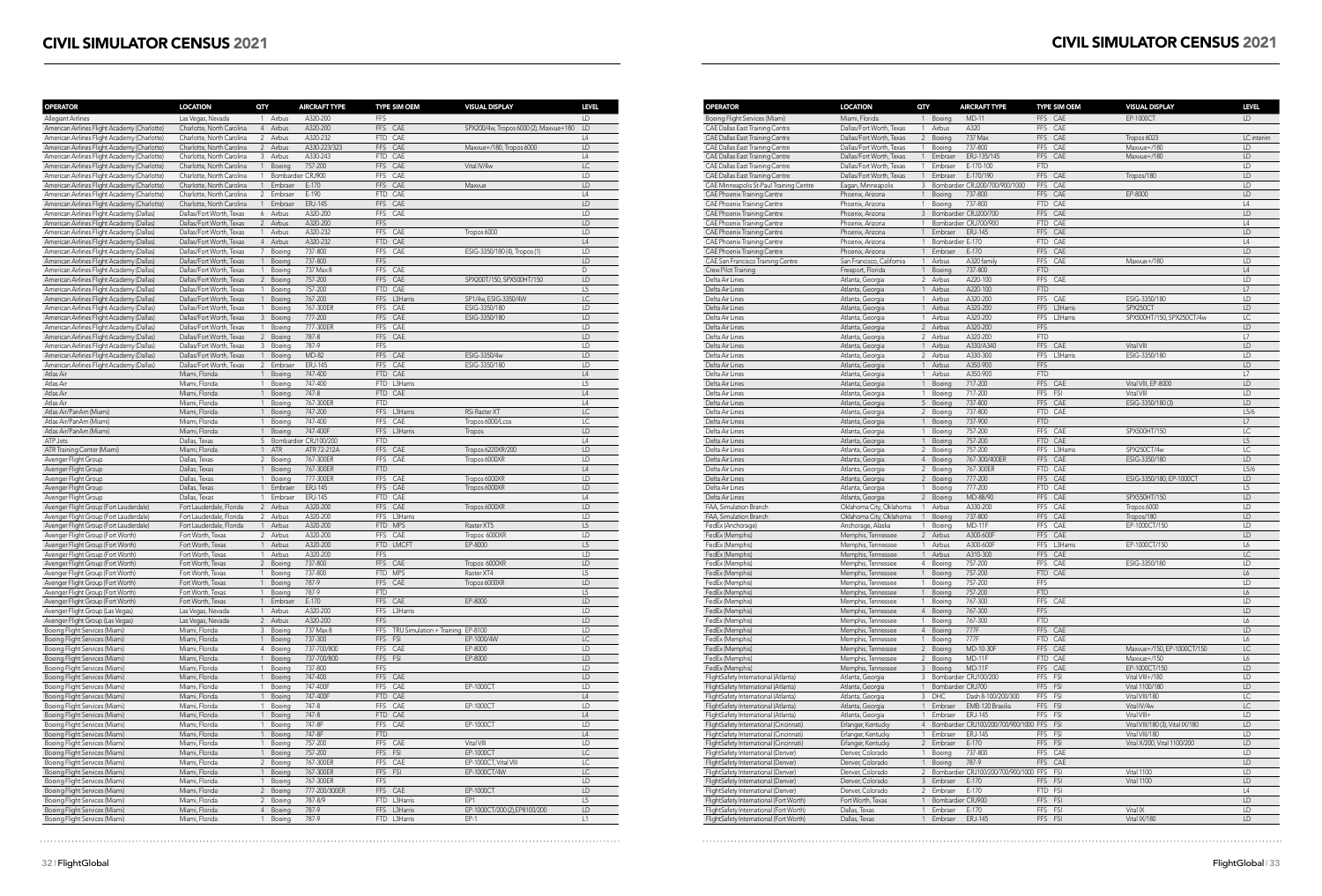# CIVIL SIMULATOR CENSUS 2021

| OPERATOR | LOCATION | QTY | AIRCRAFT TYPE | | TYPE | SIM OEM | VISUAL DISPLAY | LEVEL |
|---|---|---|---|---|---|---|---|---|
| Allegiant Airlines | Las Vegas, Nevada | 1 | Airbus | A320-200 | FFS | | | LD |
| American Airlines Flight Academy (Charlotte) | Charlotte, North Carolina | 4 | Airbus | A320-200 | FFS | CAE | SPX200/4w, Tropos 6000 (2), Maxvue+180 | LD |
| American Airlines Flight Academy (Charlotte) | Charlotte, North Carolina | 2 | Airbus | A320-232 | FTD | CAE | | L4 |
| American Airlines Flight Academy (Charlotte) | Charlotte, North Carolina | 2 | Airbus | A330-223/323 | FFS | CAE | Maxvue+/180, Tropos 6000 | LD |
| American Airlines Flight Academy (Charlotte) | Charlotte, North Carolina | 3 | Airbus | A330-243 | FTD | CAE | | L4 |
| American Airlines Flight Academy (Charlotte) | Charlotte, North Carolina | 1 | Boeing | 757-200 | FFS | CAE | Vital IV/4w | LC |
| American Airlines Flight Academy (Charlotte) | Charlotte, North Carolina | 1 | Bombardier | CRJ900 | FFS | CAE | | LD |
| American Airlines Flight Academy (Charlotte) | Charlotte, North Carolina | 1 | Embraer | E-170 | FFS | CAE | Maxvue | LD |
| American Airlines Flight Academy (Charlotte) | Charlotte, North Carolina | 2 | Embraer | E-190 | FTD | CAE | | L4 |
| American Airlines Flight Academy (Charlotte) | Charlotte, North Carolina | 1 | Embraer | ERJ-145 | FFS | CAE | | LD |
| American Airlines Flight Academy (Dallas) | Dallas/Fort Worth, Texas | 6 | Airbus | A320-200 | FFS | CAE | | LD |
| American Airlines Flight Academy (Dallas) | Dallas/Fort Worth, Texas | 2 | Airbus | A320-200 | FFS | | | LD |
| American Airlines Flight Academy (Dallas) | Dallas/Fort Worth, Texas | 1 | Airbus | A320-232 | FFS | CAE | Tropos 6000 | LD |
| American Airlines Flight Academy (Dallas) | Dallas/Fort Worth, Texas | 4 | Airbus | A320-232 | FTD | CAE | | L4 |
| American Airlines Flight Academy (Dallas) | Dallas/Fort Worth, Texas | 7 | Boeing | 737-800 | FFS | CAE | ESIG-3350/180 (4), Tropos (1) | LD |
| American Airlines Flight Academy (Dallas) | Dallas/Fort Worth, Texas | 1 | Boeing | 737-800 | FFS | | | LD |
| American Airlines Flight Academy (Dallas) | Dallas/Fort Worth, Texas | 1 | Boeing | 737 Max 8 | FFS | CAE | | D |
| American Airlines Flight Academy (Dallas) | Dallas/Fort Worth, Texas | 2 | Boeing | 757-200 | FFS | CAE | SPX200T/150, SPX500HT/150 | LD |
| American Airlines Flight Academy (Dallas) | Dallas/Fort Worth, Texas | 1 | Boeing | 757-200 | FTD | CAE | | L5 |
| American Airlines Flight Academy (Dallas) | Dallas/Fort Worth, Texas | 1 | Boeing | 767-200 | FFS | L3Harris | SP1/4w, ESIG-3350/4W | LC |
| American Airlines Flight Academy (Dallas) | Dallas/Fort Worth, Texas | 1 | Boeing | 767-300ER | FFS | CAE | ESIG-3350/180 | LD |
| American Airlines Flight Academy (Dallas) | Dallas/Fort Worth, Texas | 3 | Boeing | 777-200 | FFS | CAE | ESIG-3350/180 | LD |
| American Airlines Flight Academy (Dallas) | Dallas/Fort Worth, Texas | 1 | Boeing | 777-300ER | FFS | CAE | | LD |
| American Airlines Flight Academy (Dallas) | Dallas/Fort Worth, Texas | 2 | Boeing | 787-8 | FFS | CAE | | LD |
| American Airlines Flight Academy (Dallas) | Dallas/Fort Worth, Texas | 3 | Boeing | 787-9 | FFS | | | LD |
| American Airlines Flight Academy (Dallas) | Dallas/Fort Worth, Texas | 1 | Boeing | MD-82 | FFS | CAE | ESIG-3350/4w | LD |
| American Airlines Flight Academy (Dallas) | Dallas/Fort Worth, Texas | 2 | Embraer | ERJ-145 | FFS | CAE | ESIG-3350/180 | LD |
| Atlas Air | Miami, Florida | 1 | Boeing | 747-400 | FTD | CAE | | L4 |
| Atlas Air | Miami, Florida | 1 | Boeing | 747-400 | FTD | L3Harris | | L5 |
| Atlas Air | Miami, Florida | 1 | Boeing | 747-8 | FTD | CAE | | L4 |
| Atlas Air | Miami, Florida | 1 | Boeing | 767-300ER | FTD | | | L4 |
| Atlas Air/PanAm (Miami) | Miami, Florida | 1 | Boeing | 747-200 | FFS | L3Harris | RSi Raster XT | LC |
| Atlas Air/PanAm (Miami) | Miami, Florida | 1 | Boeing | 747-400 | FFS | CAE | Tropos 6000/Lcos | LC |
| Atlas Air/PanAm (Miami) | Miami, Florida | 1 | Boeing | 747-400F | FFS | L3Harris | Tropos | LD |
| ATP Jets | Dallas, Texas | 5 | Bombardier | CRJ100/200 | FTD | | | L4 |
| ATR Training Center (Miami) | Miami, Florida | 1 | ATR | ATR 72-212A | FFS | CAE | Tropos 6200XR/200 | LD |
| Avenger Flight Group | Dallas, Texas | 2 | Boeing | 767-300ER | FFS | CAE | Tropos 6000XR | LD |
| Avenger Flight Group | Dallas, Texas | 1 | Boeing | 767-300ER | FTD | | | L4 |
| Avenger Flight Group | Dallas, Texas | 1 | Boeing | 777-300ER | FFS | CAE | Tropos 6000XR | LD |
| Avenger Flight Group | Dallas, Texas | 1 | Embraer | ERJ-145 | FFS | CAE | Tropos 6000XR | LD |
| Avenger Flight Group | Dallas, Texas | 1 | Embraer | ERJ-145 | FTD | CAE | | L4 |
| Avenger Flight Group (Fort Lauderdale) | Fort Lauderdale, Florida | 2 | Airbus | A320-200 | FFS | CAE | Tropos 6000XR | LD |
| Avenger Flight Group (Fort Lauderdale) | Fort Lauderdale, Florida | 2 | Airbus | A320-200 | FFS | L3Harris | | LD |
| Avenger Flight Group (Fort Lauderdale) | Fort Lauderdale, Florida | 1 | Airbus | A320-200 | FTD | MPS | Raster XT5 | L5 |
| Avenger Flight Group (Fort Worth) | Fort Worth, Texas | 2 | Airbus | A320-200 | FFS | CAE | Tropos 6000XR | LD |
| Avenger Flight Group (Fort Worth) | Fort Worth, Texas | 1 | Airbus | A320-200 | FTD | LMCFT | EP-8000 | L5 |
| Avenger Flight Group (Fort Worth) | Fort Worth, Texas | 1 | Airbus | A320-200 | FFS | | | LD |
| Avenger Flight Group (Fort Worth) | Fort Worth, Texas | 2 | Boeing | 737-800 | FFS | CAE | Tropos 6000XR | LD |
| Avenger Flight Group (Fort Worth) | Fort Worth, Texas | 1 | Boeing | 737-800 | FTD | MPS | Raster XT4 | L5 |
| Avenger Flight Group (Fort Worth) | Fort Worth, Texas | 1 | Boeing | 787-9 | FFS | CAE | Tropos 6000XR | LD |
| Avenger Flight Group (Fort Worth) | Fort Worth, Texas | 1 | Boeing | 787-9 | FTD | | | L5 |
| Avenger Flight Group (Fort Worth) | Fort Worth, Texas | 1 | Embraer | E-170 | FFS | CAE | EP-8000 | LD |
| Avenger Flight Group (Las Vegas) | Las Vegas, Nevada | 1 | Airbus | A320-200 | FFS | L3Harris | | LD |
| Avenger Flight Group (Las Vegas) | Las Vegas, Nevada | 2 | Airbus | A320-200 | FFS | | | LD |
| Boeing Flight Services (Miami) | Miami, Florida | 3 | Boeing | 737 Max 8 | FFS | TRU Simulation + Training | EP-8100 | LD |
| Boeing Flight Services (Miami) | Miami, Florida | 1 | Boeing | 737-300 | FFS | FSI | EP-1000/4W | LC |
| Boeing Flight Services (Miami) | Miami, Florida | 4 | Boeing | 737-700/800 | FFS | CAE | EP-8000 | LD |
| Boeing Flight Services (Miami) | Miami, Florida | 1 | Boeing | 737-700/800 | FFS | FSI | EP-8000 | LD |
| Boeing Flight Services (Miami) | Miami, Florida | 1 | Boeing | 737-800 | FFS | | | LD |
| Boeing Flight Services (Miami) | Miami, Florida | 1 | Boeing | 747-400 | FFS | CAE | | LD |
| Boeing Flight Services (Miami) | Miami, Florida | 1 | Boeing | 747-400F | FFS | CAE | EP-1000CT | LD |
| Boeing Flight Services (Miami) | Miami, Florida | 1 | Boeing | 747-400F | FTD | CAE | | L4 |
| Boeing Flight Services (Miami) | Miami, Florida | 1 | Boeing | 747-8 | FFS | CAE | EP-1000CT | LD |
| Boeing Flight Services (Miami) | Miami, Florida | 1 | Boeing | 747-8 | FTD | CAE | | L4 |
| Boeing Flight Services (Miami) | Miami, Florida | 1 | Boeing | 747-8F | FFS | CAE | EP-1000CT | LD |
| Boeing Flight Services (Miami) | Miami, Florida | 1 | Boeing | 747-8F | FTD | | | L4 |
| Boeing Flight Services (Miami) | Miami, Florida | 1 | Boeing | 757-200 | FFS | CAE | Vital VIII | LD |
| Boeing Flight Services (Miami) | Miami, Florida | 1 | Boeing | 757-200 | FFS | FSI | EP-1000CT | LC |
| Boeing Flight Services (Miami) | Miami, Florida | 2 | Boeing | 767-300ER | FFS | CAE | EP-1000CT, Vital VIII | LC |
| Boeing Flight Services (Miami) | Miami, Florida | 1 | Boeing | 767-300ER | FFS | FSI | EP-1000CT/4W | LC |
| Boeing Flight Services (Miami) | Miami, Florida | 1 | Boeing | 767-300ER | FFS | | | LD |
| Boeing Flight Services (Miami) | Miami, Florida | 2 | Boeing | 777-200/300ER | FFS | CAE | EP-1000CT | LD |
| Boeing Flight Services (Miami) | Miami, Florida | 2 | Boeing | 787-8/9 | FTD | L3Harris | EP1 | L5 |
| Boeing Flight Services (Miami) | Miami, Florida | 4 | Boeing | 787-9 | FFS | L3Harris | EP-1000CT/200 (2), EP8100/200 | LD |
| Boeing Flight Services (Miami) | Miami, Florida | 1 | Boeing | 787-9 | FTD | L3Harris | EP-1 | L1 |
| Boeing Flight Services (Miami) | Miami, Florida | 1 | Boeing | MD-11 | FFS | CAE | EP-1000CT | LD |
| CAE Dallas East Training Centre | Dallas/Fort Worth, Texas | 1 | Airbus | A320 | FFS | CAE | | |
| CAE Dallas East Training Centre | Dallas/Fort Worth, Texas | 2 | Boeing | 737 Max | FFS | CAE | Tropos 6023 | LC interim |
| CAE Dallas East Training Centre | Dallas/Fort Worth, Texas | 1 | Boeing | 737-800 | FFS | CAE | Maxvue+/180 | LD |
| CAE Dallas East Training Centre | Dallas/Fort Worth, Texas | 1 | Embraer | ERJ-135/145 | FFS | CAE | Maxvue+/180 | LD |
| CAE Dallas East Training Centre | Dallas/Fort Worth, Texas | 1 | Embraer | E-170-100 | FTD | | | LD |
| CAE Dallas East Training Centre | Dallas/Fort Worth, Texas | 1 | Embraer | E-170/190 | FFS | CAE | Tropos/180 | LD |
| CAE Minneapolis-St Paul Training Centre | Eagan, Minneapolis | 3 | Bombardier | CRJ200/700/900/1000 | FFS | CAE | | LD |
| CAE Phoenix Training Centre | Phoenix, Arizona | 1 | Boeing | 737-800 | FFS | CAE | EP-8000 | LD |
| CAE Phoenix Training Centre | Phoenix, Arizona | 1 | Boeing | 737-800 | FTD | CAE | | L4 |
| CAE Phoenix Training Centre | Phoenix, Arizona | 3 | Bombardier | CRJ200/700 | FFS | CAE | | LD |
| CAE Phoenix Training Centre | Phoenix, Arizona | 1 | Bombardier | CRJ700/900 | FTD | CAE | | L4 |
| CAE Phoenix Training Centre | Phoenix, Arizona | 1 | Embraer | ERJ-145 | FFS | CAE | | LD |
| CAE Phoenix Training Centre | Phoenix, Arizona | 1 | Bombardier | E-170 | FTD | CAE | | L4 |
| CAE Phoenix Training Centre | Phoenix, Arizona | 1 | Embraer | E-170 | FFS | CAE | | LD |
| CAE San Francisco Training Centre | San Francisco, California | 1 | Airbus | A320 family | FFS | CAE | Maxvue+/180 | LD |
| Crew Pilot Training | Freeport, Florida | 1 | Boeing | 737-800 | FTD | | | L4 |
| Delta Air Lines | Atlanta, Georgia | 2 | Airbus | A220-100 | FFS | CAE | | LD |
| Delta Air Lines | Atlanta, Georgia | 1 | Airbus | A220-100 | FTD | | | L7 |
| Delta Air Lines | Atlanta, Georgia | 1 | Airbus | A320-200 | FFS | CAE | ESIG-3350/180 | LD |
| Delta Air Lines | Atlanta, Georgia | 1 | Airbus | A320-200 | FFS | L3Harris | SPX250CT | LD |
| Delta Air Lines | Atlanta, Georgia | 1 | Airbus | A320-200 | FFS | L3Harris | SPX500HT/150, SPX250CT/4w | LC |
| Delta Air Lines | Atlanta, Georgia | 2 | Airbus | A320-200 | FFS | | | LD |
| Delta Air Lines | Atlanta, Georgia | 2 | Airbus | A320-200 | FTD | | | L7 |
| Delta Air Lines | Atlanta, Georgia | 1 | Airbus | A330/A340 | FFS | CAE | Vital VIII | LD |
| Delta Air Lines | Atlanta, Georgia | 2 | Airbus | A330-300 | FFS | L3Harris | ESIG-3350/180 | LD |
| Delta Air Lines | Atlanta, Georgia | 1 | Airbus | A350-900 | FFS | | | LD |
| Delta Air Lines | Atlanta, Georgia | 1 | Airbus | A350-900 | FTD | | | L7 |
| Delta Air Lines | Atlanta, Georgia | 1 | Boeing | 717-200 | FFS | CAE | Vital VIII, EP-8000 | LD |
| Delta Air Lines | Atlanta, Georgia | 1 | Boeing | 717-200 | FFS | FSI | Vital VIII | LD |
| Delta Air Lines | Atlanta, Georgia | 5 | Boeing | 737-800 | FFS | CAE | ESIG-3350/180 (3) | LD |
| Delta Air Lines | Atlanta, Georgia | 2 | Boeing | 737-800 | FTD | CAE | | L5/6 |
| Delta Air Lines | Atlanta, Georgia | 1 | Boeing | 737-900 | FTD | | | L7 |
| Delta Air Lines | Atlanta, Georgia | 1 | Boeing | 757-200 | FFS | CAE | SPX500HT/150 | LC |
| Delta Air Lines | Atlanta, Georgia | 1 | Boeing | 757-200 | FTD | CAE | | L5 |
| Delta Air Lines | Atlanta, Georgia | 2 | Boeing | 757-200 | FFS | L3Harris | SPX250CT/4w | LC |
| Delta Air Lines | Atlanta, Georgia | 4 | Boeing | 767-300/400ER | FFS | CAE | ESIG-3350/180 | LD |
| Delta Air Lines | Atlanta, Georgia | 2 | Boeing | 767-300ER | FTD | CAE | | L5/6 |
| Delta Air Lines | Atlanta, Georgia | 2 | Boeing | 777-200 | FFS | CAE | ESIG-3350/180, EP-1000CT | LD |
| Delta Air Lines | Atlanta, Georgia | 1 | Boeing | 777-200 | FTD | CAE | | L5 |
| Delta Air Lines | Atlanta, Georgia | 2 | Boeing | MD-88/90 | FFS | CAE | SPX550HT/150 | LD |
| FAA, Simulation Branch | Oklahoma City, Oklahoma | 1 | Airbus | A330-200 | FFS | CAE | Tropos 6000 | LD |
| FAA, Simulation Branch | Oklahoma City, Oklahoma | 1 | Boeing | 737-800 | FFS | CAE | Tropos/180 | LD |
| FedEx (Anchorage) | Anchorage, Alaska | 1 | Boeing | MD-11F | FFS | CAE | EP-1000CT/150 | LD |
| FedEx (Memphis) | Memphis, Tennessee | 2 | Airbus | A300-600F | FFS | CAE | | LD |
| FedEx (Memphis) | Memphis, Tennessee | 1 | Airbus | A300-600F | FFS | L3Harris | EP-1000CT/150 | L6 |
| FedEx (Memphis) | Memphis, Tennessee | 1 | Airbus | A310-300 | FFS | CAE | | LC |
| FedEx (Memphis) | Memphis, Tennessee | 4 | Boeing | 757-200 | FFS | CAE | ESIG-3350/180 | LD |
| FedEx (Memphis) | Memphis, Tennessee | 1 | Boeing | 757-200 | FTD | CAE | | L6 |
| FedEx (Memphis) | Memphis, Tennessee | 1 | Boeing | 757-200 | FFS | | | LD |
| FedEx (Memphis) | Memphis, Tennessee | 1 | Boeing | 757-200 | FTD | | | L6 |
| FedEx (Memphis) | Memphis, Tennessee | 1 | Boeing | 767-300 | FFS | CAE | | LD |
| FedEx (Memphis) | Memphis, Tennessee | 4 | Boeing | 767-300 | FFS | | | LD |
| FedEx (Memphis) | Memphis, Tennessee | 1 | Boeing | 767-300 | FTD | | | L6 |
| FedEx (Memphis) | Memphis, Tennessee | 4 | Boeing | 777F | FFS | CAE | | LD |
| FedEx (Memphis) | Memphis, Tennessee | 1 | Boeing | 777F | FTD | CAE | | L6 |
| FedEx (Memphis) | Memphis, Tennessee | 2 | Boeing | MD-10-30F | FFS | CAE | Maxvue+/150, EP-1000CT/150 | LC |
| FedEx (Memphis) | Memphis, Tennessee | 2 | Boeing | MD-11F | FTD | CAE | Maxvue+/150 | L6 |
| FedEx (Memphis) | Memphis, Tennessee | 3 | Boeing | MD-11F | FFS | CAE | EP-1000CT/150 | LD |
| FlightSafety International (Atlanta) | Atlanta, Georgia | 3 | Bombardier | CRJ100/200 | FFS | FSI | Vital VIII+/180 | LD |
| FlightSafety International (Atlanta) | Atlanta, Georgia | 1 | Bombardier | CRJ700 | FFS | FSI | Vital 1100/180 | LD |
| FlightSafety International (Atlanta) | Atlanta, Georgia | 3 | DHC | Dash 8-100/200/300 | FFS | FSI | Vital VIII/180 | LC |
| FlightSafety International (Atlanta) | Atlanta, Georgia | 1 | Embraer | EMB-120 Brasilia | FFS | FSI | Vital IV/4w | LC |
| FlightSafety International (Atlanta) | Atlanta, Georgia | 1 | Embraer | ERJ-145 | FFS | FSI | Vital VIII+ | LD |
| FlightSafety International (Cincinnati) | Erlanger, Kentucky | 4 | Bombardier | CRJ100/200/700/900/1000 | FFS | FSI | Vital VIII/180 (3), Vital IX/180 | LD |
| FlightSafety International (Cincinnati) | Erlanger, Kentucky | 1 | Embraer | ERJ-145 | FFS | FSI | Vital VIII/180 | LD |
| FlightSafety International (Cincinnati) | Erlanger, Kentucky | 2 | Embraer | E-170 | FFS | FSI | Vital X/200, Vital 1100/200 | LD |
| FlightSafety International (Denver) | Denver, Colorado | 1 | Boeing | 737-800 | FFS | CAE | | LD |
| FlightSafety International (Denver) | Denver, Colorado | 1 | Boeing | 787-9 | FFS | CAE | | LD |
| FlightSafety International (Denver) | Denver, Colorado | 2 | Bombardier | CRJ100/200/700/900/1000 | FFS | FSI | Vital 1100 | LD |
| FlightSafety International (Denver) | Denver, Colorado | 3 | Embraer | E-170 | FFS | FSI | Vital 1100 | LD |
| FlightSafety International (Denver) | Denver, Colorado | 2 | Embraer | E-170 | FTD | FSI | | L4 |
| FlightSafety International (Fort Worth) | Fort Worth, Texas | 1 | Bombardier | CRJ900 | FFS | FSI | | LD |
| FlightSafety International (Fort Worth) | Dallas, Texas | 1 | Embraer | E-170 | FFS | FSI | Vital IX | LD |
| FlightSafety International (Fort Worth) | Dallas, Texas | 1 | Embraer | ERJ-145 | FFS | FSI | Vital IX/180 | LD |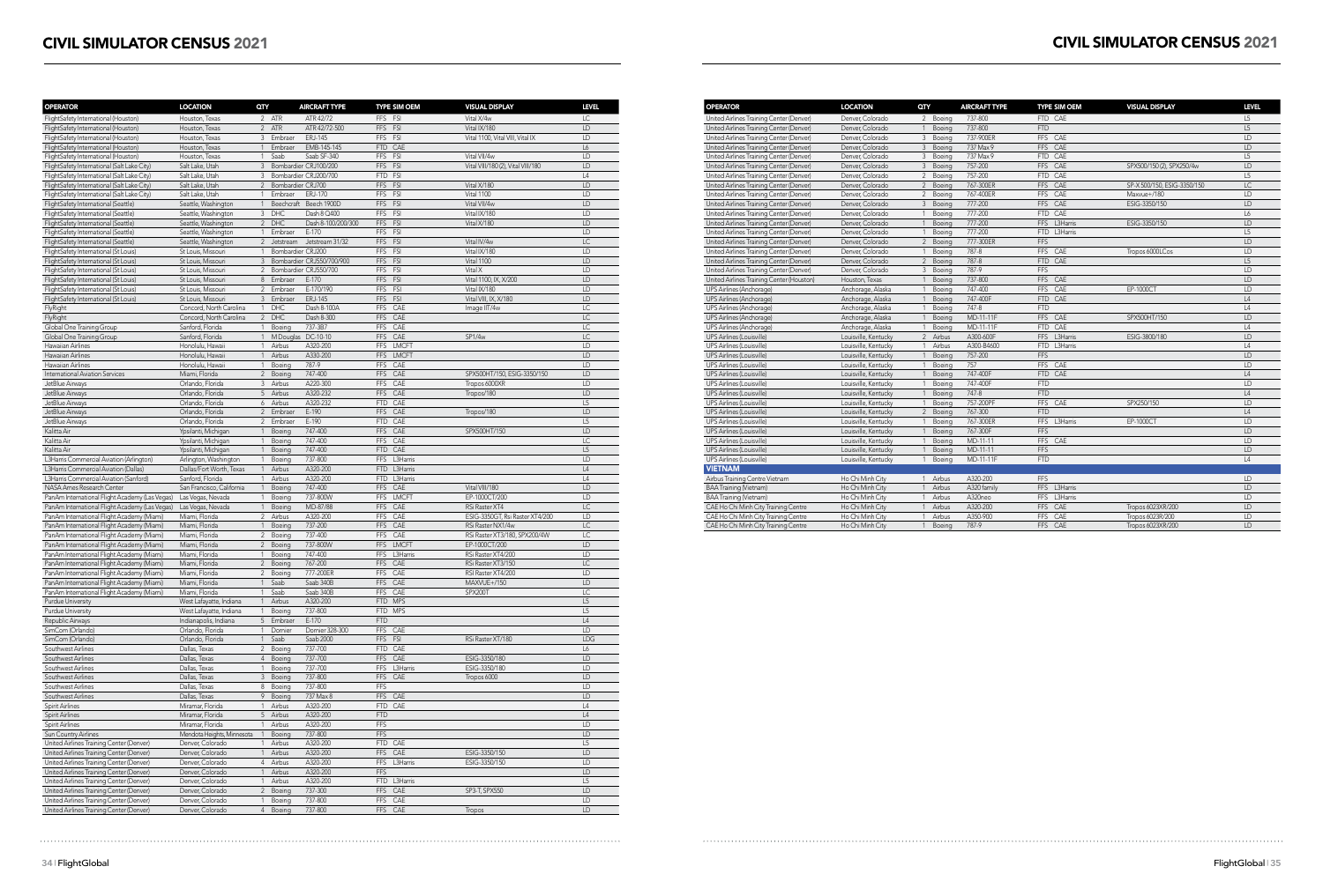# CIVIL SIMULATOR CENSUS 2021

| OPERATOR | LOCATION | QTY | | AIRCRAFT TYPE | TYPE | SIM OEM | VISUAL DISPLAY | LEVEL |
|---|---|---|---|---|---|---|---|---|
| FlightSafety International (Houston) | Houston, Texas | 2 | ATR | ATR 42/72 | FFS | FSI | Vital X/4w | LC |
| FlightSafety International (Houston) | Houston, Texas | 2 | ATR | ATR 42/72-500 | FFS | FSI | Vital IX/180 | LD |
| FlightSafety International (Houston) | Houston, Texas | 3 | Embraer | ERJ-145 | FFS | FSI | Vital 1100, Vital VIII, Vital IX | LD |
| FlightSafety International (Houston) | Houston, Texas | 1 | Embraer | EMB-145-145 | FTD | CAE | | L6 |
| FlightSafety International (Houston) | Houston, Texas | 1 | Saab | Saab SF-340 | FFS | FSI | Vital VII/4w | LD |
| FlightSafety International (Salt Lake City) | Salt Lake, Utah | 3 | Bombardier | CRJ100/200 | FFS | FSI | Vital VIII/180 (2), Vital VIII/180 | LD |
| FlightSafety International (Salt Lake City) | Salt Lake, Utah | 3 | Bombardier | CRJ200/700 | FTD | FSI | | L4 |
| FlightSafety International (Salt Lake City) | Salt Lake, Utah | 2 | Bombardier | CRJ700 | FFS | FSI | Vital X/180 | LD |
| FlightSafety International (Salt Lake City) | Salt Lake, Utah | 1 | Embraer | ERJ-170 | FFS | FSI | Vital 1100 | LD |
| FlightSafety International (Seattle) | Seattle, Washington | 1 | Beechcraft | Beech 1900D | FFS | FSI | Vital VII/4w | LD |
| FlightSafety International (Seattle) | Seattle, Washington | 3 | DHC | Dash 8 Q400 | FFS | FSI | Vital IX/180 | LD |
| FlightSafety International (Seattle) | Seattle, Washington | 2 | DHC | Dash 8-100/200/300 | FFS | FSI | Vital X/180 | LD |
| FlightSafety International (Seattle) | Seattle, Washington | 1 | Embraer | E-170 | FFS | FSI | | LD |
| FlightSafety International (Seattle) | Seattle, Washington | 2 | Jetstream | Jetstream 31/32 | FFS | FSI | Vital IV/4w | LC |
| FlightSafety International (St Louis) | St Louis, Missouri | 1 | Bombardier | CRJ200 | FFS | FSI | Vital IX/180 | LD |
| FlightSafety International (St Louis) | St Louis, Missouri | 3 | Bombardier | CRJ550/700/900 | FFS | FSI | Vital 1100 | LD |
| FlightSafety International (St Louis) | St Louis, Missouri | 2 | Bombardier | CRJ550/700 | FFS | FSI | Vital X | LD |
| FlightSafety International (St Louis) | St Louis, Missouri | 8 | Embraer | E-170 | FFS | FSI | Vital 1100, IX, X/200 | LD |
| FlightSafety International (St Louis) | St Louis, Missouri | 2 | Embraer | E-170/190 | FFS | FSI | Vital IX/180 | LD |
| FlightSafety International (St Louis) | St Louis, Missouri | 3 | Embraer | ERJ-145 | FFS | FSI | Vital VIII, IX, X/180 | LD |
| FlyRight | Concord, North Carolina | 1 | DHC | Dash 8-100A | FFS | CAE | Image III/4w | LC |
| FlyRight | Concord, North Carolina | 2 | DHC | Dash 8-300 | FFS | CAE | | LC |
| Global One Training Group | Sanford, Florida | 1 | Boeing | 737-3B7 | FFS | CAE | | LC |
| Global One Training Group | Sanford, Florida | 1 | M Douglas | DC-10-10 | FFS | CAE | SP1/4w | LC |
| Hawaiian Airlines | Honolulu, Hawaii | 1 | Airbus | A320-200 | FFS | LMCFT | | LD |
| Hawaiian Airlines | Honolulu, Hawaii | 1 | Airbus | A330-200 | FFS | LMCFT | | LD |
| Hawaiian Airlines | Honolulu, Hawaii | 1 | Boeing | 787-9 | FFS | CAE | | LD |
| International Aviation Services | Miami, Florida | 2 | Boeing | 747-400 | FFS | CAE | SPX500HT/150, ESIG-3350/150 | LD |
| JetBlue Airways | Orlando, Florida | 3 | Airbus | A220-300 | FFS | CAE | Tropos 6000XR | LD |
| JetBlue Airways | Orlando, Florida | 5 | Airbus | A320-232 | FFS | CAE | Tropos/180 | LD |
| JetBlue Airways | Orlando, Florida | 6 | Airbus | A320-232 | FTD | CAE | | L5 |
| JetBlue Airways | Orlando, Florida | 2 | Embraer | E-190 | FFS | CAE | Tropos/180 | LD |
| JetBlue Airways | Orlando, Florida | 2 | Embraer | E-190 | FTD | CAE | | L5 |
| Kalitta Air | Ypsilanti, Michigan | 1 | Boeing | 747-400 | FFS | CAE | SPX500HT/150 | LD |
| Kalitta Air | Ypsilanti, Michigan | 1 | Boeing | 747-400 | FFS | CAE | | LC |
| Kalitta Air | Ypsilanti, Michigan | 1 | Boeing | 747-400 | FTD | CAE | | L5 |
| L3Harris Commercial Aviation (Arlington) | Arlington, Washington | 1 | Boeing | 737-800 | FFS | L3Harris | | LD |
| L3Harris Commercial Aviation (Dallas) | Dallas/Fort Worth, Texas | 1 | Airbus | A320-200 | FTD | L3Harris | | L4 |
| L3Harris Commercial Aviation (Sanford) | Sanford, Florida | 1 | Airbus | A320-200 | FTD | L3Harris | | L4 |
| NASA Ames Research Center | San Francisco, California | 1 | Boeing | 747-400 | FFS | CAE | Vital VIII/180 | LD |
| PanAm International Flight Academy (Las Vegas) | Las Vegas, Nevada | 1 | Boeing | 737-800W | FFS | LMCFT | EP-1000CT/200 | LD |
| PanAm International Flight Academy (Las Vegas) | Las Vegas, Nevada | 1 | Boeing | MD-87/88 | FFS | CAE | RSi Raster XT4 | LC |
| PanAm International Flight Academy (Miami) | Miami, Florida | 2 | Airbus | A320-200 | FFS | CAE | ESIG-3350GT, Rsi Raster XT4/200 | LD |
| PanAm International Flight Academy (Miami) | Miami, Florida | 1 | Boeing | 737-200 | FFS | CAE | RSi Raster NX1/4w | LC |
| PanAm International Flight Academy (Miami) | Miami, Florida | 2 | Boeing | 737-400 | FFS | CAE | RSi Raster XT3/180, SPX200/4W | LC |
| PanAm International Flight Academy (Miami) | Miami, Florida | 2 | Boeing | 737-800W | FFS | LMCFT | EP-1000CT/200 | LD |
| PanAm International Flight Academy (Miami) | Miami, Florida | 1 | Boeing | 747-400 | FFS | L3Harris | RSi Raster XT4/200 | LD |
| PanAm International Flight Academy (Miami) | Miami, Florida | 2 | Boeing | 767-200 | FFS | CAE | RSi Raster XT3/150 | LC |
| PanAm International Flight Academy (Miami) | Miami, Florida | 2 | Boeing | 777-200ER | FFS | CAE | RSi Raster XT4/200 | LD |
| PanAm International Flight Academy (Miami) | Miami, Florida | 1 | Saab | Saab 340B | FFS | CAE | MAXVUE+/150 | LD |
| PanAm International Flight Academy (Miami) | Miami, Florida | 1 | Saab | Saab 340B | FFS | CAE | SPX200T | LC |
| Purdue University | West Lafayette, Indiana | 1 | Airbus | A320-200 | FTD | MPS | | L5 |
| Purdue University | West Lafayette, Indiana | 1 | Boeing | 737-800 | FTD | MPS | | L5 |
| Republic Airways | Indianapolis, Indiana | 5 | Embraer | E-170 | FTD | | | L4 |
| SimCom (Orlando) | Orlando, Florida | 1 | Dornier | Dornier 328-300 | FFS | CAE | | LD |
| SimCom (Orlando) | Orlando, Florida | 1 | Saab | Saab 2000 | FFS | FSI | RSi Raster XT/180 | LDG |
| Southwest Airlines | Dallas, Texas | 2 | Boeing | 737-700 | FTD | CAE | | L6 |
| Southwest Airlines | Dallas, Texas | 4 | Boeing | 737-700 | FFS | CAE | ESIG-3350/180 | LD |
| Southwest Airlines | Dallas, Texas | 1 | Boeing | 737-700 | FFS | L3Harris | ESIG-3350/180 | LD |
| Southwest Airlines | Dallas, Texas | 3 | Boeing | 737-800 | FFS | CAE | Tropos 6000 | LD |
| Southwest Airlines | Dallas, Texas | 8 | Boeing | 737-800 | FFS | | | LD |
| Southwest Airlines | Dallas, Texas | 9 | Boeing | 737 Max 8 | FFS | CAE | | LD |
| Spirit Airlines | Miramar, Florida | 1 | Airbus | A320-200 | FTD | CAE | | L4 |
| Spirit Airlines | Miramar, Florida | 5 | Airbus | A320-200 | FTD | | | L4 |
| Spirit Airlines | Miramar, Florida | 1 | Airbus | A320-200 | FFS | | | LD |
| Sun Country Airlines | Mendota Heights, Minnesota | 1 | Boeing | 737-800 | FFS | | | LD |
| United Airlines Training Center (Denver) | Denver, Colorado | 1 | Airbus | A320-200 | FTD | CAE | | L5 |
| United Airlines Training Center (Denver) | Denver, Colorado | 1 | Airbus | A320-200 | FFS | CAE | ESIG-3350/150 | LD |
| United Airlines Training Center (Denver) | Denver, Colorado | 4 | Airbus | A320-200 | FFS | L3Harris | ESIG-3350/150 | LD |
| United Airlines Training Center (Denver) | Denver, Colorado | 1 | Airbus | A320-200 | FFS | | | LD |
| United Airlines Training Center (Denver) | Denver, Colorado | 1 | Airbus | A320-200 | FTD | L3Harris | | L5 |
| United Airlines Training Center (Denver) | Denver, Colorado | 2 | Boeing | 737-300 | FFS | CAE | SP3-T, SPX550 | LD |
| United Airlines Training Center (Denver) | Denver, Colorado | 1 | Boeing | 737-800 | FFS | CAE | | LD |
| United Airlines Training Center (Denver) | Denver, Colorado | 4 | Boeing | 737-800 | FFS | CAE | Tropos | LD |
| United Airlines Training Center (Denver) | Denver, Colorado | 2 | Boeing | 737-800 | FTD | CAE | | L5 |
| United Airlines Training Center (Denver) | Denver, Colorado | 1 | Boeing | 737-800 | FTD | | | L5 |
| United Airlines Training Center (Denver) | Denver, Colorado | 3 | Boeing | 737-900ER | FFS | CAE | | LD |
| United Airlines Training Center (Denver) | Denver, Colorado | 3 | Boeing | 737 Max 9 | FFS | CAE | | LD |
| United Airlines Training Center (Denver) | Denver, Colorado | 3 | Boeing | 737 Max 9 | FTD | CAE | | L5 |
| United Airlines Training Center (Denver) | Denver, Colorado | 3 | Boeing | 757-200 | FFS | CAE | SPX500/150 (2), SPX250/4w | LD |
| United Airlines Training Center (Denver) | Denver, Colorado | 2 | Boeing | 757-200 | FTD | CAE | | L5 |
| United Airlines Training Center (Denver) | Denver, Colorado | 2 | Boeing | 767-300ER | FFS | CAE | SP-X 500/150, ESIG-3350/150 | LC |
| United Airlines Training Center (Denver) | Denver, Colorado | 2 | Boeing | 767-400ER | FFS | CAE | Maxvue+/180 | LD |
| United Airlines Training Center (Denver) | Denver, Colorado | 3 | Boeing | 777-200 | FFS | CAE | ESIG-3350/150 | LD |
| United Airlines Training Center (Denver) | Denver, Colorado | 1 | Boeing | 777-200 | FTD | CAE | | L6 |
| United Airlines Training Center (Denver) | Denver, Colorado | 1 | Boeing | 777-200 | FFS | L3Harris | ESIG-3350/150 | LD |
| United Airlines Training Center (Denver) | Denver, Colorado | 1 | Boeing | 777-200 | FTD | L3Harris | | L5 |
| United Airlines Training Center (Denver) | Denver, Colorado | 2 | Boeing | 777-300ER | FFS | | | LD |
| United Airlines Training Center (Denver) | Denver, Colorado | 1 | Boeing | 787-8 | FFS | CAE | Tropos 6000LCos | LD |
| United Airlines Training Center (Denver) | Denver, Colorado | 2 | Boeing | 787-8 | FTD | CAE | | L5 |
| United Airlines Training Center (Denver) | Denver, Colorado | 3 | Boeing | 787-9 | FFS | | | LD |
| United Airlines Training Center (Houston) | Houston, Texas | 1 | Boeing | 737-800 | FFS | CAE | | LD |
| UPS Airlines (Anchorage) | Anchorage, Alaska | 1 | Boeing | 747-400 | FFS | CAE | EP-1000CT | LD |
| UPS Airlines (Anchorage) | Anchorage, Alaska | 1 | Boeing | 747-400F | FTD | CAE | | L4 |
| UPS Airlines (Anchorage) | Anchorage, Alaska | 1 | Boeing | 747-8 | FTD | | | L4 |
| UPS Airlines (Anchorage) | Anchorage, Alaska | 1 | Boeing | MD-11-11F | FFS | CAE | SPX500HT/150 | LD |
| UPS Airlines (Anchorage) | Anchorage, Alaska | 1 | Boeing | MD-11-11F | FTD | CAE | | L4 |
| UPS Airlines (Louisville) | Louisville, Kentucky | 2 | Airbus | A300-600F | FFS | L3Harris | ESIG-3800/180 | LD |
| UPS Airlines (Louisville) | Louisville, Kentucky | 1 | Airbus | A300-B4600 | FTD | L3Harris | | L4 |
| UPS Airlines (Louisville) | Louisville, Kentucky | 1 | Boeing | 757-200 | FFS | | | LD |
| UPS Airlines (Louisville) | Louisville, Kentucky | 1 | Boeing | 757 | FFS | CAE | | LD |
| UPS Airlines (Louisville) | Louisville, Kentucky | 1 | Boeing | 747-400F | FTD | CAE | | L4 |
| UPS Airlines (Louisville) | Louisville, Kentucky | 1 | Boeing | 747-400F | FTD | | | LD |
| UPS Airlines (Louisville) | Louisville, Kentucky | 1 | Boeing | 747-8 | FTD | | | L4 |
| UPS Airlines (Louisville) | Louisville, Kentucky | 1 | Boeing | 757-200PF | FFS | CAE | SPX250/150 | LD |
| UPS Airlines (Louisville) | Louisville, Kentucky | 2 | Boeing | 767-300 | FTD | | | L4 |
| UPS Airlines (Louisville) | Louisville, Kentucky | 1 | Boeing | 767-300ER | FFS | L3Harris | EP-1000CT | LD |
| UPS Airlines (Louisville) | Louisville, Kentucky | 1 | Boeing | 767-300F | FFS | | | LD |
| UPS Airlines (Louisville) | Louisville, Kentucky | 1 | Boeing | MD-11-11 | FFS | CAE | | LD |
| UPS Airlines (Louisville) | Louisville, Kentucky | 1 | Boeing | MD-11-11 | FFS | | | LD |
| UPS Airlines (Louisville) | Louisville, Kentucky | 1 | Boeing | MD-11-11F | FTD | | | L4 |
| **VIETNAM** | | | | | | | | |
| Airbus Training Centre Vietnam | Ho Chi Minh City | 1 | Airbus | A320-200 | FFS | | | LD |
| BAA Training (Vietnam) | Ho Chi Minh City | 1 | Airbus | A320 family | FFS | L3Harris | | LD |
| BAA Training (Vietnam) | Ho Chi Minh City | 1 | Airbus | A320neo | FFS | L3Harris | | LD |
| CAE Ho Chi Minh City Training Centre | Ho Chi Minh City | 1 | Airbus | A320-200 | FFS | CAE | Tropos 6023XR/200 | LD |
| CAE Ho Chi Minh City Training Centre | Ho Chi Minh City | 1 | Airbus | A350-900 | FFS | CAE | Tropos 6023R/200 | LD |
| CAE Ho Chi Minh City Training Centre | Ho Chi Minh City | 1 | Boeing | 787-9 | FFS | CAE | Tropos 6023XR/200 | LD |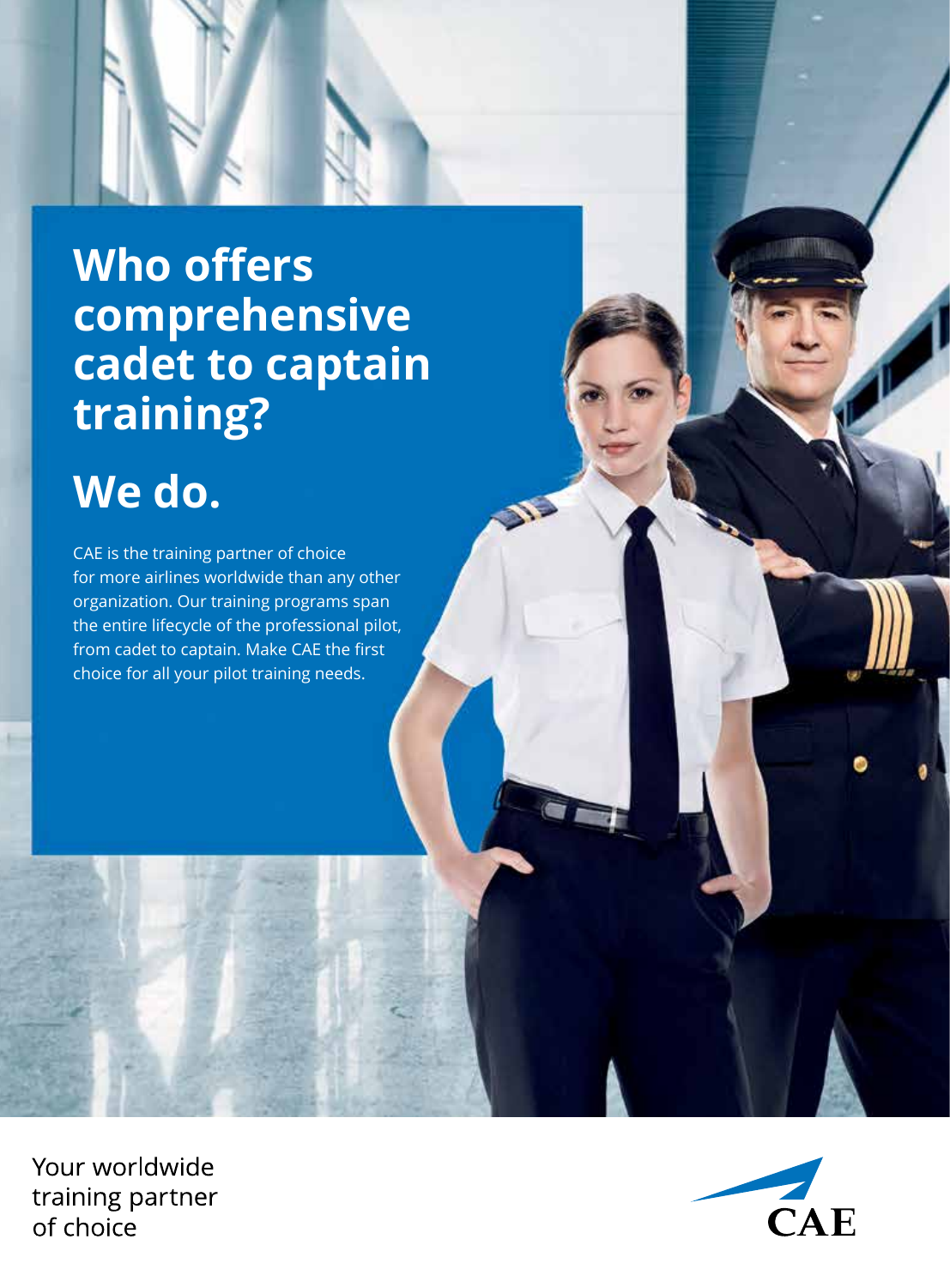# Who offers comprehensive cadet to captain training?

# We do.

CAE is the training partner of choice for more airlines worldwide than any other organization. Our training programs span the entire lifecycle of the professional pilot, from cadet to captain. Make CAE the first choice for all your pilot training needs.

Your worldwide training partner of choice

CAE